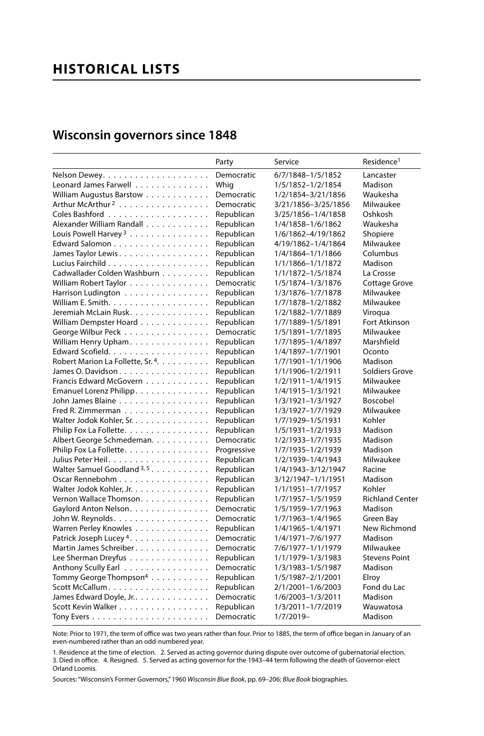# HISTORICAL LISTS

## Wisconsin governors since 1848

| | Party | Service | Residence[1] |
|---|---|---|---|
| Nelson Dewey | Democratic | 6/7/1848–1/5/1852 | Lancaster |
| Leonard James Farwell | Whig | 1/5/1852–1/2/1854 | Madison |
| William Augustus Barstow | Democratic | 1/2/1854–3/21/1856 | Waukesha |
| Arthur McArthur[2] | Democratic | 3/21/1856–3/25/1856 | Milwaukee |
| Coles Bashford | Republican | 3/25/1856–1/4/1858 | Oshkosh |
| Alexander William Randall | Republican | 1/4/1858–1/6/1862 | Waukesha |
| Louis Powell Harvey[3] | Republican | 1/6/1862–4/19/1862 | Shopiere |
| Edward Salomon | Republican | 4/19/1862–1/4/1864 | Milwaukee |
| James Taylor Lewis | Republican | 1/4/1864–1/1/1866 | Columbus |
| Lucius Fairchild | Republican | 1/1/1866–1/1/1872 | Madison |
| Cadwallader Colden Washburn | Republican | 1/1/1872–1/5/1874 | La Crosse |
| William Robert Taylor | Democratic | 1/5/1874–1/3/1876 | Cottage Grove |
| Harrison Ludington | Republican | 1/3/1876–1/7/1878 | Milwaukee |
| William E. Smith | Republican | 1/7/1878–1/2/1882 | Milwaukee |
| Jeremiah McLain Rusk | Republican | 1/2/1882–1/7/1889 | Viroqua |
| William Dempster Hoard | Republican | 1/7/1889–1/5/1891 | Fort Atkinson |
| George Wilbur Peck | Democratic | 1/5/1891–1/7/1895 | Milwaukee |
| William Henry Upham | Republican | 1/7/1895–1/4/1897 | Marshfield |
| Edward Scofield | Republican | 1/4/1897–1/7/1901 | Oconto |
| Robert Marion La Follette, Sr.[4] | Republican | 1/7/1901–1/1/1906 | Madison |
| James O. Davidson | Republican | 1/1/1906–1/2/1911 | Soldiers Grove |
| Francis Edward McGovern | Republican | 1/2/1911–1/4/1915 | Milwaukee |
| Emanuel Lorenz Philipp | Republican | 1/4/1915–1/3/1921 | Milwaukee |
| John James Blaine | Republican | 1/3/1921–1/3/1927 | Boscobel |
| Fred R. Zimmerman | Republican | 1/3/1927–1/7/1929 | Milwaukee |
| Walter Jodok Kohler, Sr. | Republican | 1/7/1929–1/5/1931 | Kohler |
| Philip Fox La Follette | Republican | 1/5/1931–1/2/1933 | Madison |
| Albert George Schmedeman | Democratic | 1/2/1933–1/7/1935 | Madison |
| Philip Fox La Follette | Progressive | 1/7/1935–1/2/1939 | Madison |
| Julius Peter Heil | Republican | 1/2/1939–1/4/1943 | Milwaukee |
| Walter Samuel Goodland[3, 5] | Republican | 1/4/1943–3/12/1947 | Racine |
| Oscar Rennebohm | Republican | 3/12/1947–1/1/1951 | Madison |
| Walter Jodok Kohler, Jr. | Republican | 1/1/1951–1/7/1957 | Kohler |
| Vernon Wallace Thomson | Republican | 1/7/1957–1/5/1959 | Richland Center |
| Gaylord Anton Nelson | Democratic | 1/5/1959–1/7/1963 | Madison |
| John W. Reynolds | Democratic | 1/7/1963–1/4/1965 | Green Bay |
| Warren Perley Knowles | Republican | 1/4/1965–1/4/1971 | New Richmond |
| Patrick Joseph Lucey[4] | Democratic | 1/4/1971–7/6/1977 | Madison |
| Martin James Schreiber | Democratic | 7/6/1977–1/1/1979 | Milwaukee |
| Lee Sherman Dreyfus | Republican | 1/1/1979–1/3/1983 | Stevens Point |
| Anthony Scully Earl | Democratic | 1/3/1983–1/5/1987 | Madison |
| Tommy George Thompson[4] | Republican | 1/5/1987–2/1/2001 | Elroy |
| Scott McCallum | Republican | 2/1/2001–1/6/2003 | Fond du Lac |
| James Edward Doyle, Jr. | Democratic | 1/6/2003–1/3/2011 | Madison |
| Scott Kevin Walker | Republican | 1/3/2011–1/7/2019 | Wauwatosa |
| Tony Evers | Democratic | 1/7/2019– | Madison |

Note: Prior to 1971, the term of office was two years rather than four. Prior to 1885, the term of office began in January of an even-numbered rather than an odd-numbered year.

1. Residence at the time of election. 2. Served as acting governor during dispute over outcome of gubernatorial election. 3. Died in office. 4. Resigned. 5. Served as acting governor for the 1943–44 term following the death of Governor-elect Orland Loomis.

Sources: "Wisconsin's Former Governors," 1960 *Wisconsin Blue Book*, pp. 69–206; *Blue Book* biographies.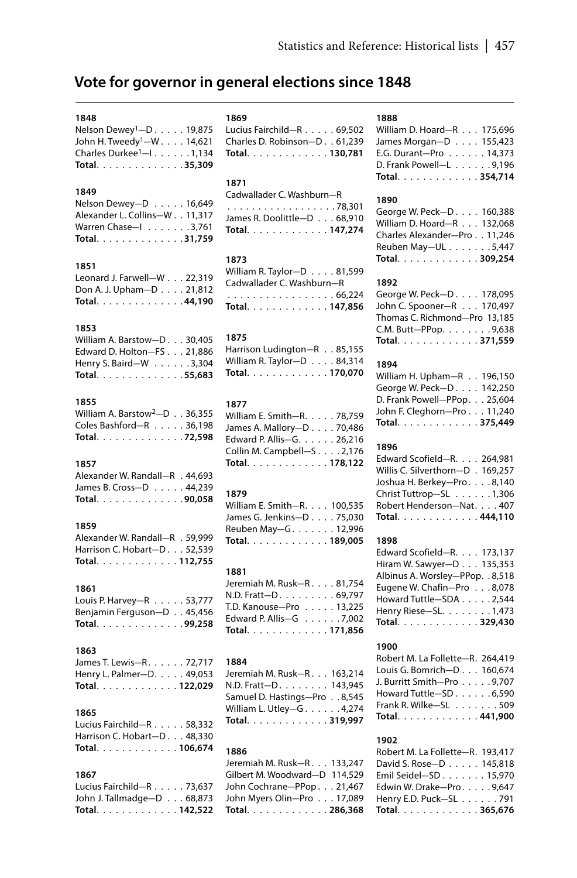## Vote for governor in general elections since 1848

**1848**
Nelson Dewey[1]—D . . . . . 19,875
John H. Tweedy[1]—W . . . . 14,621
Charles Durkee[1]—I . . . . . . 1,134
**Total** . . . . . . . . . . . . . **35,309**

**1849**
Nelson Dewey—D . . . . . 16,649
Alexander L. Collins—W . . 11,317
Warren Chase—I . . . . . . . 3,761
**Total** . . . . . . . . . . . . . **31,759**

**1851**
Leonard J. Farwell—W . . . 22,319
Don A. J. Upham—D . . . . 21,812
**Total** . . . . . . . . . . . . . **44,190**

**1853**
William A. Barstow—D . . . 30,405
Edward D. Holton—FS . . . 21,886
Henry S. Baird—W . . . . . . 3,304
**Total** . . . . . . . . . . . . . **55,683**

**1855**
William A. Barstow[2]—D . . 36,355
Coles Bashford—R . . . . . 36,198
**Total** . . . . . . . . . . . . . **72,598**

**1857**
Alexander W. Randall—R . 44,693
James B. Cross—D . . . . . 44,239
**Total** . . . . . . . . . . . . . **90,058**

**1859**
Alexander W. Randall—R . 59,999
Harrison C. Hobart—D . . . 52,539
**Total** . . . . . . . . . . . . . **112,755**

**1861**
Louis P. Harvey—R . . . . . 53,777
Benjamin Ferguson—D . . 45,456
**Total** . . . . . . . . . . . . . **99,258**

**1863**
James T. Lewis—R . . . . . . 72,717
Henry L. Palmer—D . . . . . 49,053
**Total** . . . . . . . . . . . . . **122,029**

**1865**
Lucius Fairchild—R . . . . . 58,332
Harrison C. Hobart—D . . . 48,330
**Total** . . . . . . . . . . . . . **106,674**

**1867**
Lucius Fairchild—R . . . . . 73,637
John J. Tallmadge—D . . . 68,873
**Total** . . . . . . . . . . . . . **142,522**

**1869**
Lucius Fairchild—R . . . . . 69,502
Charles D. Robinson—D . . 61,239
**Total** . . . . . . . . . . . . . **130,781**

**1871**
Cadwallader C. Washburn—R . . . . . . . . . . . . . . . . . . 78,301
James R. Doolittle—D . . . 68,910
**Total** . . . . . . . . . . . . . **147,274**

**1873**
William R. Taylor—D . . . . 81,599
Cadwallader C. Washburn—R . . . . . . . . . . . . . . . . . . 66,224
**Total** . . . . . . . . . . . . . **147,856**

**1875**
Harrison Ludington—R . . 85,155
William R. Taylor—D . . . . 84,314
**Total** . . . . . . . . . . . . . **170,070**

**1877**
William E. Smith—R. . . . . 78,759
James A. Mallory—D . . . . 70,486
Edward P. Allis—G. . . . . . 26,216
Collin M. Campbell—S . . . . 2,176
**Total** . . . . . . . . . . . . . **178,122**

**1879**
William E. Smith—R. . . . 100,535
James G. Jenkins—D . . . . 75,030
Reuben May—G. . . . . . . 12,996
**Total** . . . . . . . . . . . . . **189,005**

**1881**
Jeremiah M. Rusk—R . . . . 81,754
N.D. Fratt—D. . . . . . . . . 69,797
T.D. Kanouse—Pro . . . . . 13,225
Edward P. Allis—G . . . . . . 7,002
**Total** . . . . . . . . . . . . . **171,856**

**1884**
Jeremiah M. Rusk—R . . . 163,214
N.D. Fratt—D. . . . . . . . 143,945
Samuel D. Hastings—Pro . . 8,545
William L. Utley—G . . . . . . 4,274
**Total** . . . . . . . . . . . . . **319,997**

**1886**
Jeremiah M. Rusk—R . . . 133,247
Gilbert M. Woodward—D 114,529
John Cochrane—PPop . . . 21,467
John Myers Olin—Pro . . . 17,089
**Total** . . . . . . . . . . . . . **286,368**

**1888**
William D. Hoard—R . . . 175,696
James Morgan—D . . . . 155,423
E.G. Durant—Pro . . . . . . 14,373
D. Frank Powell—L . . . . . . 9,196
**Total** . . . . . . . . . . . . . **354,714**

**1890**
George W. Peck—D . . . . 160,388
William D. Hoard—R . . . 132,068
Charles Alexander—Pro . . 11,246
Reuben May—UL . . . . . . . 5,447
**Total** . . . . . . . . . . . . . **309,254**

**1892**
George W. Peck—D . . . . 178,095
John C. Spooner—R . . . 170,497
Thomas C. Richmond—Pro 13,185
C.M. Butt—PPop. . . . . . . . 9,638
**Total** . . . . . . . . . . . . . **371,559**

**1894**
William H. Upham—R . . 196,150
George W. Peck—D . . . . 142,250
D. Frank Powell—PPop. . . 25,604
John F. Cleghorn—Pro . . . 11,240
**Total** . . . . . . . . . . . . . **375,449**

**1896**
Edward Scofield—R. . . . 264,981
Willis C. Silverthorn—D . 169,257
Joshua H. Berkey—Pro . . . . 8,140
Christ Tuttrop—SL . . . . . . 1,306
Robert Henderson—Nat. . . . 407
**Total** . . . . . . . . . . . . . **444,110**

**1898**
Edward Scofield—R. . . . 173,137
Hiram W. Sawyer—D . . . 135,353
Albinus A. Worsley—PPop. . 8,518
Eugene W. Chafin—Pro . . . 8,078
Howard Tuttle—SDA . . . . . 2,544
Henry Riese—SL. . . . . . . . 1,473
**Total** . . . . . . . . . . . . . **329,430**

**1900**
Robert M. La Follette—R. 264,419
Louis G. Bomrich—D . . . 160,674
J. Burritt Smith—Pro . . . . . 9,707
Howard Tuttle—SD . . . . . . 6,590
Frank R. Wilke—SL . . . . . . . 509
**Total** . . . . . . . . . . . . . **441,900**

**1902**
Robert M. La Follette—R. 193,417
David S. Rose—D . . . . . 145,818
Emil Seidel—SD . . . . . . . 15,970
Edwin W. Drake—Pro. . . . . 9,647
Henry E.D. Puck—SL . . . . . . 791
**Total** . . . . . . . . . . . . . **365,676**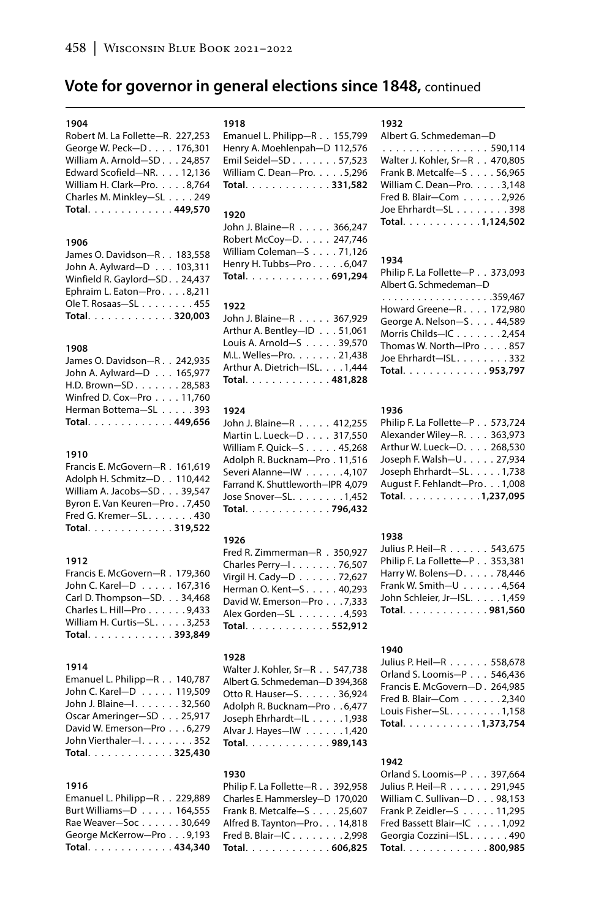## Vote for governor in general elections since 1848, continued

**1904**
Robert M. La Follette—R. 227,253
George W. Peck—D. . . . 176,301
William A. Arnold—SD . . . 24,857
Edward Scofield—NR. . . . 12,136
William H. Clark—Pro. . . . . 8,764
Charles M. Minkley—SL . . . . 249
**Total. . . . . . . . . . . . 449,570**

**1906**
James O. Davidson—R . . 183,558
John A. Aylward—D . . . 103,311
Winfield R. Gaylord—SD. . 24,437
Ephraim L. Eaton—Pro . . . . 8,211
Ole T. Rosaas—SL . . . . . . . . 455
**Total. . . . . . . . . . . . 320,003**

**1908**
James O. Davidson—R . . 242,935
John A. Aylward—D . . . 165,977
H.D. Brown—SD . . . . . . . 28,583
Winfred D. Cox—Pro . . . . 11,760
Herman Bottema—SL . . . . . 393
**Total. . . . . . . . . . . . 449,656**

**1910**
Francis E. McGovern—R . 161,619
Adolph H. Schmitz—D . . 110,442
William A. Jacobs—SD . . . 39,547
Byron E. Van Keuren—Pro . . 7,450
Fred G. Kremer—SL. . . . . . . 430
**Total. . . . . . . . . . . . 319,522**

**1912**
Francis E. McGovern—R . 179,360
John C. Karel—D . . . . . 167,316
Carl D. Thompson—SD. . . 34,468
Charles L. Hill—Pro . . . . . . 9,433
William H. Curtis—SL. . . . . 3,253
**Total. . . . . . . . . . . . 393,849**

**1914**
Emanuel L. Philipp—R . . 140,787
John C. Karel—D . . . . . 119,509
John J. Blaine—I. . . . . . . 32,560
Oscar Ameringer—SD . . . 25,917
David W. Emerson—Pro . . . 6,279
John Vierthaler—I. . . . . . . . 352
**Total. . . . . . . . . . . . 325,430**

**1916**
Emanuel L. Philipp—R . . 229,889
Burt Williams—D . . . . . 164,555
Rae Weaver—Soc . . . . . . 30,649
George McKerrow—Pro . . . 9,193
**Total. . . . . . . . . . . . 434,340**

**1918**
Emanuel L. Philipp—R . . 155,799
Henry A. Moehlenpah—D 112,576
Emil Seidel—SD . . . . . . . 57,523
William C. Dean—Pro. . . . . 5,296
**Total. . . . . . . . . . . . 331,582**

**1920**
John J. Blaine—R . . . . . 366,247
Robert McCoy—D. . . . . 247,746
William Coleman—S . . . . 71,126
Henry H. Tubbs—Pro . . . . . 6,047
**Total. . . . . . . . . . . . 691,294**

**1922**
John J. Blaine—R . . . . . 367,929
Arthur A. Bentley—ID . . . 51,061
Louis A. Arnold—S . . . . . 39,570
M.L. Welles—Pro. . . . . . . 21,438
Arthur A. Dietrich—ISL. . . . 1,444
**Total. . . . . . . . . . . . 481,828**

**1924**
John J. Blaine—R . . . . . 412,255
Martin L. Lueck—D . . . . 317,550
William F. Quick—S . . . . . 45,268
Adolph R. Bucknam—Pro . 11,516
Severi Alanne—IW . . . . . . 4,107
Farrand K. Shuttleworth—IPR 4,079
Jose Snover—SL. . . . . . . . 1,452
**Total. . . . . . . . . . . . 796,432**

**1926**
Fred R. Zimmerman—R . 350,927
Charles Perry—I . . . . . . . 76,507
Virgil H. Cady—D . . . . . . 72,627
Herman O. Kent—S . . . . . 40,293
David W. Emerson—Pro . . . 7,333
Alex Gorden—SL . . . . . . . 4,593
**Total. . . . . . . . . . . . 552,912**

**1928**
Walter J. Kohler, Sr—R . . 547,738
Albert G. Schmedeman—D 394,368
Otto R. Hauser—S. . . . . . 36,924
Adolph R. Bucknam—Pro . . 6,477
Joseph Ehrhardt—IL . . . . . 1,938
Alvar J. Hayes—IW . . . . . . 1,420
**Total. . . . . . . . . . . . 989,143**

**1930**
Philip F. La Follette—R . . 392,958
Charles E. Hammersley—D 170,020
Frank B. Metcalfe—S . . . . 25,607
Alfred B. Taynton—Pro. . . 14,818
Fred B. Blair—IC . . . . . . . . 2,998
**Total. . . . . . . . . . . . 606,825**

**1932**
Albert G. Schmedeman—D
. . . . . . . . . . . . . . . . 590,114
Walter J. Kohler, Sr—R . . 470,805
Frank B. Metcalfe—S . . . . 56,965
William C. Dean—Pro. . . . . 3,148
Fred B. Blair—Com . . . . . . 2,926
Joe Ehrhardt—SL . . . . . . . . 398
**Total. . . . . . . . . . . 1,124,502**

**1934**
Philip F. La Follette—P . . 373,093
Albert G. Schmedeman—D
. . . . . . . . . . . . . . . . . . 359,467
Howard Greene—R . . . . 172,980
George A. Nelson—S . . . . 44,589
Morris Childs—IC . . . . . . . 2,454
Thomas W. North—IPro . . . . 857
Joe Ehrhardt—ISL. . . . . . . . 332
**Total. . . . . . . . . . . . 953,797**

**1936**
Philip F. La Follette—P . . 573,724
Alexander Wiley—R. . . . 363,973
Arthur W. Lueck—D. . . . 268,530
Joseph F. Walsh—U . . . . . 27,934
Joseph Ehrhardt—SL . . . . . 1,738
August F. Fehlandt—Pro. . . 1,008
**Total. . . . . . . . . . . 1,237,095**

**1938**
Julius P. Heil—R . . . . . . 543,675
Philip F. La Follette—P . . 353,381
Harry W. Bolens—D. . . . . 78,446
Frank W. Smith—U . . . . . . 4,564
John Schleier, Jr—ISL. . . . . 1,459
**Total. . . . . . . . . . . . 981,560**

**1940**
Julius P. Heil—R . . . . . . 558,678
Orland S. Loomis—P . . . 546,436
Francis E. McGovern—D . 264,985
Fred B. Blair—Com . . . . . . 2,340
Louis Fisher—SL. . . . . . . . 1,158
**Total. . . . . . . . . . . 1,373,754**

**1942**
Orland S. Loomis—P . . . 397,664
Julius P. Heil—R . . . . . . 291,945
William C. Sullivan—D . . . 98,153
Frank P. Zeidler—S . . . . . 11,295
Fred Bassett Blair—IC . . . . 1,092
Georgia Cozzini—ISL . . . . . . 490
**Total. . . . . . . . . . . . 800,985**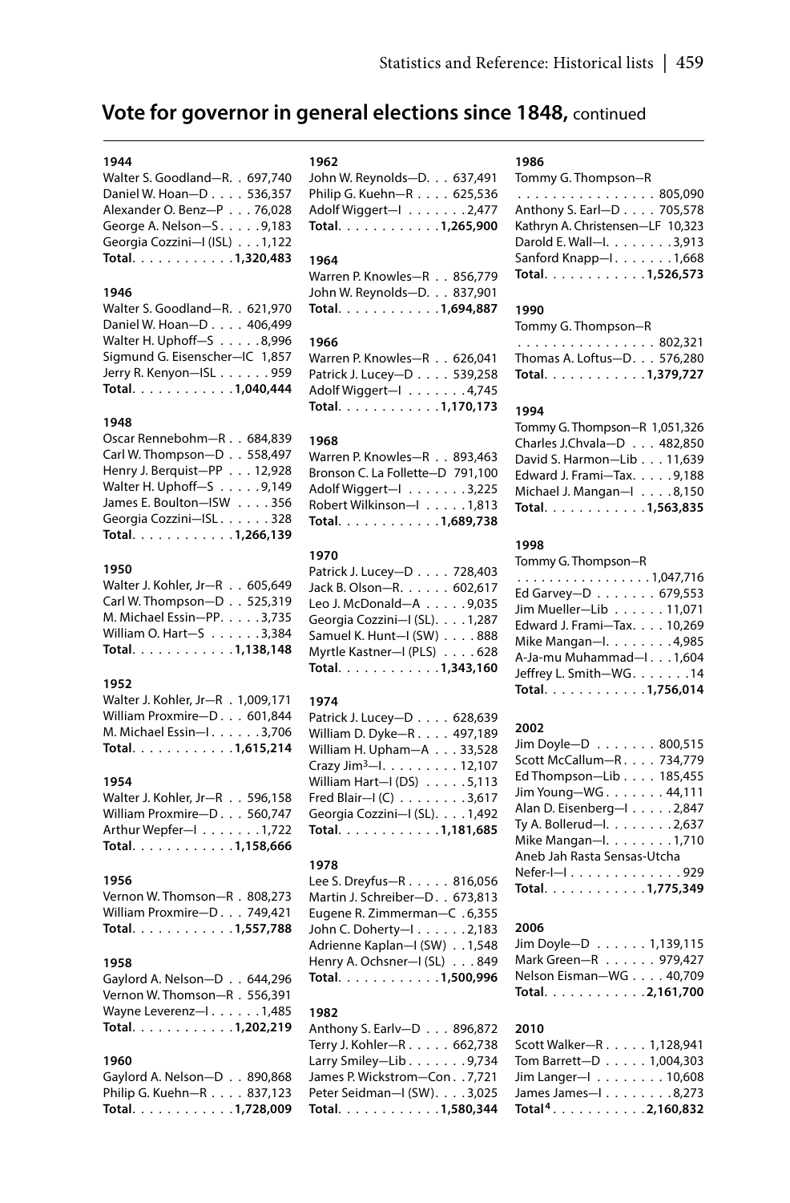## Vote for governor in general elections since 1848, continued

**1944**
Walter S. Goodland—R. . 697,740
Daniel W. Hoan—D . . . . 536,357
Alexander O. Benz—P . . . 76,028
George A. Nelson—S . . . . . 9,183
Georgia Cozzini—I (ISL) . . . 1,122
**Total. . . . . . . . . . . . 1,320,483**

**1946**
Walter S. Goodland—R. . 621,970
Daniel W. Hoan—D . . . . 406,499
Walter H. Uphoff—S . . . . . 8,996
Sigmund G. Eisenscher—IC 1,857
Jerry R. Kenyon—ISL . . . . . . 959
**Total. . . . . . . . . . . . 1,040,444**

**1948**
Oscar Rennebohm—R . . 684,839
Carl W. Thompson—D . . 558,497
Henry J. Berquist—PP . . . 12,928
Walter H. Uphoff—S . . . . . 9,149
James E. Boulton—ISW . . . . 356
Georgia Cozzini—ISL . . . . . . 328
**Total. . . . . . . . . . . . 1,266,139**

**1950**
Walter J. Kohler, Jr—R . . 605,649
Carl W. Thompson—D . . 525,319
M. Michael Essin—PP. . . . . 3,735
William O. Hart—S . . . . . . 3,384
**Total. . . . . . . . . . . . 1,138,148**

**1952**
Walter J. Kohler, Jr—R . 1,009,171
William Proxmire—D . . . 601,844
M. Michael Essin—I . . . . . . 3,706
**Total. . . . . . . . . . . . 1,615,214**

**1954**
Walter J. Kohler, Jr—R . . 596,158
William Proxmire—D . . . 560,747
Arthur Wepfer—I . . . . . . . 1,722
**Total. . . . . . . . . . . . 1,158,666**

**1956**
Vernon W. Thomson—R . 808,273
William Proxmire—D . . . 749,421
**Total. . . . . . . . . . . . 1,557,788**

**1958**
Gaylord A. Nelson—D . . 644,296
Vernon W. Thomson—R . 556,391
Wayne Leverenz—I . . . . . . 1,485
**Total. . . . . . . . . . . . 1,202,219**

**1960**
Gaylord A. Nelson—D . . 890,868
Philip G. Kuehn—R . . . . 837,123
**Total. . . . . . . . . . . . 1,728,009**

**1962**
John W. Reynolds—D. . . 637,491
Philip G. Kuehn—R . . . . 625,536
Adolf Wiggert—I . . . . . . . 2,477
**Total. . . . . . . . . . . . 1,265,900**

**1964**
Warren P. Knowles—R . . 856,779
John W. Reynolds—D. . . 837,901
**Total. . . . . . . . . . . . 1,694,887**

**1966**
Warren P. Knowles—R . . 626,041
Patrick J. Lucey—D . . . . 539,258
Adolf Wiggert—I . . . . . . . 4,745
**Total. . . . . . . . . . . . 1,170,173**

**1968**
Warren P. Knowles—R . . 893,463
Bronson C. La Follette—D 791,100
Adolf Wiggert—I . . . . . . . 3,225
Robert Wilkinson—I . . . . . 1,813
**Total. . . . . . . . . . . . 1,689,738**

**1970**
Patrick J. Lucey—D . . . . 728,403
Jack B. Olson—R. . . . . . 602,617
Leo J. McDonald—A . . . . . 9,035
Georgia Cozzini—I (SL). . . . 1,287
Samuel K. Hunt—I (SW) . . . . 888
Myrtle Kastner—I (PLS) . . . . 628
**Total. . . . . . . . . . . . 1,343,160**

**1974**
Patrick J. Lucey—D . . . . 628,639
William D. Dyke—R . . . . 497,189
William H. Upham—A . . . 33,528
Crazy Jim[3]—I. . . . . . . . . 12,107
William Hart—I (DS) . . . . . 5,113
Fred Blair—I (C) . . . . . . . . 3,617
Georgia Cozzini—I (SL). . . . 1,492
**Total. . . . . . . . . . . . 1,181,685**

**1978**
Lee S. Dreyfus—R . . . . . 816,056
Martin J. Schreiber—D. . 673,813
Eugene R. Zimmerman—C . 6,355
John C. Doherty—I . . . . . . 2,183
Adrienne Kaplan—I (SW) . . 1,548
Henry A. Ochsner—I (SL) . . . 849
**Total. . . . . . . . . . . . 1,500,996**

**1982**
Anthony S. Earlv—D . . . 896,872
Terry J. Kohler—R . . . . . 662,738
Larry Smiley—Lib . . . . . . . 9,734
James P. Wickstrom—Con . . 7,721
Peter Seidman—I (SW). . . . 3,025
**Total. . . . . . . . . . . . 1,580,344**

**1986**
Tommy G. Thompson—R
. . . . . . . . . . . . . . . . 805,090
Anthony S. Earl—D . . . . 705,578
Kathryn A. Christensen—LF 10,323
Darold E. Wall—I. . . . . . . . 3,913
Sanford Knapp—I . . . . . . . 1,668
**Total. . . . . . . . . . . . 1,526,573**

**1990**
Tommy G. Thompson—R
. . . . . . . . . . . . . . . . 802,321
Thomas A. Loftus—D. . . 576,280
**Total. . . . . . . . . . . . 1,379,727**

**1994**
Tommy G. Thompson—R 1,051,326
Charles J.Chvala—D . . . 482,850
David S. Harmon—Lib . . . 11,639
Edward J. Frami—Tax. . . . . 9,188
Michael J. Mangan—I . . . . 8,150
**Total. . . . . . . . . . . . 1,563,835**

**1998**
Tommy G. Thompson—R
. . . . . . . . . . . . . . . . 1,047,716
Ed Garvey—D . . . . . . . 679,553
Jim Mueller—Lib . . . . . . 11,071
Edward J. Frami—Tax. . . . 10,269
Mike Mangan—I. . . . . . . . 4,985
A-Ja-mu Muhammad—I . . . 1,604
Jeffrey L. Smith—WG. . . . . . . 14
**Total. . . . . . . . . . . . 1,756,014**

**2002**
Jim Doyle—D . . . . . . . 800,515
Scott McCallum—R . . . . 734,779
Ed Thompson—Lib . . . . 185,455
Jim Young—WG . . . . . . . 44,111
Alan D. Eisenberg—I . . . . . 2,847
Ty A. Bollerud—I. . . . . . . . 2,637
Mike Mangan—I. . . . . . . . 1,710
Aneb Jah Rasta Sensas-Utcha Nefer-I—I . . . . . . . . . . . . . 929
**Total. . . . . . . . . . . . 1,775,349**

**2006**
Jim Doyle—D . . . . . . 1,139,115
Mark Green—R . . . . . . 979,427
Nelson Eisman—WG . . . . 40,709
**Total. . . . . . . . . . . . 2,161,700**

**2010**
Scott Walker—R . . . . . 1,128,941
Tom Barrett—D . . . . . 1,004,303
Jim Langer—I . . . . . . . . 10,608
James James—I . . . . . . . . 8,273
**Total[4] . . . . . . . . . . . 2,160,832**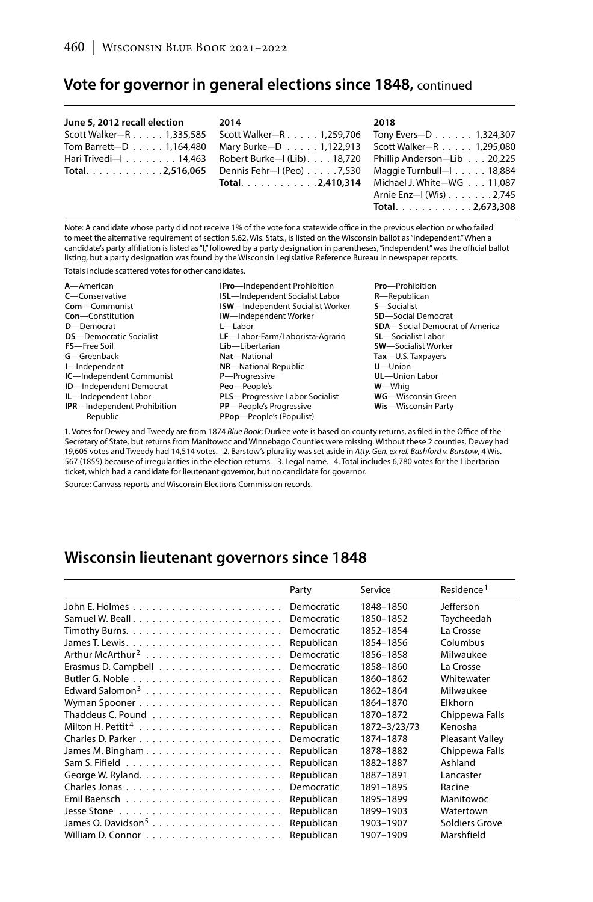## Vote for governor in general elections since 1848, continued

| June 5, 2012 recall election | 2014 | 2018 |
|---|---|---|
| Scott Walker—R . . . . . 1,335,585 | Scott Walker—R . . . . . 1,259,706 | Tony Evers—D . . . . . . 1,324,307 |
| Tom Barrett—D . . . . . 1,164,480 | Mary Burke—D . . . . . 1,122,913 | Scott Walker—R . . . . . 1,295,080 |
| Hari Trivedi—I . . . . . . . . 14,463 | Robert Burke—I (Lib). . . . 18,720 | Phillip Anderson—Lib . . . 20,225 |
| **Total. . . . . . . . . . . 2,516,065** | Dennis Fehr—I (Peo) . . . . . 7,530 | Maggie Turnbull—I . . . . . 18,884 |
| | **Total. . . . . . . . . . . 2,410,314** | Michael J. White—WG . . . 11,087 |
| | | Arnie Enz—I (Wis) . . . . . . . 2,745 |
| | | **Total. . . . . . . . . . . 2,673,308** |

Note: A candidate whose party did not receive 1% of the vote for a statewide office in the previous election or who failed to meet the alternative requirement of section 5.62, Wis. Stats., is listed on the Wisconsin ballot as "independent." When a candidate's party affiliation is listed as "I," followed by a party designation in parentheses, "independent" was the official ballot listing, but a party designation was found by the Wisconsin Legislative Reference Bureau in newspaper reports.

Totals include scattered votes for other candidates.

**A**—American
**C**—Conservative
**Com**—Communist
**Con**—Constitution
**D**—Democrat
**DS**—Democratic Socialist
**FS**—Free Soil
**G**—Greenback
**I**—Independent
**IC**—Independent Communist
**ID**—Independent Democrat
**IL**—Independent Labor
**IPR**—Independent Prohibition Republic
**IPro**—Independent Prohibition
**ISL**—Independent Socialist Labor
**ISW**—Independent Socialist Worker
**IW**—Independent Worker
**L**—Labor
**LF**—Labor-Farm/Laborista-Agrario
**Lib**—Libertarian
**Nat**—National
**NR**—National Republic
**P**—Progressive
**Peo**—People's
**PLS**—Progressive Labor Socialist
**PP**—People's Progressive
**PPop**—People's (Populist)
**Pro**—Prohibition
**R**—Republican
**S**—Socialist
**SD**—Social Democrat
**SDA**—Social Democrat of America
**SL**—Socialist Labor
**SW**—Socialist Worker
**Tax**—U.S. Taxpayers
**U**—Union
**UL**—Union Labor
**W**—Whig
**WG**—Wisconsin Green
**Wis**—Wisconsin Party

1. Votes for Dewey and Tweedy are from 1874 *Blue Book*; Durkee vote is based on county returns, as filed in the Office of the Secretary of State, but returns from Manitowoc and Winnebago Counties were missing. Without these 2 counties, Dewey had 19,605 votes and Tweedy had 14,514 votes. 2. Barstow's plurality was set aside in *Atty. Gen. ex rel. Bashford v. Barstow*, 4 Wis. 567 (1855) because of irregularities in the election returns. 3. Legal name. 4. Total includes 6,780 votes for the Libertarian ticket, which had a candidate for lieutenant governor, but no candidate for governor.

Source: Canvass reports and Wisconsin Elections Commission records.

## Wisconsin lieutenant governors since 1848

| | Party | Service | Residence[1] |
|---|---|---|---|
| John E. Holmes | Democratic | 1848–1850 | Jefferson |
| Samuel W. Beall | Democratic | 1850–1852 | Taycheedah |
| Timothy Burns | Democratic | 1852–1854 | La Crosse |
| James T. Lewis | Republican | 1854–1856 | Columbus |
| Arthur McArthur[2] | Democratic | 1856–1858 | Milwaukee |
| Erasmus D. Campbell | Democratic | 1858–1860 | La Crosse |
| Butler G. Noble | Republican | 1860–1862 | Whitewater |
| Edward Salomon[3] | Republican | 1862–1864 | Milwaukee |
| Wyman Spooner | Republican | 1864–1870 | Elkhorn |
| Thaddeus C. Pound | Republican | 1870–1872 | Chippewa Falls |
| Milton H. Pettit[4] | Republican | 1872–3/23/73 | Kenosha |
| Charles D. Parker | Democratic | 1874–1878 | Pleasant Valley |
| James M. Bingham | Republican | 1878–1882 | Chippewa Falls |
| Sam S. Fifield | Republican | 1882–1887 | Ashland |
| George W. Ryland | Republican | 1887–1891 | Lancaster |
| Charles Jonas | Democratic | 1891–1895 | Racine |
| Emil Baensch | Republican | 1895–1899 | Manitowoc |
| Jesse Stone | Republican | 1899–1903 | Watertown |
| James O. Davidson[5] | Republican | 1903–1907 | Soldiers Grove |
| William D. Connor | Republican | 1907–1909 | Marshfield |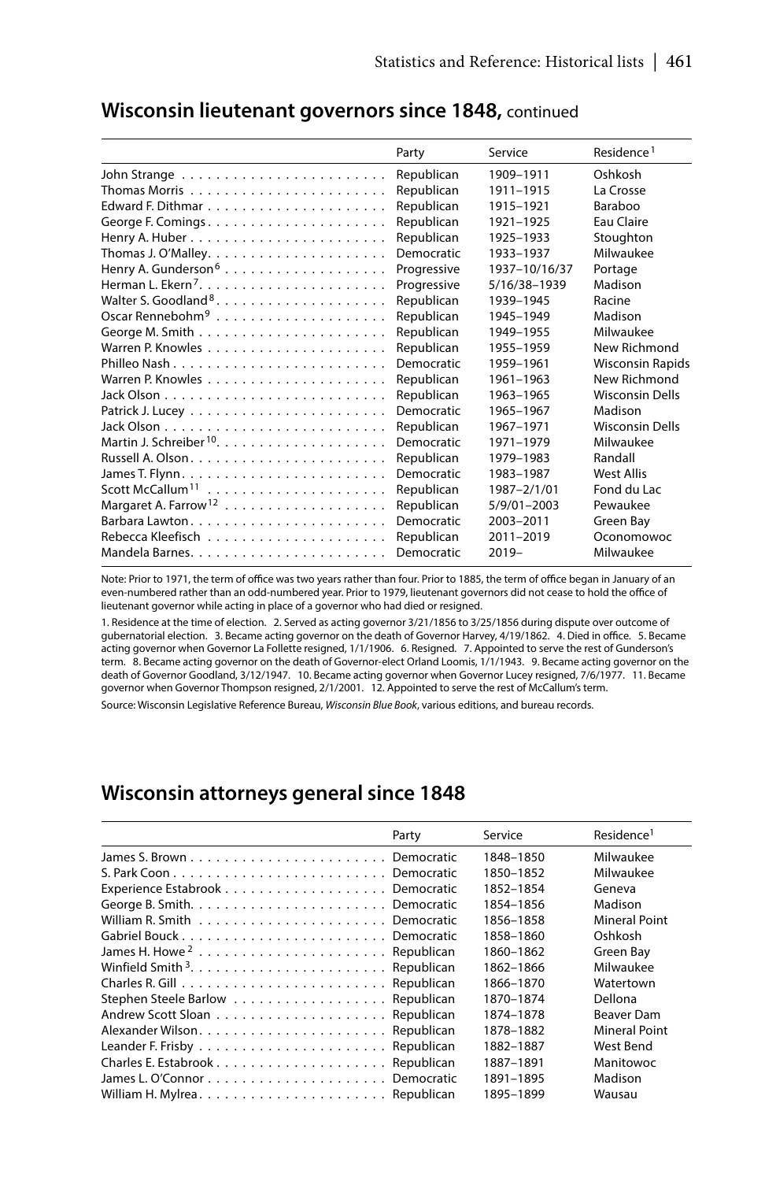## Wisconsin lieutenant governors since 1848, continued

| | Party | Service | Residence[1] |
|---|---|---|---|
| John Strange | Republican | 1909–1911 | Oshkosh |
| Thomas Morris | Republican | 1911–1915 | La Crosse |
| Edward F. Dithmar | Republican | 1915–1921 | Baraboo |
| George F. Comings | Republican | 1921–1925 | Eau Claire |
| Henry A. Huber | Republican | 1925–1933 | Stoughton |
| Thomas J. O'Malley | Democratic | 1933–1937 | Milwaukee |
| Henry A. Gunderson[6] | Progressive | 1937–10/16/37 | Portage |
| Herman L. Ekern[7] | Progressive | 5/16/38–1939 | Madison |
| Walter S. Goodland[8] | Republican | 1939–1945 | Racine |
| Oscar Rennebohm[9] | Republican | 1945–1949 | Madison |
| George M. Smith | Republican | 1949–1955 | Milwaukee |
| Warren P. Knowles | Republican | 1955–1959 | New Richmond |
| Philleo Nash | Democratic | 1959–1961 | Wisconsin Rapids |
| Warren P. Knowles | Republican | 1961–1963 | New Richmond |
| Jack Olson | Republican | 1963–1965 | Wisconsin Dells |
| Patrick J. Lucey | Democratic | 1965–1967 | Madison |
| Jack Olson | Republican | 1967–1971 | Wisconsin Dells |
| Martin J. Schreiber[10] | Democratic | 1971–1979 | Milwaukee |
| Russell A. Olson | Republican | 1979–1983 | Randall |
| James T. Flynn | Democratic | 1983–1987 | West Allis |
| Scott McCallum[11] | Republican | 1987–2/1/01 | Fond du Lac |
| Margaret A. Farrow[12] | Republican | 5/9/01–2003 | Pewaukee |
| Barbara Lawton | Democratic | 2003–2011 | Green Bay |
| Rebecca Kleefisch | Republican | 2011–2019 | Oconomowoc |
| Mandela Barnes | Democratic | 2019– | Milwaukee |

Note: Prior to 1971, the term of office was two years rather than four. Prior to 1885, the term of office began in January of an even-numbered rather than an odd-numbered year. Prior to 1979, lieutenant governors did not cease to hold the office of lieutenant governor while acting in place of a governor who had died or resigned.

1. Residence at the time of election. 2. Served as acting governor 3/21/1856 to 3/25/1856 during dispute over outcome of gubernatorial election. 3. Became acting governor on the death of Governor Harvey, 4/19/1862. 4. Died in office. 5. Became acting governor when Governor La Follette resigned, 1/1/1906. 6. Resigned. 7. Appointed to serve the rest of Gunderson's term. 8. Became acting governor on the death of Governor-elect Orland Loomis, 1/1/1943. 9. Became acting governor on the death of Governor Goodland, 3/12/1947. 10. Became acting governor when Governor Lucey resigned, 7/6/1977. 11. Became governor when Governor Thompson resigned, 2/1/2001. 12. Appointed to serve the rest of McCallum's term.

Source: Wisconsin Legislative Reference Bureau, *Wisconsin Blue Book*, various editions, and bureau records.

## Wisconsin attorneys general since 1848

| | Party | Service | Residence[1] |
|---|---|---|---|
| James S. Brown | Democratic | 1848–1850 | Milwaukee |
| S. Park Coon | Democratic | 1850–1852 | Milwaukee |
| Experience Estabrook | Democratic | 1852–1854 | Geneva |
| George B. Smith | Democratic | 1854–1856 | Madison |
| William R. Smith | Democratic | 1856–1858 | Mineral Point |
| Gabriel Bouck | Democratic | 1858–1860 | Oshkosh |
| James H. Howe[2] | Republican | 1860–1862 | Green Bay |
| Winfield Smith[3] | Republican | 1862–1866 | Milwaukee |
| Charles R. Gill | Republican | 1866–1870 | Watertown |
| Stephen Steele Barlow | Republican | 1870–1874 | Dellona |
| Andrew Scott Sloan | Republican | 1874–1878 | Beaver Dam |
| Alexander Wilson | Republican | 1878–1882 | Mineral Point |
| Leander F. Frisby | Republican | 1882–1887 | West Bend |
| Charles E. Estabrook | Republican | 1887–1891 | Manitowoc |
| James L. O'Connor | Democratic | 1891–1895 | Madison |
| William H. Mylrea | Republican | 1895–1899 | Wausau |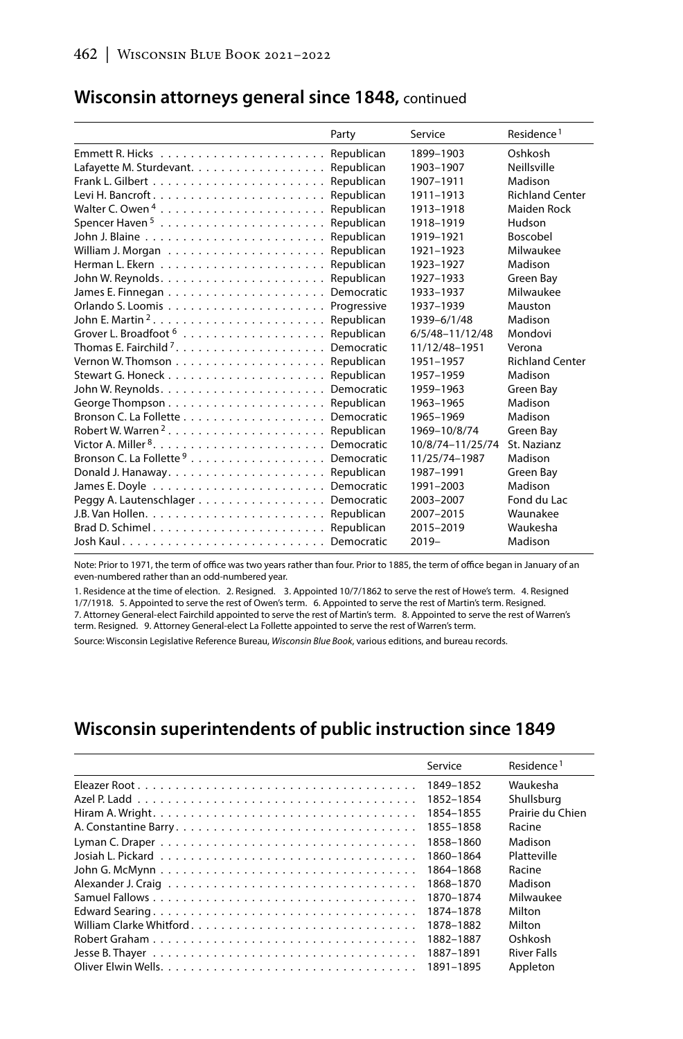## Wisconsin attorneys general since 1848, continued

| | Party | Service | Residence[1] |
|---|---|---|---|
| Emmett R. Hicks | Republican | 1899–1903 | Oshkosh |
| Lafayette M. Sturdevant | Republican | 1903–1907 | Neillsville |
| Frank L. Gilbert | Republican | 1907–1911 | Madison |
| Levi H. Bancroft | Republican | 1911–1913 | Richland Center |
| Walter C. Owen[4] | Republican | 1913–1918 | Maiden Rock |
| Spencer Haven[5] | Republican | 1918–1919 | Hudson |
| John J. Blaine | Republican | 1919–1921 | Boscobel |
| William J. Morgan | Republican | 1921–1923 | Milwaukee |
| Herman L. Ekern | Republican | 1923–1927 | Madison |
| John W. Reynolds | Republican | 1927–1933 | Green Bay |
| James E. Finnegan | Democratic | 1933–1937 | Milwaukee |
| Orlando S. Loomis | Progressive | 1937–1939 | Mauston |
| John E. Martin[2] | Republican | 1939–6/1/48 | Madison |
| Grover L. Broadfoot[6] | Republican | 6/5/48–11/12/48 | Mondovi |
| Thomas E. Fairchild[7] | Democratic | 11/12/48–1951 | Verona |
| Vernon W. Thomson | Republican | 1951–1957 | Richland Center |
| Stewart G. Honeck | Republican | 1957–1959 | Madison |
| John W. Reynolds | Democratic | 1959–1963 | Green Bay |
| George Thompson | Republican | 1963–1965 | Madison |
| Bronson C. La Follette | Democratic | 1965–1969 | Madison |
| Robert W. Warren[2] | Republican | 1969–10/8/74 | Green Bay |
| Victor A. Miller[8] | Democratic | 10/8/74–11/25/74 | St. Nazianz |
| Bronson C. La Follette[9] | Democratic | 11/25/74–1987 | Madison |
| Donald J. Hanaway | Republican | 1987–1991 | Green Bay |
| James E. Doyle | Democratic | 1991–2003 | Madison |
| Peggy A. Lautenschlager | Democratic | 2003–2007 | Fond du Lac |
| J.B. Van Hollen | Republican | 2007–2015 | Waunakee |
| Brad D. Schimel | Republican | 2015–2019 | Waukesha |
| Josh Kaul | Democratic | 2019– | Madison |

Note: Prior to 1971, the term of office was two years rather than four. Prior to 1885, the term of office began in January of an even-numbered rather than an odd-numbered year.

1. Residence at the time of election. 2. Resigned. 3. Appointed 10/7/1862 to serve the rest of Howe's term. 4. Resigned 1/7/1918. 5. Appointed to serve the rest of Owen's term. 6. Appointed to serve the rest of Martin's term. Resigned. 7. Attorney General-elect Fairchild appointed to serve the rest of Martin's term. 8. Appointed to serve the rest of Warren's term. Resigned. 9. Attorney General-elect La Follette appointed to serve the rest of Warren's term.

Source: Wisconsin Legislative Reference Bureau, *Wisconsin Blue Book*, various editions, and bureau records.

## Wisconsin superintendents of public instruction since 1849

| | Service | Residence[1] |
|---|---|---|
| Eleazer Root | 1849–1852 | Waukesha |
| Azel P. Ladd | 1852–1854 | Shullsburg |
| Hiram A. Wright | 1854–1855 | Prairie du Chien |
| A. Constantine Barry | 1855–1858 | Racine |
| Lyman C. Draper | 1858–1860 | Madison |
| Josiah L. Pickard | 1860–1864 | Platteville |
| John G. McMynn | 1864–1868 | Racine |
| Alexander J. Craig | 1868–1870 | Madison |
| Samuel Fallows | 1870–1874 | Milwaukee |
| Edward Searing | 1874–1878 | Milton |
| William Clarke Whitford | 1878–1882 | Milton |
| Robert Graham | 1882–1887 | Oshkosh |
| Jesse B. Thayer | 1887–1891 | River Falls |
| Oliver Elwin Wells | 1891–1895 | Appleton |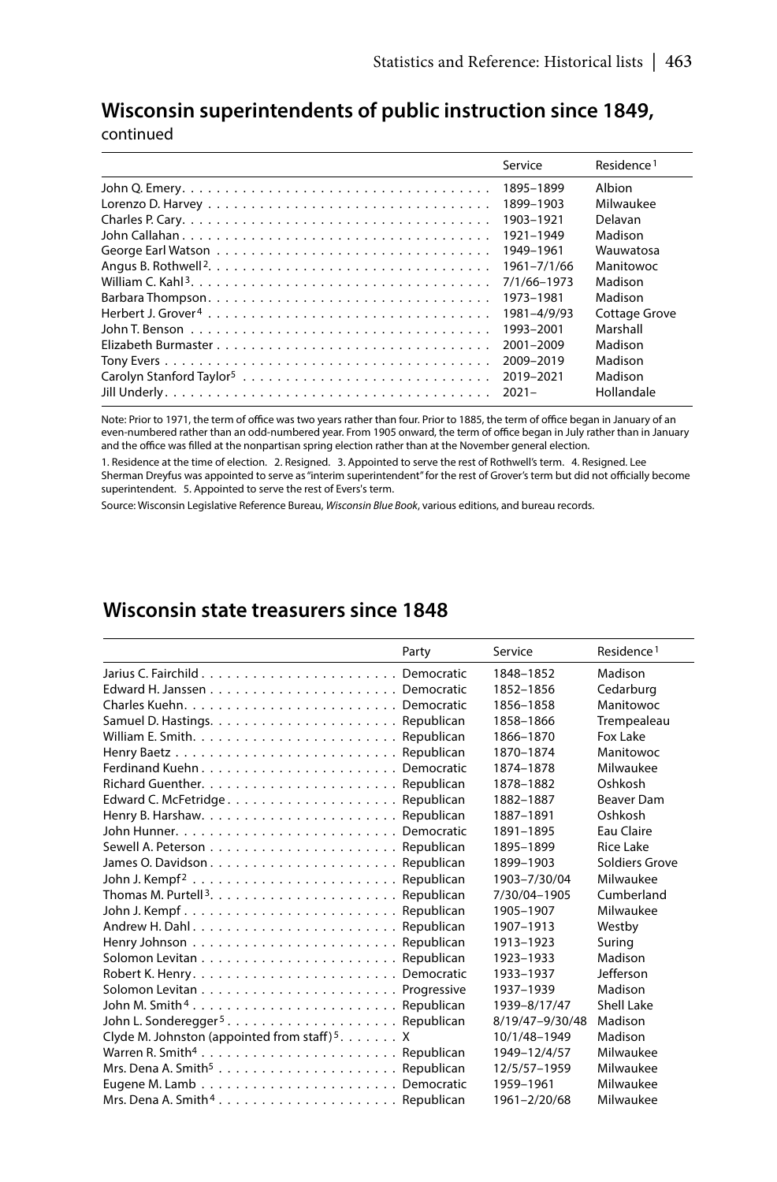## Wisconsin superintendents of public instruction since 1849, continued

| | Service | Residence[1] |
|---|---|---|
| John Q. Emery | 1895–1899 | Albion |
| Lorenzo D. Harvey | 1899–1903 | Milwaukee |
| Charles P. Cary | 1903–1921 | Delavan |
| John Callahan | 1921–1949 | Madison |
| George Earl Watson | 1949–1961 | Wauwatosa |
| Angus B. Rothwell[2] | 1961–7/1/66 | Manitowoc |
| William C. Kahl[3] | 7/1/66–1973 | Madison |
| Barbara Thompson | 1973–1981 | Madison |
| Herbert J. Grover[4] | 1981–4/9/93 | Cottage Grove |
| John T. Benson | 1993–2001 | Marshall |
| Elizabeth Burmaster | 2001–2009 | Madison |
| Tony Evers | 2009–2019 | Madison |
| Carolyn Stanford Taylor[5] | 2019–2021 | Madison |
| Jill Underly | 2021– | Hollandale |

Note: Prior to 1971, the term of office was two years rather than four. Prior to 1885, the term of office began in January of an even-numbered rather than an odd-numbered year. From 1905 onward, the term of office began in July rather than in January and the office was filled at the nonpartisan spring election rather than at the November general election.

1. Residence at the time of election. 2. Resigned. 3. Appointed to serve the rest of Rothwell's term. 4. Resigned. Lee Sherman Dreyfus was appointed to serve as "interim superintendent" for the rest of Grover's term but did not officially become superintendent. 5. Appointed to serve the rest of Evers's term.

Source: Wisconsin Legislative Reference Bureau, *Wisconsin Blue Book*, various editions, and bureau records.

## Wisconsin state treasurers since 1848

| | Party | Service | Residence[1] |
|---|---|---|---|
| Jarius C. Fairchild | Democratic | 1848–1852 | Madison |
| Edward H. Janssen | Democratic | 1852–1856 | Cedarburg |
| Charles Kuehn | Democratic | 1856–1858 | Manitowoc |
| Samuel D. Hastings | Republican | 1858–1866 | Trempealeau |
| William E. Smith | Republican | 1866–1870 | Fox Lake |
| Henry Baetz | Republican | 1870–1874 | Manitowoc |
| Ferdinand Kuehn | Democratic | 1874–1878 | Milwaukee |
| Richard Guenther | Republican | 1878–1882 | Oshkosh |
| Edward C. McFetridge | Republican | 1882–1887 | Beaver Dam |
| Henry B. Harshaw | Republican | 1887–1891 | Oshkosh |
| John Hunner | Democratic | 1891–1895 | Eau Claire |
| Sewell A. Peterson | Republican | 1895–1899 | Rice Lake |
| James O. Davidson | Republican | 1899–1903 | Soldiers Grove |
| John J. Kempf[2] | Republican | 1903–7/30/04 | Milwaukee |
| Thomas M. Purtell[3] | Republican | 7/30/04–1905 | Cumberland |
| John J. Kempf | Republican | 1905–1907 | Milwaukee |
| Andrew H. Dahl | Republican | 1907–1913 | Westby |
| Henry Johnson | Republican | 1913–1923 | Suring |
| Solomon Levitan | Republican | 1923–1933 | Madison |
| Robert K. Henry | Democratic | 1933–1937 | Jefferson |
| Solomon Levitan | Progressive | 1937–1939 | Madison |
| John M. Smith[4] | Republican | 1939–8/17/47 | Shell Lake |
| John L. Sonderegger[5] | Republican | 8/19/47–9/30/48 | Madison |
| Clyde M. Johnston (appointed from staff)[5] | X | 10/1/48–1949 | Madison |
| Warren R. Smith[4] | Republican | 1949–12/4/57 | Milwaukee |
| Mrs. Dena A. Smith[5] | Republican | 12/5/57–1959 | Milwaukee |
| Eugene M. Lamb | Democratic | 1959–1961 | Milwaukee |
| Mrs. Dena A. Smith[4] | Republican | 1961–2/20/68 | Milwaukee |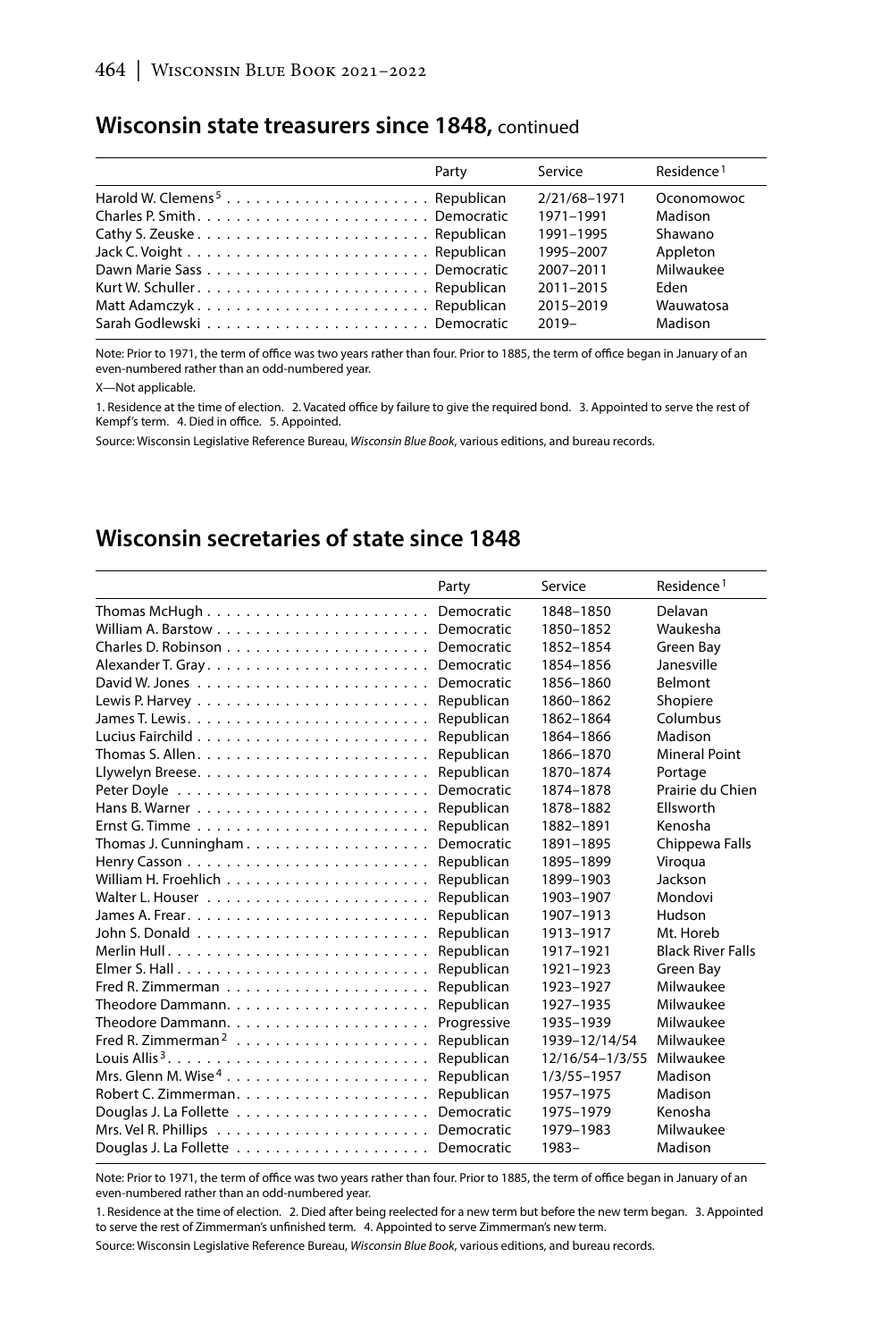## Wisconsin state treasurers since 1848, continued

| | Party | Service | Residence[1] |
|---|---|---|---|
| Harold W. Clemens[5] | Republican | 2/21/68–1971 | Oconomowoc |
| Charles P. Smith | Democratic | 1971–1991 | Madison |
| Cathy S. Zeuske | Republican | 1991–1995 | Shawano |
| Jack C. Voight | Republican | 1995–2007 | Appleton |
| Dawn Marie Sass | Democratic | 2007–2011 | Milwaukee |
| Kurt W. Schuller | Republican | 2011–2015 | Eden |
| Matt Adamczyk | Republican | 2015–2019 | Wauwatosa |
| Sarah Godlewski | Democratic | 2019– | Madison |

Note: Prior to 1971, the term of office was two years rather than four. Prior to 1885, the term of office began in January of an even-numbered rather than an odd-numbered year.

X—Not applicable.

1. Residence at the time of election. 2. Vacated office by failure to give the required bond. 3. Appointed to serve the rest of Kempf's term. 4. Died in office. 5. Appointed.

Source: Wisconsin Legislative Reference Bureau, *Wisconsin Blue Book*, various editions, and bureau records.

## Wisconsin secretaries of state since 1848

| | Party | Service | Residence[1] |
|---|---|---|---|
| Thomas McHugh | Democratic | 1848–1850 | Delavan |
| William A. Barstow | Democratic | 1850–1852 | Waukesha |
| Charles D. Robinson | Democratic | 1852–1854 | Green Bay |
| Alexander T. Gray | Democratic | 1854–1856 | Janesville |
| David W. Jones | Democratic | 1856–1860 | Belmont |
| Lewis P. Harvey | Republican | 1860–1862 | Shopiere |
| James T. Lewis | Republican | 1862–1864 | Columbus |
| Lucius Fairchild | Republican | 1864–1866 | Madison |
| Thomas S. Allen | Republican | 1866–1870 | Mineral Point |
| Llywelyn Breese | Republican | 1870–1874 | Portage |
| Peter Doyle | Democratic | 1874–1878 | Prairie du Chien |
| Hans B. Warner | Republican | 1878–1882 | Ellsworth |
| Ernst G. Timme | Republican | 1882–1891 | Kenosha |
| Thomas J. Cunningham | Democratic | 1891–1895 | Chippewa Falls |
| Henry Casson | Republican | 1895–1899 | Viroqua |
| William H. Froehlich | Republican | 1899–1903 | Jackson |
| Walter L. Houser | Republican | 1903–1907 | Mondovi |
| James A. Frear | Republican | 1907–1913 | Hudson |
| John S. Donald | Republican | 1913–1917 | Mt. Horeb |
| Merlin Hull | Republican | 1917–1921 | Black River Falls |
| Elmer S. Hall | Republican | 1921–1923 | Green Bay |
| Fred R. Zimmerman | Republican | 1923–1927 | Milwaukee |
| Theodore Dammann | Republican | 1927–1935 | Milwaukee |
| Theodore Dammann | Progressive | 1935–1939 | Milwaukee |
| Fred R. Zimmerman[2] | Republican | 1939–12/14/54 | Milwaukee |
| Louis Allis[3] | Republican | 12/16/54–1/3/55 | Milwaukee |
| Mrs. Glenn M. Wise[4] | Republican | 1/3/55–1957 | Madison |
| Robert C. Zimmerman | Republican | 1957–1975 | Madison |
| Douglas J. La Follette | Democratic | 1975–1979 | Kenosha |
| Mrs. Vel R. Phillips | Democratic | 1979–1983 | Milwaukee |
| Douglas J. La Follette | Democratic | 1983– | Madison |

Note: Prior to 1971, the term of office was two years rather than four. Prior to 1885, the term of office began in January of an even-numbered rather than an odd-numbered year.

1. Residence at the time of election. 2. Died after being reelected for a new term but before the new term began. 3. Appointed to serve the rest of Zimmerman's unfinished term. 4. Appointed to serve Zimmerman's new term.

Source: Wisconsin Legislative Reference Bureau, *Wisconsin Blue Book*, various editions, and bureau records.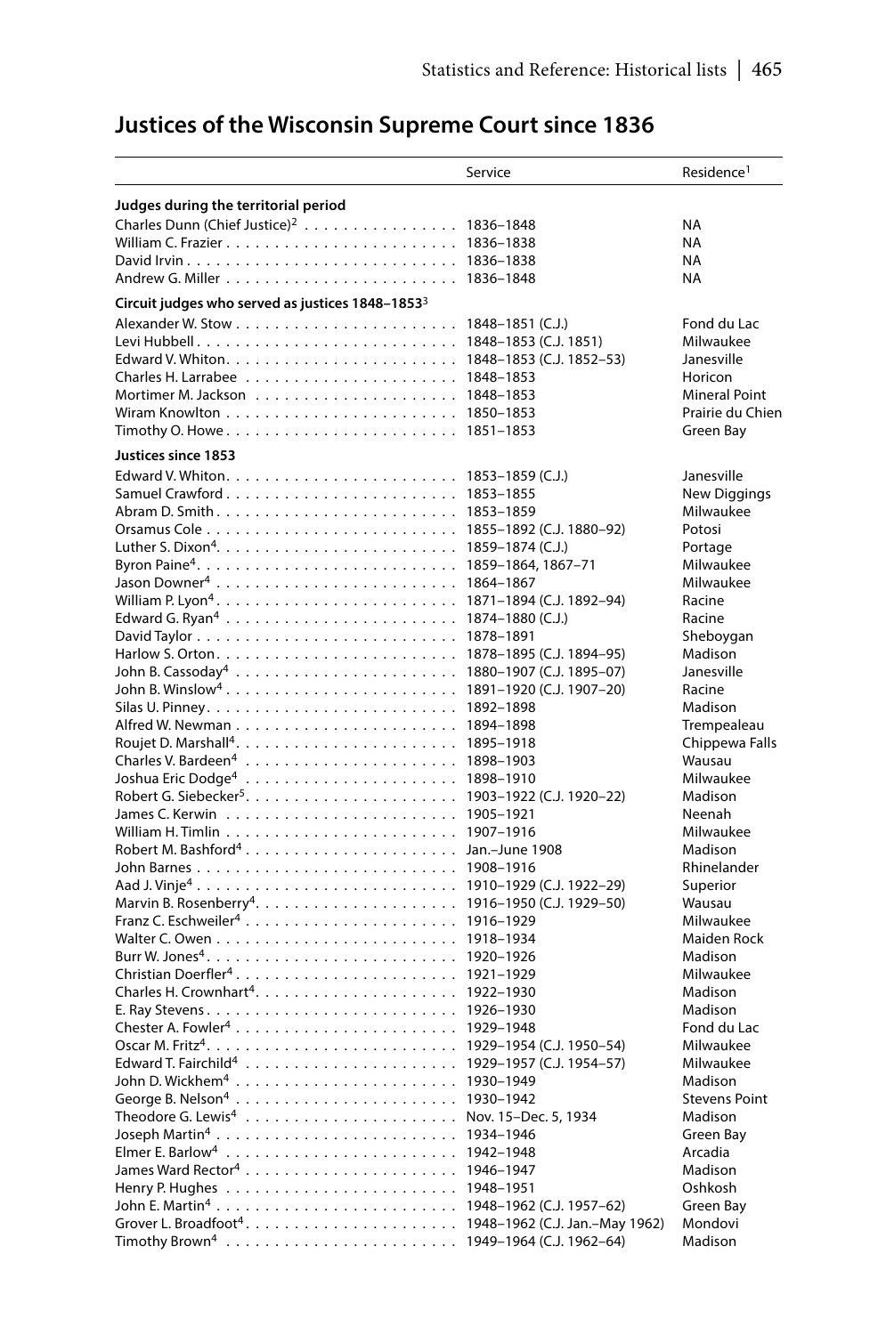## Justices of the Wisconsin Supreme Court since 1836

| | Service | Residence[1] |
|---|---|---|
| **Judges during the territorial period** | | |
| Charles Dunn (Chief Justice)[2] | 1836–1848 | NA |
| William C. Frazier | 1836–1838 | NA |
| David Irvin | 1836–1838 | NA |
| Andrew G. Miller | 1836–1848 | NA |
| **Circuit judges who served as justices 1848–1853**[3] | | |
| Alexander W. Stow | 1848–1851 (C.J.) | Fond du Lac |
| Levi Hubbell | 1848–1853 (C.J. 1851) | Milwaukee |
| Edward V. Whiton | 1848–1853 (C.J. 1852–53) | Janesville |
| Charles H. Larrabee | 1848–1853 | Horicon |
| Mortimer M. Jackson | 1848–1853 | Mineral Point |
| Wiram Knowlton | 1850–1853 | Prairie du Chien |
| Timothy O. Howe | 1851–1853 | Green Bay |
| **Justices since 1853** | | |
| Edward V. Whiton | 1853–1859 (C.J.) | Janesville |
| Samuel Crawford | 1853–1855 | New Diggings |
| Abram D. Smith | 1853–1859 | Milwaukee |
| Orsamus Cole | 1855–1892 (C.J. 1880–92) | Potosi |
| Luther S. Dixon[4] | 1859–1874 (C.J.) | Portage |
| Byron Paine[4] | 1859–1864, 1867–71 | Milwaukee |
| Jason Downer[4] | 1864–1867 | Milwaukee |
| William P. Lyon[4] | 1871–1894 (C.J. 1892–94) | Racine |
| Edward G. Ryan[4] | 1874–1880 (C.J.) | Racine |
| David Taylor | 1878–1891 | Sheboygan |
| Harlow S. Orton | 1878–1895 (C.J. 1894–95) | Madison |
| John B. Cassoday[4] | 1880–1907 (C.J. 1895–07) | Janesville |
| John B. Winslow[4] | 1891–1920 (C.J. 1907–20) | Racine |
| Silas U. Pinney | 1892–1898 | Madison |
| Alfred W. Newman | 1894–1898 | Trempealeau |
| Roujet D. Marshall[4] | 1895–1918 | Chippewa Falls |
| Charles V. Bardeen[4] | 1898–1903 | Wausau |
| Joshua Eric Dodge[4] | 1898–1910 | Milwaukee |
| Robert G. Siebecker[5] | 1903–1922 (C.J. 1920–22) | Madison |
| James C. Kerwin | 1905–1921 | Neenah |
| William H. Timlin | 1907–1916 | Milwaukee |
| Robert M. Bashford[4] | Jan.–June 1908 | Madison |
| John Barnes | 1908–1916 | Rhinelander |
| Aad J. Vinje[4] | 1910–1929 (C.J. 1922–29) | Superior |
| Marvin B. Rosenberry[4] | 1916–1950 (C.J. 1929–50) | Wausau |
| Franz C. Eschweiler[4] | 1916–1929 | Milwaukee |
| Walter C. Owen | 1918–1934 | Maiden Rock |
| Burr W. Jones[4] | 1920–1926 | Madison |
| Christian Doerfler[4] | 1921–1929 | Milwaukee |
| Charles H. Crownhart[4] | 1922–1930 | Madison |
| E. Ray Stevens | 1926–1930 | Madison |
| Chester A. Fowler[4] | 1929–1948 | Fond du Lac |
| Oscar M. Fritz[4] | 1929–1954 (C.J. 1950–54) | Milwaukee |
| Edward T. Fairchild[4] | 1929–1957 (C.J. 1954–57) | Milwaukee |
| John D. Wickhem[4] | 1930–1949 | Madison |
| George B. Nelson[4] | 1930–1942 | Stevens Point |
| Theodore G. Lewis[4] | Nov. 15–Dec. 5, 1934 | Madison |
| Joseph Martin[4] | 1934–1946 | Green Bay |
| Elmer E. Barlow[4] | 1942–1948 | Arcadia |
| James Ward Rector[4] | 1946–1947 | Madison |
| Henry P. Hughes | 1948–1951 | Oshkosh |
| John E. Martin[4] | 1948–1962 (C.J. 1957–62) | Green Bay |
| Grover L. Broadfoot[4] | 1948–1962 (C.J. Jan.–May 1962) | Mondovi |
| Timothy Brown[4] | 1949–1964 (C.J. 1962–64) | Madison |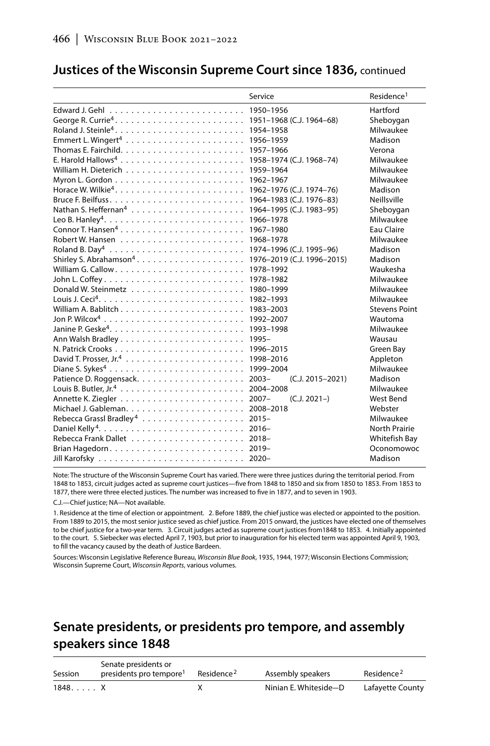## Justices of the Wisconsin Supreme Court since 1836, continued

| | Service | Residence[1] |
|---|---|---|
| Edward J. Gehl | 1950–1956 | Hartford |
| George R. Currie[4] | 1951–1968 (C.J. 1964–68) | Sheboygan |
| Roland J. Steinle[4] | 1954–1958 | Milwaukee |
| Emmert L. Wingert[4] | 1956–1959 | Madison |
| Thomas E. Fairchild | 1957–1966 | Verona |
| E. Harold Hallows[4] | 1958–1974 (C.J. 1968–74) | Milwaukee |
| William H. Dieterich | 1959–1964 | Milwaukee |
| Myron L. Gordon | 1962–1967 | Milwaukee |
| Horace W. Wilkie[4] | 1962–1976 (C.J. 1974–76) | Madison |
| Bruce F. Beilfuss | 1964–1983 (C.J. 1976–83) | Neillsville |
| Nathan S. Heffernan[4] | 1964–1995 (C.J. 1983–95) | Sheboygan |
| Leo B. Hanley[4] | 1966–1978 | Milwaukee |
| Connor T. Hansen[4] | 1967–1980 | Eau Claire |
| Robert W. Hansen | 1968–1978 | Milwaukee |
| Roland B. Day[4] | 1974–1996 (C.J. 1995–96) | Madison |
| Shirley S. Abrahamson[4] | 1976–2019 (C.J. 1996–2015) | Madison |
| William G. Callow | 1978–1992 | Waukesha |
| John L. Coffey | 1978–1982 | Milwaukee |
| Donald W. Steinmetz | 1980–1999 | Milwaukee |
| Louis J. Ceci[4] | 1982–1993 | Milwaukee |
| William A. Bablitch | 1983–2003 | Stevens Point |
| Jon P. Wilcox[4] | 1992–2007 | Wautoma |
| Janine P. Geske[4] | 1993–1998 | Milwaukee |
| Ann Walsh Bradley | 1995– | Wausau |
| N. Patrick Crooks | 1996–2015 | Green Bay |
| David T. Prosser, Jr.[4] | 1998–2016 | Appleton |
| Diane S. Sykes[4] | 1999–2004 | Milwaukee |
| Patience D. Roggensack | 2003– (C.J. 2015–2021) | Madison |
| Louis B. Butler, Jr.[4] | 2004–2008 | Milwaukee |
| Annette K. Ziegler | 2007– (C.J. 2021–) | West Bend |
| Michael J. Gableman | 2008–2018 | Webster |
| Rebecca Grassl Bradley[4] | 2015– | Milwaukee |
| Daniel Kelly[4] | 2016– | North Prairie |
| Rebecca Frank Dallet | 2018– | Whitefish Bay |
| Brian Hagedorn | 2019– | Oconomowoc |
| Jill Karofsky | 2020– | Madison |

Note: The structure of the Wisconsin Supreme Court has varied. There were three justices during the territorial period. From 1848 to 1853, circuit judges acted as supreme court justices—five from 1848 to 1850 and six from 1850 to 1853. From 1853 to 1877, there were three elected justices. The number was increased to five in 1877, and to seven in 1903.

C.J.—Chief justice; NA—Not available.

1. Residence at the time of election or appointment. 2. Before 1889, the chief justice was elected or appointed to the position. From 1889 to 2015, the most senior justice seved as chief justice. From 2015 onward, the justices have elected one of themselves to be chief justice for a two-year term. 3. Circuit judges acted as supreme court justices from1848 to 1853. 4. Initially appointed to the court. 5. Siebecker was elected April 7, 1903, but prior to inauguration for his elected term was appointed April 9, 1903, to fill the vacancy caused by the death of Justice Bardeen.

Sources: Wisconsin Legislative Reference Bureau, *Wisconsin Blue Book*, 1935, 1944, 1977; Wisconsin Elections Commission; Wisconsin Supreme Court, *Wisconsin Reports*, various volumes.

## Senate presidents, or presidents pro tempore, and assembly speakers since 1848

| Session | Senate presidents or presidents pro tempore[1] | Residence[2] | Assembly speakers | Residence[2] |
|---|---|---|---|---|
| 1848 | X | X | Ninian E. Whiteside—D | Lafayette County |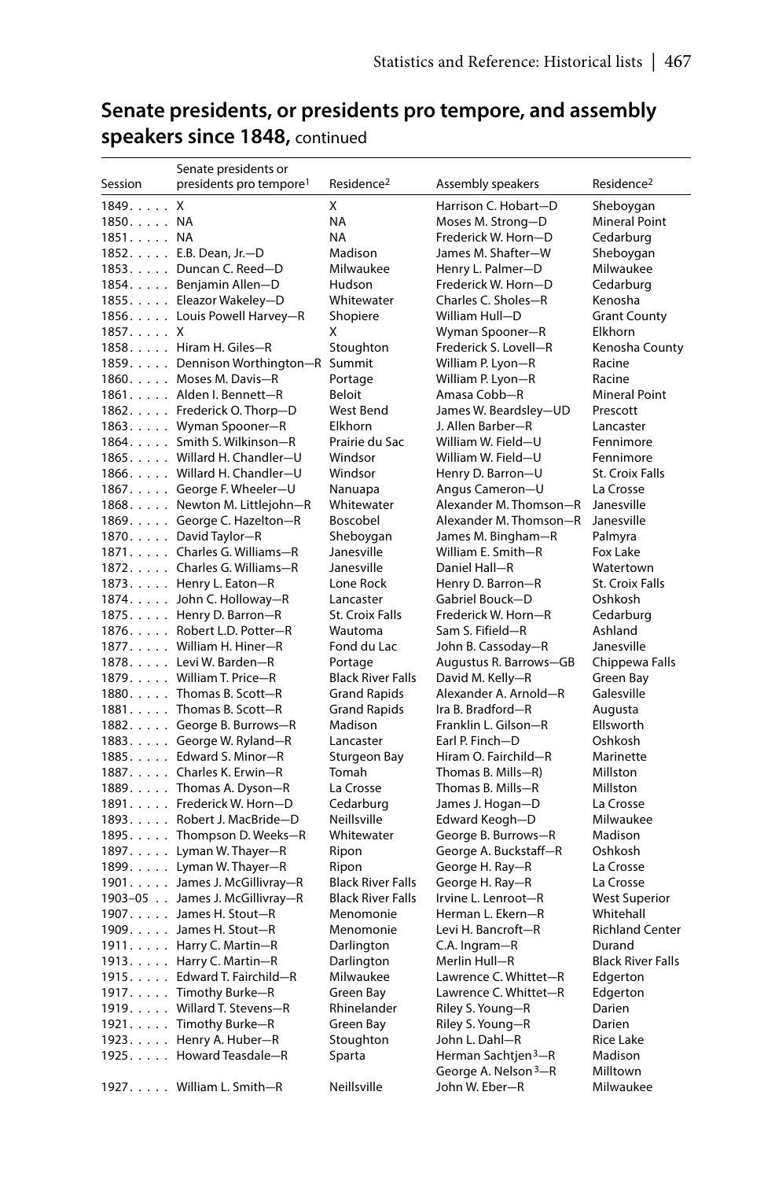## Senate presidents, or presidents pro tempore, and assembly speakers since 1848, continued

| Session | Senate presidents or presidents pro tempore[1] | Residence[2] | Assembly speakers | Residence[2] |
|---|---|---|---|---|
| 1849 | X | X | Harrison C. Hobart—D | Sheboygan |
| 1850 | NA | NA | Moses M. Strong—D | Mineral Point |
| 1851 | NA | NA | Frederick W. Horn—D | Cedarburg |
| 1852 | E.B. Dean, Jr.—D | Madison | James M. Shafter—W | Sheboygan |
| 1853 | Duncan C. Reed—D | Milwaukee | Henry L. Palmer—D | Milwaukee |
| 1854 | Benjamin Allen—D | Hudson | Frederick W. Horn—D | Cedarburg |
| 1855 | Eleazor Wakeley—D | Whitewater | Charles C. Sholes—R | Kenosha |
| 1856 | Louis Powell Harvey—R | Shopiere | William Hull—D | Grant County |
| 1857 | X | X | Wyman Spooner—R | Elkhorn |
| 1858 | Hiram H. Giles—R | Stoughton | Frederick S. Lovell—R | Kenosha County |
| 1859 | Dennison Worthington—R | Summit | William P. Lyon—R | Racine |
| 1860 | Moses M. Davis—R | Portage | William P. Lyon—R | Racine |
| 1861 | Alden I. Bennett—R | Beloit | Amasa Cobb—R | Mineral Point |
| 1862 | Frederick O. Thorp—D | West Bend | James W. Beardsley—UD | Prescott |
| 1863 | Wyman Spooner—R | Elkhorn | J. Allen Barber—R | Lancaster |
| 1864 | Smith S. Wilkinson—R | Prairie du Sac | William W. Field—U | Fennimore |
| 1865 | Willard H. Chandler—U | Windsor | William W. Field—U | Fennimore |
| 1866 | Willard H. Chandler—U | Windsor | Henry D. Barron—U | St. Croix Falls |
| 1867 | George F. Wheeler—U | Nanuapa | Angus Cameron—U | La Crosse |
| 1868 | Newton M. Littlejohn—R | Whitewater | Alexander M. Thomson—R | Janesville |
| 1869 | George C. Hazelton—R | Boscobel | Alexander M. Thomson—R | Janesville |
| 1870 | David Taylor—R | Sheboygan | James M. Bingham—R | Palmyra |
| 1871 | Charles G. Williams—R | Janesville | William E. Smith—R | Fox Lake |
| 1872 | Charles G. Williams—R | Janesville | Daniel Hall—R | Watertown |
| 1873 | Henry L. Eaton—R | Lone Rock | Henry D. Barron—R | St. Croix Falls |
| 1874 | John C. Holloway—R | Lancaster | Gabriel Bouck—D | Oshkosh |
| 1875 | Henry D. Barron—R | St. Croix Falls | Frederick W. Horn—R | Cedarburg |
| 1876 | Robert L.D. Potter—R | Wautoma | Sam S. Fifield—R | Ashland |
| 1877 | William H. Hiner—R | Fond du Lac | John B. Cassoday—R | Janesville |
| 1878 | Levi W. Barden—R | Portage | Augustus R. Barrows—GB | Chippewa Falls |
| 1879 | William T. Price—R | Black River Falls | David M. Kelly—R | Green Bay |
| 1880 | Thomas B. Scott—R | Grand Rapids | Alexander A. Arnold—R | Galesville |
| 1881 | Thomas B. Scott—R | Grand Rapids | Ira B. Bradford—R | Augusta |
| 1882 | George B. Burrows—R | Madison | Franklin L. Gilson—R | Ellsworth |
| 1883 | George W. Ryland—R | Lancaster | Earl P. Finch—D | Oshkosh |
| 1885 | Edward S. Minor—R | Sturgeon Bay | Hiram O. Fairchild—R | Marinette |
| 1887 | Charles K. Erwin—R | Tomah | Thomas B. Mills—R) | Millston |
| 1889 | Thomas A. Dyson—R | La Crosse | Thomas B. Mills—R | Millston |
| 1891 | Frederick W. Horn—D | Cedarburg | James J. Hogan—D | La Crosse |
| 1893 | Robert J. MacBride—D | Neillsville | Edward Keogh—D | Milwaukee |
| 1895 | Thompson D. Weeks—R | Whitewater | George B. Burrows—R | Madison |
| 1897 | Lyman W. Thayer—R | Ripon | George A. Buckstaff—R | Oshkosh |
| 1899 | Lyman W. Thayer—R | Ripon | George H. Ray—R | La Crosse |
| 1901 | James J. McGillivray—R | Black River Falls | George H. Ray—R | La Crosse |
| 1903–05 | James J. McGillivray—R | Black River Falls | Irvine L. Lenroot—R | West Superior |
| 1907 | James H. Stout—R | Menomonie | Herman L. Ekern—R | Whitehall |
| 1909 | James H. Stout—R | Menomonie | Levi H. Bancroft—R | Richland Center |
| 1911 | Harry C. Martin—R | Darlington | C.A. Ingram—R | Durand |
| 1913 | Harry C. Martin—R | Darlington | Merlin Hull—R | Black River Falls |
| 1915 | Edward T. Fairchild—R | Milwaukee | Lawrence C. Whittet—R | Edgerton |
| 1917 | Timothy Burke—R | Green Bay | Lawrence C. Whittet—R | Edgerton |
| 1919 | Willard T. Stevens—R | Rhinelander | Riley S. Young—R | Darien |
| 1921 | Timothy Burke—R | Green Bay | Riley S. Young—R | Darien |
| 1923 | Henry A. Huber—R | Stoughton | John L. Dahl—R | Rice Lake |
| 1925 | Howard Teasdale—R | Sparta | Herman Sachtjen[3]—R | Madison |
| | | | George A. Nelson[3]—R | Milltown |
| 1927 | William L. Smith—R | Neillsville | John W. Eber—R | Milwaukee |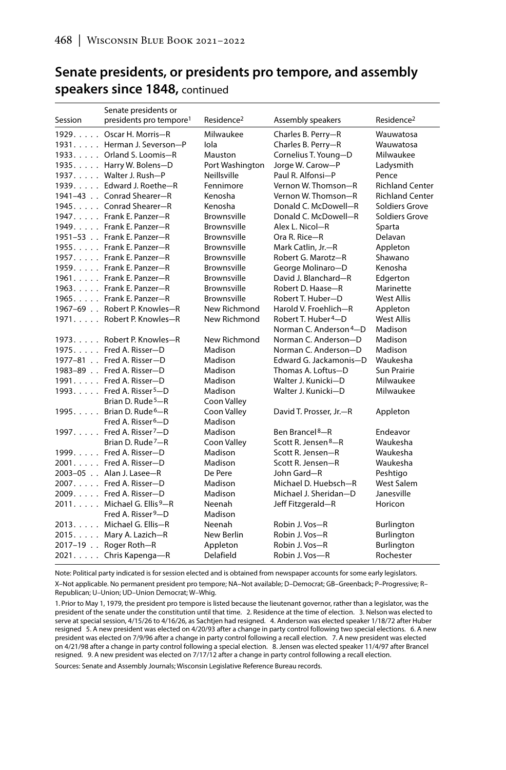## Senate presidents, or presidents pro tempore, and assembly speakers since 1848, continued

| Session | Senate presidents or presidents pro tempore[1] | Residence[2] | Assembly speakers | Residence[2] |
|---|---|---|---|---|
| 1929. . . . . | Oscar H. Morris—R | Milwaukee | Charles B. Perry—R | Wauwatosa |
| 1931. . . . . | Herman J. Severson—P | Iola | Charles B. Perry—R | Wauwatosa |
| 1933. . . . . | Orland S. Loomis—R | Mauston | Cornelius T. Young—D | Milwaukee |
| 1935. . . . . | Harry W. Bolens—D | Port Washington | Jorge W. Carow—P | Ladysmith |
| 1937. . . . . | Walter J. Rush—P | Neillsville | Paul R. Alfonsi—P | Pence |
| 1939. . . . . | Edward J. Roethe—R | Fennimore | Vernon W. Thomson—R | Richland Center |
| 1941–43 . . | Conrad Shearer—R | Kenosha | Vernon W. Thomson—R | Richland Center |
| 1945. . . . . | Conrad Shearer—R | Kenosha | Donald C. McDowell—R | Soldiers Grove |
| 1947. . . . . | Frank E. Panzer—R | Brownsville | Donald C. McDowell—R | Soldiers Grove |
| 1949. . . . . | Frank E. Panzer—R | Brownsville | Alex L. Nicol—R | Sparta |
| 1951–53 . . | Frank E. Panzer—R | Brownsville | Ora R. Rice—R | Delavan |
| 1955. . . . . | Frank E. Panzer—R | Brownsville | Mark Catlin, Jr.—R | Appleton |
| 1957. . . . . | Frank E. Panzer—R | Brownsville | Robert G. Marotz—R | Shawano |
| 1959. . . . . | Frank E. Panzer—R | Brownsville | George Molinaro—D | Kenosha |
| 1961. . . . . | Frank E. Panzer—R | Brownsville | David J. Blanchard—R | Edgerton |
| 1963. . . . . | Frank E. Panzer—R | Brownsville | Robert D. Haase—R | Marinette |
| 1965. . . . . | Frank E. Panzer—R | Brownsville | Robert T. Huber—D | West Allis |
| 1967–69 . . | Robert P. Knowles—R | New Richmond | Harold V. Froehlich—R | Appleton |
| 1971. . . . . | Robert P. Knowles—R | New Richmond | Robert T. Huber[4]—D | West Allis |
| | | | Norman C. Anderson[4]—D | Madison |
| 1973. . . . . | Robert P. Knowles—R | New Richmond | Norman C. Anderson—D | Madison |
| 1975. . . . . | Fred A. Risser—D | Madison | Norman C. Anderson—D | Madison |
| 1977–81 . . | Fred A. Risser—D | Madison | Edward G. Jackamonis—D | Waukesha |
| 1983–89 . . | Fred A. Risser—D | Madison | Thomas A. Loftus—D | Sun Prairie |
| 1991. . . . . | Fred A. Risser—D | Madison | Walter J. Kunicki—D | Milwaukee |
| 1993. . . . . | Fred A. Risser[5]—D | Madison | Walter J. Kunicki—D | Milwaukee |
| | Brian D. Rude[5]—R | Coon Valley | | |
| 1995. . . . . | Brian D. Rude[6]—R | Coon Valley | David T. Prosser, Jr.—R | Appleton |
| | Fred A. Risser[6]—D | Madison | | |
| 1997. . . . . | Fred A. Risser[7]—D | Madison | Ben Brancel[8]—R | Endeavor |
| | Brian D. Rude[7]—R | Coon Valley | Scott R. Jensen[8]—R | Waukesha |
| 1999. . . . . | Fred A. Risser—D | Madison | Scott R. Jensen—R | Waukesha |
| 2001. . . . . | Fred A. Risser—D | Madison | Scott R. Jensen—R | Waukesha |
| 2003–05 . . | Alan J. Lasee—R | De Pere | John Gard—R | Peshtigo |
| 2007. . . . . | Fred A. Risser—D | Madison | Michael D. Huebsch—R | West Salem |
| 2009. . . . . | Fred A. Risser—D | Madison | Michael J. Sheridan—D | Janesville |
| 2011. . . . . | Michael G. Ellis[9]—R | Neenah | Jeff Fitzgerald—R | Horicon |
| | Fred A. Risser[9]—D | Madison | | |
| 2013. . . . . | Michael G. Ellis—R | Neenah | Robin J. Vos—R | Burlington |
| 2015. . . . . | Mary A. Lazich—R | New Berlin | Robin J. Vos—R | Burlington |
| 2017–19 . . | Roger Roth—R | Appleton | Robin J. Vos—R | Burlington |
| 2021. . . . . | Chris Kapenga—R | Delafield | Robin J. Vos—R | Rochester |

Note: Political party indicated is for session elected and is obtained from newspaper accounts for some early legislators.

X–Not applicable. No permanent president pro tempore; NA–Not available; D–Democrat; GB–Greenback; P–Progressive; R–Republican; U–Union; UD–Union Democrat; W–Whig.

1. Prior to May 1, 1979, the president pro tempore is listed because the lieutenant governor, rather than a legislator, was the president of the senate under the constitution until that time. 2. Residence at the time of election. 3. Nelson was elected to serve at special session, 4/15/26 to 4/16/26, as Sachtjen had resigned. 4. Anderson was elected speaker 1/18/72 after Huber resigned 5. A new president was elected on 4/20/93 after a change in party control following two special elections. 6. A new president was elected on 7/9/96 after a change in party control following a recall election. 7. A new president was elected on 4/21/98 after a change in party control following a special election. 8. Jensen was elected speaker 11/4/97 after Brancel resigned. 9. A new president was elected on 7/17/12 after a change in party control following a recall election.

Sources: Senate and Assembly Journals; Wisconsin Legislative Reference Bureau records.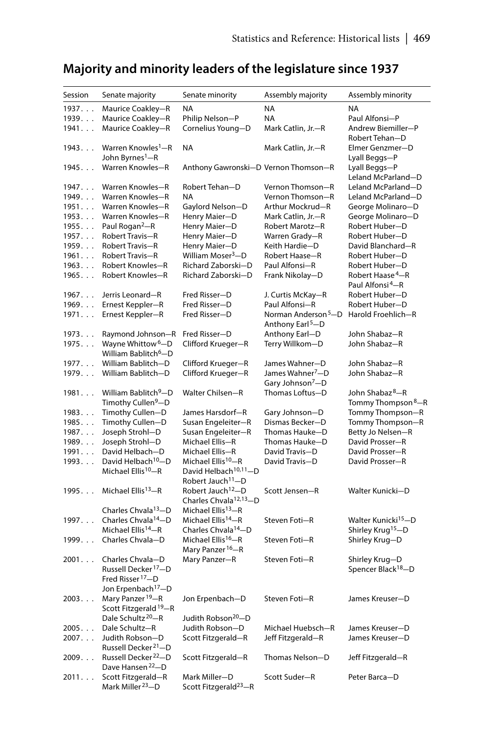## Majority and minority leaders of the legislature since 1937

| Session | Senate majority | Senate minority | Assembly majority | Assembly minority |
|---|---|---|---|---|
| 1937. . . | Maurice Coakley—R | NA | NA | NA |
| 1939. . . | Maurice Coakley—R | Philip Nelson—P | NA | Paul Alfonsi—P |
| 1941. . . | Maurice Coakley—R | Cornelius Young—D | Mark Catlin, Jr.—R | Andrew Biemiller—P<br>Robert Tehan—D |
| 1943. . . | Warren Knowles[1]—R<br>John Byrnes[1]—R | NA | Mark Catlin, Jr.—R | Elmer Genzmer—D<br>Lyall Beggs—P |
| 1945. . . | Warren Knowles—R | Anthony Gawronski—D | Vernon Thomson—R | Lyall Beggs—P<br>Leland McParland—D |
| 1947. . . | Warren Knowles—R | Robert Tehan—D | Vernon Thomson—R | Leland McParland—D |
| 1949. . . | Warren Knowles—R | NA | Vernon Thomson—R | Leland McParland—D |
| 1951. . . | Warren Knowles—R | Gaylord Nelson—D | Arthur Mockrud—R | George Molinaro—D |
| 1953. . . | Warren Knowles—R | Henry Maier—D | Mark Catlin, Jr.—R | George Molinaro—D |
| 1955. . . | Paul Rogan[2]—R | Henry Maier—D | Robert Marotz—R | Robert Huber—D |
| 1957. . . | Robert Travis—R | Henry Maier—D | Warren Grady—R | Robert Huber—D |
| 1959. . . | Robert Travis—R | Henry Maier—D | Keith Hardie—D | David Blanchard—R |
| 1961. . . | Robert Travis—R | William Moser[3]—D | Robert Haase—R | Robert Huber—D |
| 1963. . . | Robert Knowles—R | Richard Zaborski—D | Paul Alfonsi—R | Robert Huber—D |
| 1965. . . | Robert Knowles—R | Richard Zaborski—D | Frank Nikolay—D | Robert Haase[4]—R<br>Paul Alfonsi[4]—R |
| 1967. . . | Jerris Leonard—R | Fred Risser—D | J. Curtis McKay—R | Robert Huber—D |
| 1969. . . | Ernest Keppler—R | Fred Risser—D | Paul Alfonsi—R | Robert Huber—D |
| 1971. . . | Ernest Keppler—R | Fred Risser—D | Norman Anderson[5]—D<br>Anthony Earl[5]—D | Harold Froehlich—R |
| 1973. . . | Raymond Johnson—R | Fred Risser—D | Anthony Earl—D | John Shabaz—R |
| 1975. . . | Wayne Whittow[6]—D<br>William Bablitch[6]—D | Clifford Krueger—R | Terry Willkom—D | John Shabaz—R |
| 1977. . . | William Bablitch—D | Clifford Krueger—R | James Wahner—D | John Shabaz—R |
| 1979. . . | William Bablitch—D | Clifford Krueger—R | James Wahner[7]—D<br>Gary Johnson[7]—D | John Shabaz—R |
| 1981. . . | William Bablitch[9]—D<br>Timothy Cullen[9]—D | Walter Chilsen—R | Thomas Loftus—D | John Shabaz[8]—R<br>Tommy Thompson[8]—R |
| 1983. . . | Timothy Cullen—D | James Harsdorf—R | Gary Johnson—D | Tommy Thompson—R |
| 1985. . . | Timothy Cullen—D | Susan Engeleiter—R | Dismas Becker—D | Tommy Thompson—R |
| 1987. . . | Joseph Strohl—D | Susan Engeleiter—R | Thomas Hauke—D | Betty Jo Nelsen—R |
| 1989. . . | Joseph Strohl—D | Michael Ellis—R | Thomas Hauke—D | David Prosser—R |
| 1991. . . | David Helbach—D | Michael Ellis—R | David Travis—D | David Prosser—R |
| 1993. . . | David Helbach[10]—D<br>Michael Ellis[10]—R | Michael Ellis[10]—R<br>David Helbach[10,11]—D<br>Robert Jauch[11]—D | David Travis—D | David Prosser—R |
| 1995. . . | Michael Ellis[13]—R<br>Charles Chvala[13]—D | Robert Jauch[12]—D<br>Charles Chvala[12,13]—D<br>Michael Ellis[13]—R | Scott Jensen—R | Walter Kunicki—D |
| 1997. . . | Charles Chvala[14]—D<br>Michael Ellis[14]—R | Michael Ellis[14]—R<br>Charles Chvala[14]—D | Steven Foti—R | Walter Kunicki[15]—D<br>Shirley Krug[15]—D |
| 1999. . . | Charles Chvala—D | Michael Ellis[16]—R<br>Mary Panzer[16]—R | Steven Foti—R | Shirley Krug—D |
| 2001. . . | Charles Chvala—D<br>Russell Decker[17]—D<br>Fred Risser[17]—D<br>Jon Erpenbach[17]—D | Mary Panzer—R | Steven Foti—R | Shirley Krug—D<br>Spencer Black[18]—D |
| 2003. . . | Mary Panzer[19]—R<br>Scott Fitzgerald[19]—R<br>Dale Schultz[20]—R | Jon Erpenbach—D<br>Judith Robson[20]—D | Steven Foti—R | James Kreuser—D |
| 2005. . . | Dale Schultz—R | Judith Robson—D | Michael Huebsch—R | James Kreuser—D |
| 2007. . . | Judith Robson—D<br>Russell Decker[21]—D | Scott Fitzgerald—R | Jeff Fitzgerald—R | James Kreuser—D |
| 2009. . . | Russell Decker[22]—D<br>Dave Hansen[22]—D | Scott Fitzgerald—R | Thomas Nelson—D | Jeff Fitzgerald—R |
| 2011. . . | Scott Fitzgerald—R<br>Mark Miller[23]—D | Mark Miller—D<br>Scott Fitzgerald[23]—R | Scott Suder—R | Peter Barca—D |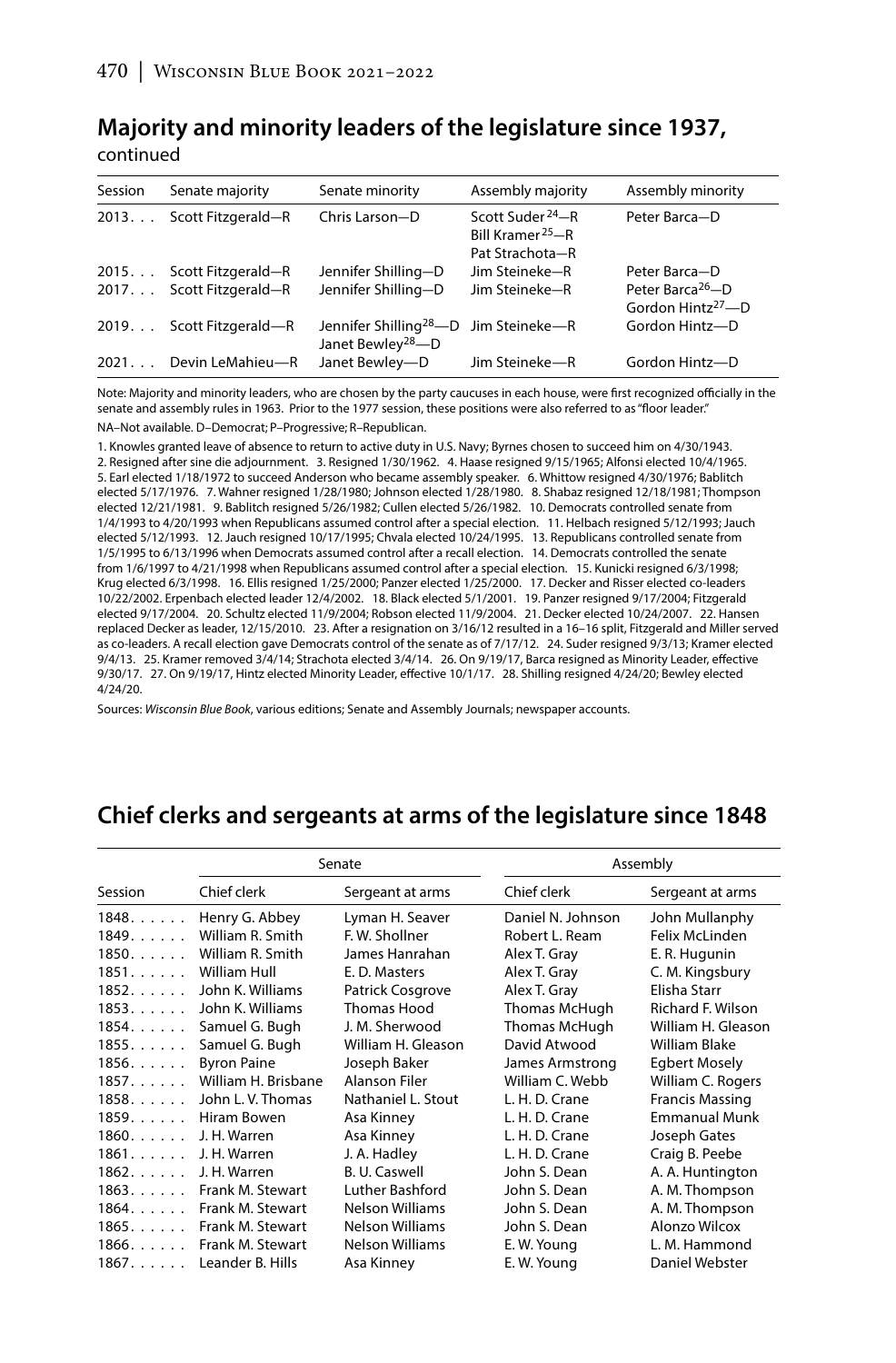## Majority and minority leaders of the legislature since 1937, continued

| Session | Senate majority | Senate minority | Assembly majority | Assembly minority |
|---|---|---|---|---|
| 2013. . . | Scott Fitzgerald—R | Chris Larson—D | Scott Suder[24]—R<br>Bill Kramer[25]—R<br>Pat Strachota—R | Peter Barca—D |
| 2015. . . | Scott Fitzgerald—R | Jennifer Shilling—D | Jim Steineke—R | Peter Barca—D |
| 2017. . . | Scott Fitzgerald—R | Jennifer Shilling—D | Jim Steineke—R | Peter Barca[26]—D<br>Gordon Hintz[27]—D |
| 2019. . . | Scott Fitzgerald—R | Jennifer Shilling[28]—D<br>Janet Bewley[28]—D | Jim Steineke—R | Gordon Hintz—D |
| 2021. . . | Devin LeMahieu—R | Janet Bewley—D | Jim Steineke—R | Gordon Hintz—D |

Note: Majority and minority leaders, who are chosen by the party caucuses in each house, were first recognized officially in the senate and assembly rules in 1963. Prior to the 1977 session, these positions were also referred to as "floor leader."

NA–Not available. D–Democrat; P–Progressive; R–Republican.

1. Knowles granted leave of absence to return to active duty in U.S. Navy; Byrnes chosen to succeed him on 4/30/1943. 2. Resigned after sine die adjournment. 3. Resigned 1/30/1962. 4. Haase resigned 9/15/1965; Alfonsi elected 10/4/1965. 5. Earl elected 1/18/1972 to succeed Anderson who became assembly speaker. 6. Whittow resigned 4/30/1976; Bablitch elected 5/17/1976. 7. Wahner resigned 1/28/1980; Johnson elected 1/28/1980. 8. Shabaz resigned 12/18/1981; Thompson elected 12/21/1981. 9. Bablitch resigned 5/26/1982; Cullen elected 5/26/1982. 10. Democrats controlled senate from 1/4/1993 to 4/20/1993 when Republicans assumed control after a special election. 11. Helbach resigned 5/12/1993; Jauch elected 5/12/1993. 12. Jauch resigned 10/17/1995; Chvala elected 10/24/1995. 13. Republicans controlled senate from 1/5/1995 to 6/13/1996 when Democrats assumed control after a recall election. 14. Democrats controlled the senate from 1/6/1997 to 4/21/1998 when Republicans assumed control after a special election. 15. Kunicki resigned 6/3/1998; Krug elected 6/3/1998. 16. Ellis resigned 1/25/2000; Panzer elected 1/25/2000. 17. Decker and Risser elected co-leaders 10/22/2002. Erpenbach elected leader 12/4/2002. 18. Black elected 5/1/2001. 19. Panzer resigned 9/17/2004; Fitzgerald elected 9/17/2004. 20. Schultz elected 11/9/2004; Robson elected 11/9/2004. 21. Decker elected 10/24/2007. 22. Hansen replaced Decker as leader, 12/15/2010. 23. After a resignation on 3/16/12 resulted in a 16–16 split, Fitzgerald and Miller served as co-leaders. A recall election gave Democrats control of the senate as of 7/17/12. 24. Suder resigned 9/3/13; Kramer elected 9/4/13. 25. Kramer removed 3/4/14; Strachota elected 3/4/14. 26. On 9/19/17, Barca resigned as Minority Leader, effective 9/30/17. 27. On 9/19/17, Hintz elected Minority Leader, effective 10/1/17. 28. Shilling resigned 4/24/20; Bewley elected 4/24/20.

Sources: *Wisconsin Blue Book*, various editions; Senate and Assembly Journals; newspaper accounts.

## Chief clerks and sergeants at arms of the legislature since 1848

| | Senate | | Assembly | |
|---|---|---|---|---|
| Session | Chief clerk | Sergeant at arms | Chief clerk | Sergeant at arms |
| 1848. . . . . . | Henry G. Abbey | Lyman H. Seaver | Daniel N. Johnson | John Mullanphy |
| 1849. . . . . . | William R. Smith | F. W. Shollner | Robert L. Ream | Felix McLinden |
| 1850. . . . . . | William R. Smith | James Hanrahan | Alex T. Gray | E. R. Hugunin |
| 1851. . . . . . | William Hull | E. D. Masters | Alex T. Gray | C. M. Kingsbury |
| 1852. . . . . . | John K. Williams | Patrick Cosgrove | Alex T. Gray | Elisha Starr |
| 1853. . . . . . | John K. Williams | Thomas Hood | Thomas McHugh | Richard F. Wilson |
| 1854. . . . . . | Samuel G. Bugh | J. M. Sherwood | Thomas McHugh | William H. Gleason |
| 1855. . . . . . | Samuel G. Bugh | William H. Gleason | David Atwood | William Blake |
| 1856. . . . . . | Byron Paine | Joseph Baker | James Armstrong | Egbert Mosely |
| 1857. . . . . . | William H. Brisbane | Alanson Filer | William C. Webb | William C. Rogers |
| 1858. . . . . . | John L. V. Thomas | Nathaniel L. Stout | L. H. D. Crane | Francis Massing |
| 1859. . . . . . | Hiram Bowen | Asa Kinney | L. H. D. Crane | Emmanual Munk |
| 1860. . . . . . | J. H. Warren | Asa Kinney | L. H. D. Crane | Joseph Gates |
| 1861. . . . . . | J. H. Warren | J. A. Hadley | L. H. D. Crane | Craig B. Peebe |
| 1862. . . . . . | J. H. Warren | B. U. Caswell | John S. Dean | A. A. Huntington |
| 1863. . . . . . | Frank M. Stewart | Luther Bashford | John S. Dean | A. M. Thompson |
| 1864. . . . . . | Frank M. Stewart | Nelson Williams | John S. Dean | A. M. Thompson |
| 1865. . . . . . | Frank M. Stewart | Nelson Williams | John S. Dean | Alonzo Wilcox |
| 1866. . . . . . | Frank M. Stewart | Nelson Williams | E. W. Young | L. M. Hammond |
| 1867. . . . . . | Leander B. Hills | Asa Kinney | E. W. Young | Daniel Webster |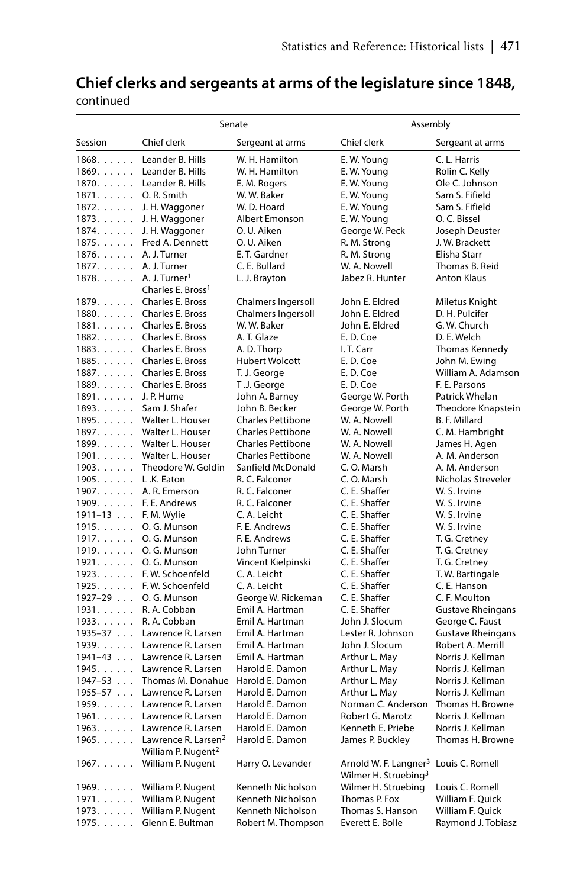## Chief clerks and sergeants at arms of the legislature since 1848, continued

| | Senate | | Assembly | |
|---|---|---|---|---|
| Session | Chief clerk | Sergeant at arms | Chief clerk | Sergeant at arms |
| 1868 | Leander B. Hills | W. H. Hamilton | E. W. Young | C. L. Harris |
| 1869 | Leander B. Hills | W. H. Hamilton | E. W. Young | Rolin C. Kelly |
| 1870 | Leander B. Hills | E. M. Rogers | E. W. Young | Ole C. Johnson |
| 1871 | O. R. Smith | W. W. Baker | E. W. Young | Sam S. Fifield |
| 1872 | J. H. Waggoner | W. D. Hoard | E. W. Young | Sam S. Fifield |
| 1873 | J. H. Waggoner | Albert Emonson | E. W. Young | O. C. Bissel |
| 1874 | J. H. Waggoner | O. U. Aiken | George W. Peck | Joseph Deuster |
| 1875 | Fred A. Dennett | O. U. Aiken | R. M. Strong | J. W. Brackett |
| 1876 | A. J. Turner | E. T. Gardner | R. M. Strong | Elisha Starr |
| 1877 | A. J. Turner | C. E. Bullard | W. A. Nowell | Thomas B. Reid |
| 1878 | A. J. Turner[1] Charles E. Bross[1] | L. J. Brayton | Jabez R. Hunter | Anton Klaus |
| 1879 | Charles E. Bross | Chalmers Ingersoll | John E. Eldred | Miletus Knight |
| 1880 | Charles E. Bross | Chalmers Ingersoll | John E. Eldred | D. H. Pulcifer |
| 1881 | Charles E. Bross | W. W. Baker | John E. Eldred | G. W. Church |
| 1882 | Charles E. Bross | A. T. Glaze | E. D. Coe | D. E. Welch |
| 1883 | Charles E. Bross | A. D. Thorp | I. T. Carr | Thomas Kennedy |
| 1885 | Charles E. Bross | Hubert Wolcott | E. D. Coe | John M. Ewing |
| 1887 | Charles E. Bross | T. J. George | E. D. Coe | William A. Adamson |
| 1889 | Charles E. Bross | T .J. George | E. D. Coe | F. E. Parsons |
| 1891 | J. P. Hume | John A. Barney | George W. Porth | Patrick Whelan |
| 1893 | Sam J. Shafer | John B. Becker | George W. Porth | Theodore Knapstein |
| 1895 | Walter L. Houser | Charles Pettibone | W. A. Nowell | B. F. Millard |
| 1897 | Walter L. Houser | Charles Pettibone | W. A. Nowell | C. M. Hambright |
| 1899 | Walter L. Houser | Charles Pettibone | W. A. Nowell | James H. Agen |
| 1901 | Walter L. Houser | Charles Pettibone | W. A. Nowell | A. M. Anderson |
| 1903 | Theodore W. Goldin | Sanfield McDonald | C. O. Marsh | A. M. Anderson |
| 1905 | L .K. Eaton | R. C. Falconer | C. O. Marsh | Nicholas Streveler |
| 1907 | A. R. Emerson | R. C. Falconer | C. E. Shaffer | W. S. Irvine |
| 1909 | F. E. Andrews | R. C. Falconer | C. E. Shaffer | W. S. Irvine |
| 1911–13 | F. M. Wylie | C. A. Leicht | C. E. Shaffer | W. S. Irvine |
| 1915 | O. G. Munson | F. E. Andrews | C. E. Shaffer | W. S. Irvine |
| 1917 | O. G. Munson | F. E. Andrews | C. E. Shaffer | T. G. Cretney |
| 1919 | O. G. Munson | John Turner | C. E. Shaffer | T. G. Cretney |
| 1921 | O. G. Munson | Vincent Kielpinski | C. E. Shaffer | T. G. Cretney |
| 1923 | F. W. Schoenfeld | C. A. Leicht | C. E. Shaffer | T. W. Bartingale |
| 1925 | F. W. Schoenfeld | C. A. Leicht | C. E. Shaffer | C. E. Hanson |
| 1927–29 | O. G. Munson | George W. Rickeman | C. E. Shaffer | C. F. Moulton |
| 1931 | R. A. Cobban | Emil A. Hartman | C. E. Shaffer | Gustave Rheingans |
| 1933 | R. A. Cobban | Emil A. Hartman | John J. Slocum | George C. Faust |
| 1935–37 | Lawrence R. Larsen | Emil A. Hartman | Lester R. Johnson | Gustave Rheingans |
| 1939 | Lawrence R. Larsen | Emil A. Hartman | John J. Slocum | Robert A. Merrill |
| 1941–43 | Lawrence R. Larsen | Emil A. Hartman | Arthur L. May | Norris J. Kellman |
| 1945 | Lawrence R. Larsen | Harold E. Damon | Arthur L. May | Norris J. Kellman |
| 1947–53 | Thomas M. Donahue | Harold E. Damon | Arthur L. May | Norris J. Kellman |
| 1955–57 | Lawrence R. Larsen | Harold E. Damon | Arthur L. May | Norris J. Kellman |
| 1959 | Lawrence R. Larsen | Harold E. Damon | Norman C. Anderson | Thomas H. Browne |
| 1961 | Lawrence R. Larsen | Harold E. Damon | Robert G. Marotz | Norris J. Kellman |
| 1963 | Lawrence R. Larsen | Harold E. Damon | Kenneth E. Priebe | Norris J. Kellman |
| 1965 | Lawrence R. Larsen[2] William P. Nugent[2] | Harold E. Damon | James P. Buckley | Thomas H. Browne |
| 1967 | William P. Nugent | Harry O. Levander | Arnold W. F. Langner[3] Wilmer H. Struebing[3] | Louis C. Romell |
| 1969 | William P. Nugent | Kenneth Nicholson | Wilmer H. Struebing | Louis C. Romell |
| 1971 | William P. Nugent | Kenneth Nicholson | Thomas P. Fox | William F. Quick |
| 1973 | William P. Nugent | Kenneth Nicholson | Thomas S. Hanson | William F. Quick |
| 1975 | Glenn E. Bultman | Robert M. Thompson | Everett E. Bolle | Raymond J. Tobiasz |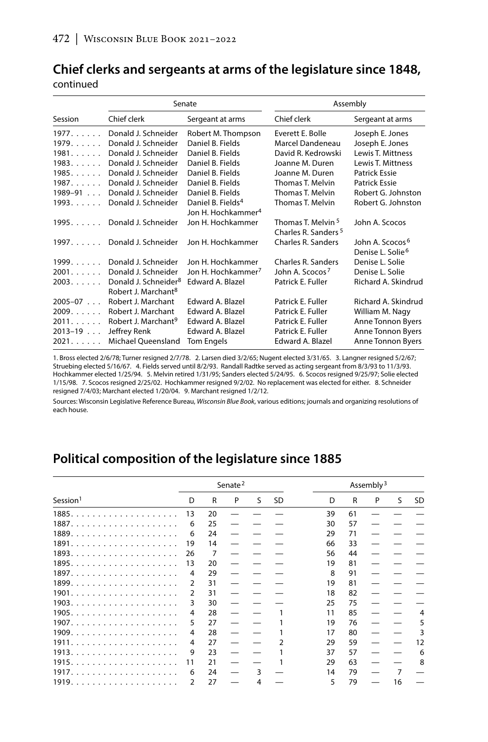## Chief clerks and sergeants at arms of the legislature since 1848, continued

| Session | Senate | | Assembly | |
|---|---|---|---|---|
| | Chief clerk | Sergeant at arms | Chief clerk | Sergeant at arms |
| 1977 | Donald J. Schneider | Robert M. Thompson | Everett E. Bolle | Joseph E. Jones |
| 1979 | Donald J. Schneider | Daniel B. Fields | Marcel Dandeneau | Joseph E. Jones |
| 1981 | Donald J. Schneider | Daniel B. Fields | David R. Kedrowski | Lewis T. Mittness |
| 1983 | Donald J. Schneider | Daniel B. Fields | Joanne M. Duren | Lewis T. Mittness |
| 1985 | Donald J. Schneider | Daniel B. Fields | Joanne M. Duren | Patrick Essie |
| 1987 | Donald J. Schneider | Daniel B. Fields | Thomas T. Melvin | Patrick Essie |
| 1989–91 | Donald J. Schneider | Daniel B. Fields | Thomas T. Melvin | Robert G. Johnston |
| 1993 | Donald J. Schneider | Daniel B. Fields[4] Jon H. Hochkammer[4] | Thomas T. Melvin | Robert G. Johnston |
| 1995 | Donald J. Schneider | Jon H. Hochkammer | Thomas T. Melvin[5] Charles R. Sanders[5] | John A. Scocos |
| 1997 | Donald J. Schneider | Jon H. Hochkammer | Charles R. Sanders | John A. Scocos[6] Denise L. Solie[6] |
| 1999 | Donald J. Schneider | Jon H. Hochkammer | Charles R. Sanders | Denise L. Solie |
| 2001 | Donald J. Schneider | Jon H. Hochkammer[7] | John A. Scocos[7] | Denise L. Solie |
| 2003 | Donald J. Schneider[8] Robert J. Marchant[8] | Edward A. Blazel | Patrick E. Fuller | Richard A. Skindrud |
| 2005–07 | Robert J. Marchant | Edward A. Blazel | Patrick E. Fuller | Richard A. Skindrud |
| 2009 | Robert J. Marchant | Edward A. Blazel | Patrick E. Fuller | William M. Nagy |
| 2011 | Robert J. Marchant[9] | Edward A. Blazel | Patrick E. Fuller | Anne Tonnon Byers |
| 2013–19 | Jeffrey Renk | Edward A. Blazel | Patrick E. Fuller | Anne Tonnon Byers |
| 2021 | Michael Queensland | Tom Engels | Edward A. Blazel | Anne Tonnon Byers |

1. Bross elected 2/6/78; Turner resigned 2/7/78. 2. Larsen died 3/2/65; Nugent elected 3/31/65. 3. Langner resigned 5/2/67; Struebing elected 5/16/67. 4. Fields served until 8/2/93. Randall Radtke served as acting sergeant from 8/3/93 to 11/3/93. Hochkammer elected 1/25/94. 5. Melvin retired 1/31/95; Sanders elected 5/24/95. 6. Scocos resigned 9/25/97; Solie elected 1/15/98. 7. Scocos resigned 2/25/02. Hochkammer resigned 9/2/02. No replacement was elected for either. 8. Schneider resigned 7/4/03; Marchant elected 1/20/04. 9. Marchant resigned 1/2/12.

Sources: Wisconsin Legislative Reference Bureau, *Wisconsin Blue Book*, various editions; journals and organizing resolutions of each house.

## Political composition of the legislature since 1885

| Session[1] | Senate[2] | | | | | Assembly[3] | | | | |
|---|---|---|---|---|---|---|---|---|---|---|
| | D | R | P | S | SD | D | R | P | S | SD |
| 1885 | 13 | 20 | — | — | — | 39 | 61 | — | — | — |
| 1887 | 6 | 25 | — | — | — | 30 | 57 | — | — | — |
| 1889 | 6 | 24 | — | — | — | 29 | 71 | — | — | — |
| 1891 | 19 | 14 | — | — | — | 66 | 33 | — | — | — |
| 1893 | 26 | 7 | — | — | — | 56 | 44 | — | — | — |
| 1895 | 13 | 20 | — | — | — | 19 | 81 | — | — | — |
| 1897 | 4 | 29 | — | — | — | 8 | 91 | — | — | — |
| 1899 | 2 | 31 | — | — | — | 19 | 81 | — | — | — |
| 1901 | 2 | 31 | — | — | — | 18 | 82 | — | — | — |
| 1903 | 3 | 30 | — | — | — | 25 | 75 | — | — | — |
| 1905 | 4 | 28 | — | — | 1 | 11 | 85 | — | — | 4 |
| 1907 | 5 | 27 | — | — | 1 | 19 | 76 | — | — | 5 |
| 1909 | 4 | 28 | — | — | 1 | 17 | 80 | — | — | 3 |
| 1911 | 4 | 27 | — | — | 2 | 29 | 59 | — | — | 12 |
| 1913 | 9 | 23 | — | — | 1 | 37 | 57 | — | — | 6 |
| 1915 | 11 | 21 | — | — | 1 | 29 | 63 | — | — | 8 |
| 1917 | 6 | 24 | — | 3 | — | 14 | 79 | — | 7 | — |
| 1919 | 2 | 27 | — | 4 | — | 5 | 79 | — | 16 | — |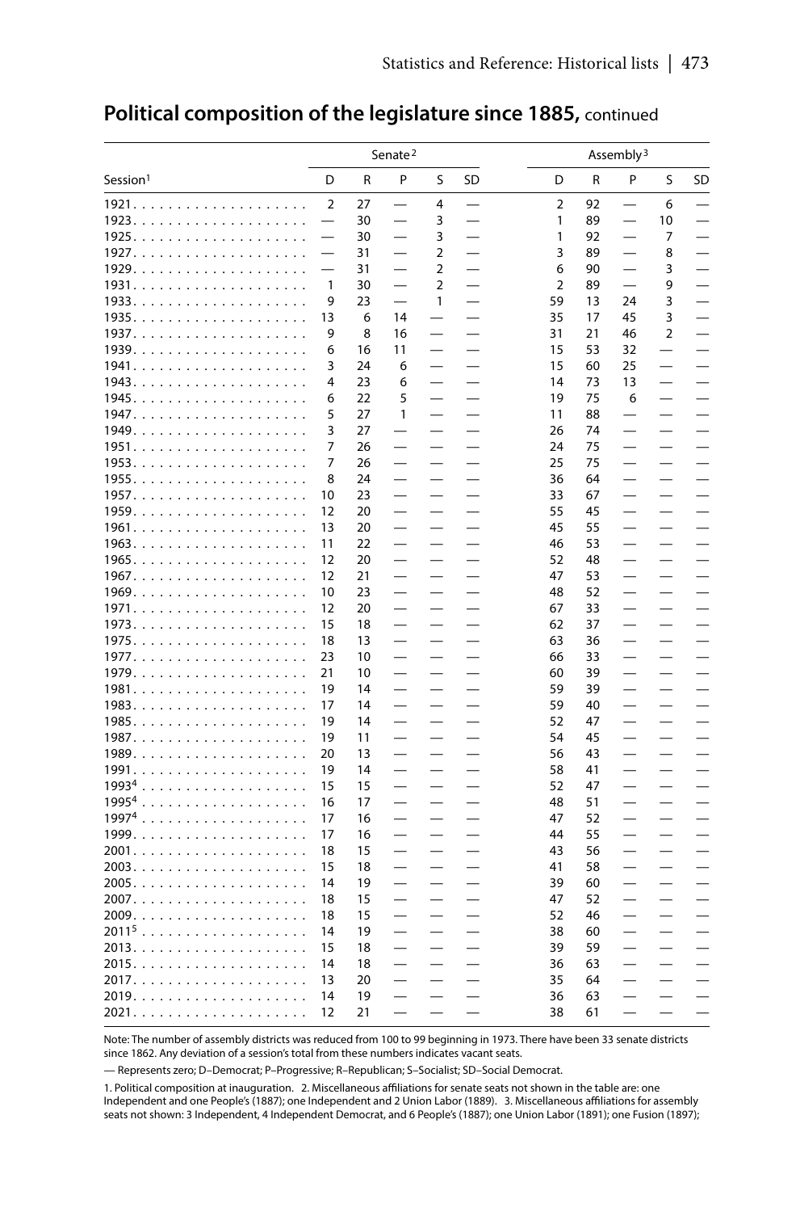## Political composition of the legislature since 1885, continued

| Session[1] | Senate[2] | | | | | Assembly[3] | | | | |
|---|---|---|---|---|---|---|---|---|---|---|
| | D | R | P | S | SD | D | R | P | S | SD |
| 1921 | 2 | 27 | — | 4 | — | 2 | 92 | — | 6 | — |
| 1923 | — | 30 | — | 3 | — | 1 | 89 | — | 10 | — |
| 1925 | — | 30 | — | 3 | — | 1 | 92 | — | 7 | — |
| 1927 | — | 31 | — | 2 | — | 3 | 89 | — | 8 | — |
| 1929 | — | 31 | — | 2 | — | 6 | 90 | — | 3 | — |
| 1931 | 1 | 30 | — | 2 | — | 2 | 89 | — | 9 | — |
| 1933 | 9 | 23 | — | 1 | — | 59 | 13 | 24 | 3 | — |
| 1935 | 13 | 6 | 14 | — | — | 35 | 17 | 45 | 3 | — |
| 1937 | 9 | 8 | 16 | — | — | 31 | 21 | 46 | 2 | — |
| 1939 | 6 | 16 | 11 | — | — | 15 | 53 | 32 | — | — |
| 1941 | 3 | 24 | 6 | — | — | 15 | 60 | 25 | — | — |
| 1943 | 4 | 23 | 6 | — | — | 14 | 73 | 13 | — | — |
| 1945 | 6 | 22 | 5 | — | — | 19 | 75 | 6 | — | — |
| 1947 | 5 | 27 | 1 | — | — | 11 | 88 | — | — | — |
| 1949 | 3 | 27 | — | — | — | 26 | 74 | — | — | — |
| 1951 | 7 | 26 | — | — | — | 24 | 75 | — | — | — |
| 1953 | 7 | 26 | — | — | — | 25 | 75 | — | — | — |
| 1955 | 8 | 24 | — | — | — | 36 | 64 | — | — | — |
| 1957 | 10 | 23 | — | — | — | 33 | 67 | — | — | — |
| 1959 | 12 | 20 | — | — | — | 55 | 45 | — | — | — |
| 1961 | 13 | 20 | — | — | — | 45 | 55 | — | — | — |
| 1963 | 11 | 22 | — | — | — | 46 | 53 | — | — | — |
| 1965 | 12 | 20 | — | — | — | 52 | 48 | — | — | — |
| 1967 | 12 | 21 | — | — | — | 47 | 53 | — | — | — |
| 1969 | 10 | 23 | — | — | — | 48 | 52 | — | — | — |
| 1971 | 12 | 20 | — | — | — | 67 | 33 | — | — | — |
| 1973 | 15 | 18 | — | — | — | 62 | 37 | — | — | — |
| 1975 | 18 | 13 | — | — | — | 63 | 36 | — | — | — |
| 1977 | 23 | 10 | — | — | — | 66 | 33 | — | — | — |
| 1979 | 21 | 10 | — | — | — | 60 | 39 | — | — | — |
| 1981 | 19 | 14 | — | — | — | 59 | 39 | — | — | — |
| 1983 | 17 | 14 | — | — | — | 59 | 40 | — | — | — |
| 1985 | 19 | 14 | — | — | — | 52 | 47 | — | — | — |
| 1987 | 19 | 11 | — | — | — | 54 | 45 | — | — | — |
| 1989 | 20 | 13 | — | — | — | 56 | 43 | — | — | — |
| 1991 | 19 | 14 | — | — | — | 58 | 41 | — | — | — |
| 1993[4] | 15 | 15 | — | — | — | 52 | 47 | — | — | — |
| 1995[4] | 16 | 17 | — | — | — | 48 | 51 | — | — | — |
| 1997[4] | 17 | 16 | — | — | — | 47 | 52 | — | — | — |
| 1999 | 17 | 16 | — | — | — | 44 | 55 | — | — | — |
| 2001 | 18 | 15 | — | — | — | 43 | 56 | — | — | — |
| 2003 | 15 | 18 | — | — | — | 41 | 58 | — | — | — |
| 2005 | 14 | 19 | — | — | — | 39 | 60 | — | — | — |
| 2007 | 18 | 15 | — | — | — | 47 | 52 | — | — | — |
| 2009 | 18 | 15 | — | — | — | 52 | 46 | — | — | — |
| 2011[5] | 14 | 19 | — | — | — | 38 | 60 | — | — | — |
| 2013 | 15 | 18 | — | — | — | 39 | 59 | — | — | — |
| 2015 | 14 | 18 | — | — | — | 36 | 63 | — | — | — |
| 2017 | 13 | 20 | — | — | — | 35 | 64 | — | — | — |
| 2019 | 14 | 19 | — | — | — | 36 | 63 | — | — | — |
| 2021 | 12 | 21 | — | — | — | 38 | 61 | — | — | — |

Note: The number of assembly districts was reduced from 100 to 99 beginning in 1973. There have been 33 senate districts since 1862. Any deviation of a session's total from these numbers indicates vacant seats.

— Represents zero; D–Democrat; P–Progressive; R–Republican; S–Socialist; SD–Social Democrat.

1. Political composition at inauguration. 2. Miscellaneous affiliations for senate seats not shown in the table are: one Independent and one People's (1887); one Independent and 2 Union Labor (1889). 3. Miscellaneous affiliations for assembly seats not shown: 3 Independent, 4 Independent Democrat, and 6 People's (1887); one Union Labor (1891); one Fusion (1897);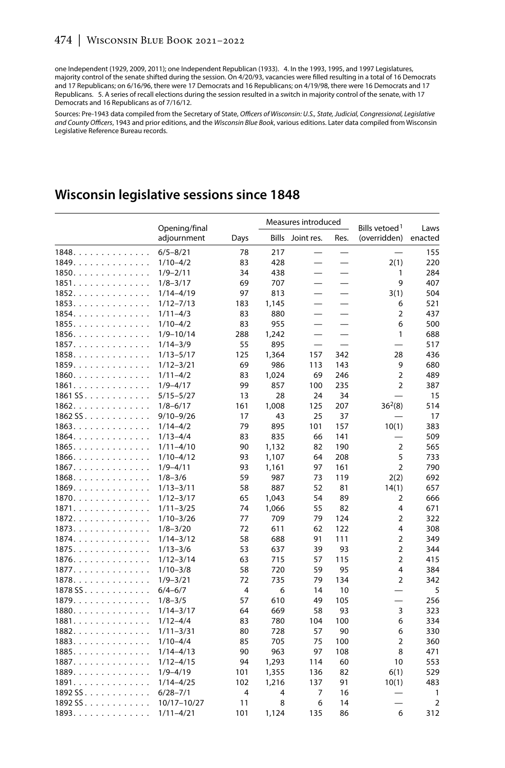one Independent (1929, 2009, 2011); one Independent Republican (1933). 4. In the 1993, 1995, and 1997 Legislatures, majority control of the senate shifted during the session. On 4/20/93, vacancies were filled resulting in a total of 16 Democrats and 17 Republicans; on 6/16/96, there were 17 Democrats and 16 Republicans; on 4/19/98, there were 16 Democrats and 17 Republicans. 5. A series of recall elections during the session resulted in a switch in majority control of the senate, with 17 Democrats and 16 Republicans as of 7/16/12.

Sources: Pre-1943 data compiled from the Secretary of State, *Officers of Wisconsin: U.S., State, Judicial, Congressional, Legislative and County Officers*, 1943 and prior editions, and the *Wisconsin Blue Book*, various editions. Later data compiled from Wisconsin Legislative Reference Bureau records.

## Wisconsin legislative sessions since 1848

| | Opening/final adjournment | Days | Measures introduced | | | Bills vetoed[1] (overridden) | Laws enacted |
|---|---|---|---|---|---|---|---|
| | | | Bills | Joint res. | Res. | | |
| 1848 | 6/5–8/21 | 78 | 217 | — | — | — | 155 |
| 1849 | 1/10–4/2 | 83 | 428 | — | — | 2(1) | 220 |
| 1850 | 1/9–2/11 | 34 | 438 | — | — | 1 | 284 |
| 1851 | 1/8–3/17 | 69 | 707 | — | — | 9 | 407 |
| 1852 | 1/14–4/19 | 97 | 813 | — | — | 3(1) | 504 |
| 1853 | 1/12–7/13 | 183 | 1,145 | — | — | 6 | 521 |
| 1854 | 1/11–4/3 | 83 | 880 | — | — | 2 | 437 |
| 1855 | 1/10–4/2 | 83 | 955 | — | — | 6 | 500 |
| 1856 | 1/9–10/14 | 288 | 1,242 | — | — | 1 | 688 |
| 1857 | 1/14–3/9 | 55 | 895 | — | — | — | 517 |
| 1858 | 1/13–5/17 | 125 | 1,364 | 157 | 342 | 28 | 436 |
| 1859 | 1/12–3/21 | 69 | 986 | 113 | 143 | 9 | 680 |
| 1860 | 1/11–4/2 | 83 | 1,024 | 69 | 246 | 2 | 489 |
| 1861 | 1/9–4/17 | 99 | 857 | 100 | 235 | 2 | 387 |
| 1861 SS | 5/15–5/27 | 13 | 28 | 24 | 34 | — | 15 |
| 1862 | 1/8–6/17 | 161 | 1,008 | 125 | 207 | 36[2](8) | 514 |
| 1862 SS | 9/10–9/26 | 17 | 43 | 25 | 37 | — | 17 |
| 1863 | 1/14–4/2 | 79 | 895 | 101 | 157 | 10(1) | 383 |
| 1864 | 1/13–4/4 | 83 | 835 | 66 | 141 | — | 509 |
| 1865 | 1/11–4/10 | 90 | 1,132 | 82 | 190 | 2 | 565 |
| 1866 | 1/10–4/12 | 93 | 1,107 | 64 | 208 | 5 | 733 |
| 1867 | 1/9–4/11 | 93 | 1,161 | 97 | 161 | 2 | 790 |
| 1868 | 1/8–3/6 | 59 | 987 | 73 | 119 | 2(2) | 692 |
| 1869 | 1/13–3/11 | 58 | 887 | 52 | 81 | 14(1) | 657 |
| 1870 | 1/12–3/17 | 65 | 1,043 | 54 | 89 | 2 | 666 |
| 1871 | 1/11–3/25 | 74 | 1,066 | 55 | 82 | 4 | 671 |
| 1872 | 1/10–3/26 | 77 | 709 | 79 | 124 | 2 | 322 |
| 1873 | 1/8–3/20 | 72 | 611 | 62 | 122 | 4 | 308 |
| 1874 | 1/14–3/12 | 58 | 688 | 91 | 111 | 2 | 349 |
| 1875 | 1/13–3/6 | 53 | 637 | 39 | 93 | 2 | 344 |
| 1876 | 1/12–3/14 | 63 | 715 | 57 | 115 | 2 | 415 |
| 1877 | 1/10–3/8 | 58 | 720 | 59 | 95 | 4 | 384 |
| 1878 | 1/9–3/21 | 72 | 735 | 79 | 134 | 2 | 342 |
| 1878 SS | 6/4–6/7 | 4 | 6 | 14 | 10 | — | 5 |
| 1879 | 1/8–3/5 | 57 | 610 | 49 | 105 | — | 256 |
| 1880 | 1/14–3/17 | 64 | 669 | 58 | 93 | 3 | 323 |
| 1881 | 1/12–4/4 | 83 | 780 | 104 | 100 | 6 | 334 |
| 1882 | 1/11–3/31 | 80 | 728 | 57 | 90 | 6 | 330 |
| 1883 | 1/10–4/4 | 85 | 705 | 75 | 100 | 2 | 360 |
| 1885 | 1/14–4/13 | 90 | 963 | 97 | 108 | 8 | 471 |
| 1887 | 1/12–4/15 | 94 | 1,293 | 114 | 60 | 10 | 553 |
| 1889 | 1/9–4/19 | 101 | 1,355 | 136 | 82 | 6(1) | 529 |
| 1891 | 1/14–4/25 | 102 | 1,216 | 137 | 91 | 10(1) | 483 |
| 1892 SS | 6/28–7/1 | 4 | 4 | 7 | 16 | — | 1 |
| 1892 SS | 10/17–10/27 | 11 | 8 | 6 | 14 | — | 2 |
| 1893 | 1/11–4/21 | 101 | 1,124 | 135 | 86 | 6 | 312 |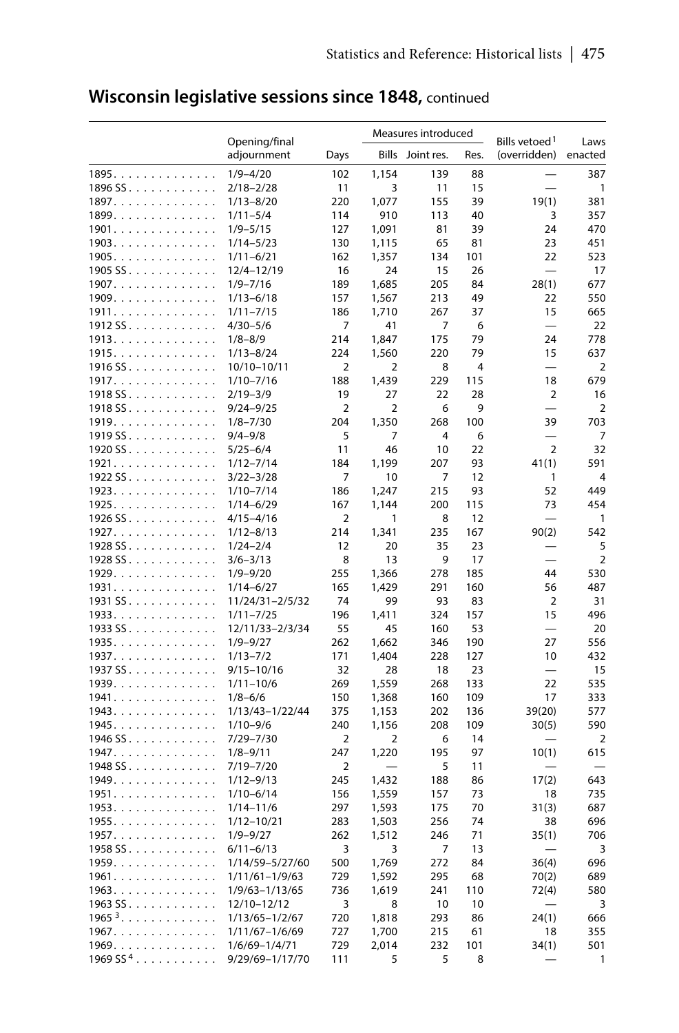## Wisconsin legislative sessions since 1848, continued

| | Opening/final adjournment | Days | Measures introduced | | | Bills vetoed[1] (overridden) | Laws enacted |
|---|---|---|---|---|---|---|---|
| | | | Bills | Joint res. | Res. | | |
| 1895 | 1/9–4/20 | 102 | 1,154 | 139 | 88 | — | 387 |
| 1896 SS | 2/18–2/28 | 11 | 3 | 11 | 15 | — | 1 |
| 1897 | 1/13–8/20 | 220 | 1,077 | 155 | 39 | 19(1) | 381 |
| 1899 | 1/11–5/4 | 114 | 910 | 113 | 40 | 3 | 357 |
| 1901 | 1/9–5/15 | 127 | 1,091 | 81 | 39 | 24 | 470 |
| 1903 | 1/14–5/23 | 130 | 1,115 | 65 | 81 | 23 | 451 |
| 1905 | 1/11–6/21 | 162 | 1,357 | 134 | 101 | 22 | 523 |
| 1905 SS | 12/4–12/19 | 16 | 24 | 15 | 26 | — | 17 |
| 1907 | 1/9–7/16 | 189 | 1,685 | 205 | 84 | 28(1) | 677 |
| 1909 | 1/13–6/18 | 157 | 1,567 | 213 | 49 | 22 | 550 |
| 1911 | 1/11–7/15 | 186 | 1,710 | 267 | 37 | 15 | 665 |
| 1912 SS | 4/30–5/6 | 7 | 41 | 7 | 6 | — | 22 |
| 1913 | 1/8–8/9 | 214 | 1,847 | 175 | 79 | 24 | 778 |
| 1915 | 1/13–8/24 | 224 | 1,560 | 220 | 79 | 15 | 637 |
| 1916 SS | 10/10–10/11 | 2 | 2 | 8 | 4 | — | 2 |
| 1917 | 1/10–7/16 | 188 | 1,439 | 229 | 115 | 18 | 679 |
| 1918 SS | 2/19–3/9 | 19 | 27 | 22 | 28 | 2 | 16 |
| 1918 SS | 9/24–9/25 | 2 | 2 | 6 | 9 | — | 2 |
| 1919 | 1/8–7/30 | 204 | 1,350 | 268 | 100 | 39 | 703 |
| 1919 SS | 9/4–9/8 | 5 | 7 | 4 | 6 | — | 7 |
| 1920 SS | 5/25–6/4 | 11 | 46 | 10 | 22 | 2 | 32 |
| 1921 | 1/12–7/14 | 184 | 1,199 | 207 | 93 | 41(1) | 591 |
| 1922 SS | 3/22–3/28 | 7 | 10 | 7 | 12 | 1 | 4 |
| 1923 | 1/10–7/14 | 186 | 1,247 | 215 | 93 | 52 | 449 |
| 1925 | 1/14–6/29 | 167 | 1,144 | 200 | 115 | 73 | 454 |
| 1926 SS | 4/15–4/16 | 2 | 1 | 8 | 12 | — | 1 |
| 1927 | 1/12–8/13 | 214 | 1,341 | 235 | 167 | 90(2) | 542 |
| 1928 SS | 1/24–2/4 | 12 | 20 | 35 | 23 | — | 5 |
| 1928 SS | 3/6–3/13 | 8 | 13 | 9 | 17 | — | 2 |
| 1929 | 1/9–9/20 | 255 | 1,366 | 278 | 185 | 44 | 530 |
| 1931 | 1/14–6/27 | 165 | 1,429 | 291 | 160 | 56 | 487 |
| 1931 SS | 11/24/31–2/5/32 | 74 | 99 | 93 | 83 | 2 | 31 |
| 1933 | 1/11–7/25 | 196 | 1,411 | 324 | 157 | 15 | 496 |
| 1933 SS | 12/11/33–2/3/34 | 55 | 45 | 160 | 53 | — | 20 |
| 1935 | 1/9–9/27 | 262 | 1,662 | 346 | 190 | 27 | 556 |
| 1937 | 1/13–7/2 | 171 | 1,404 | 228 | 127 | 10 | 432 |
| 1937 SS | 9/15–10/16 | 32 | 28 | 18 | 23 | — | 15 |
| 1939 | 1/11–10/6 | 269 | 1,559 | 268 | 133 | 22 | 535 |
| 1941 | 1/8–6/6 | 150 | 1,368 | 160 | 109 | 17 | 333 |
| 1943 | 1/13/43–1/22/44 | 375 | 1,153 | 202 | 136 | 39(20) | 577 |
| 1945 | 1/10–9/6 | 240 | 1,156 | 208 | 109 | 30(5) | 590 |
| 1946 SS | 7/29–7/30 | 2 | 2 | 6 | 14 | — | 2 |
| 1947 | 1/8–9/11 | 247 | 1,220 | 195 | 97 | 10(1) | 615 |
| 1948 SS | 7/19–7/20 | 2 | — | 5 | 11 | — | — |
| 1949 | 1/12–9/13 | 245 | 1,432 | 188 | 86 | 17(2) | 643 |
| 1951 | 1/10–6/14 | 156 | 1,559 | 157 | 73 | 18 | 735 |
| 1953 | 1/14–11/6 | 297 | 1,593 | 175 | 70 | 31(3) | 687 |
| 1955 | 1/12–10/21 | 283 | 1,503 | 256 | 74 | 38 | 696 |
| 1957 | 1/9–9/27 | 262 | 1,512 | 246 | 71 | 35(1) | 706 |
| 1958 SS | 6/11–6/13 | 3 | 3 | 7 | 13 | — | 3 |
| 1959 | 1/14/59–5/27/60 | 500 | 1,769 | 272 | 84 | 36(4) | 696 |
| 1961 | 1/11/61–1/9/63 | 729 | 1,592 | 295 | 68 | 70(2) | 689 |
| 1963 | 1/9/63–1/13/65 | 736 | 1,619 | 241 | 110 | 72(4) | 580 |
| 1963 SS | 12/10–12/12 | 3 | 8 | 10 | 10 | — | 3 |
| 1965[3] | 1/13/65–1/2/67 | 720 | 1,818 | 293 | 86 | 24(1) | 666 |
| 1967 | 1/11/67–1/6/69 | 727 | 1,700 | 215 | 61 | 18 | 355 |
| 1969 | 1/6/69–1/4/71 | 729 | 2,014 | 232 | 101 | 34(1) | 501 |
| 1969 SS[4] | 9/29/69–1/17/70 | 111 | 5 | 5 | 8 | — | 1 |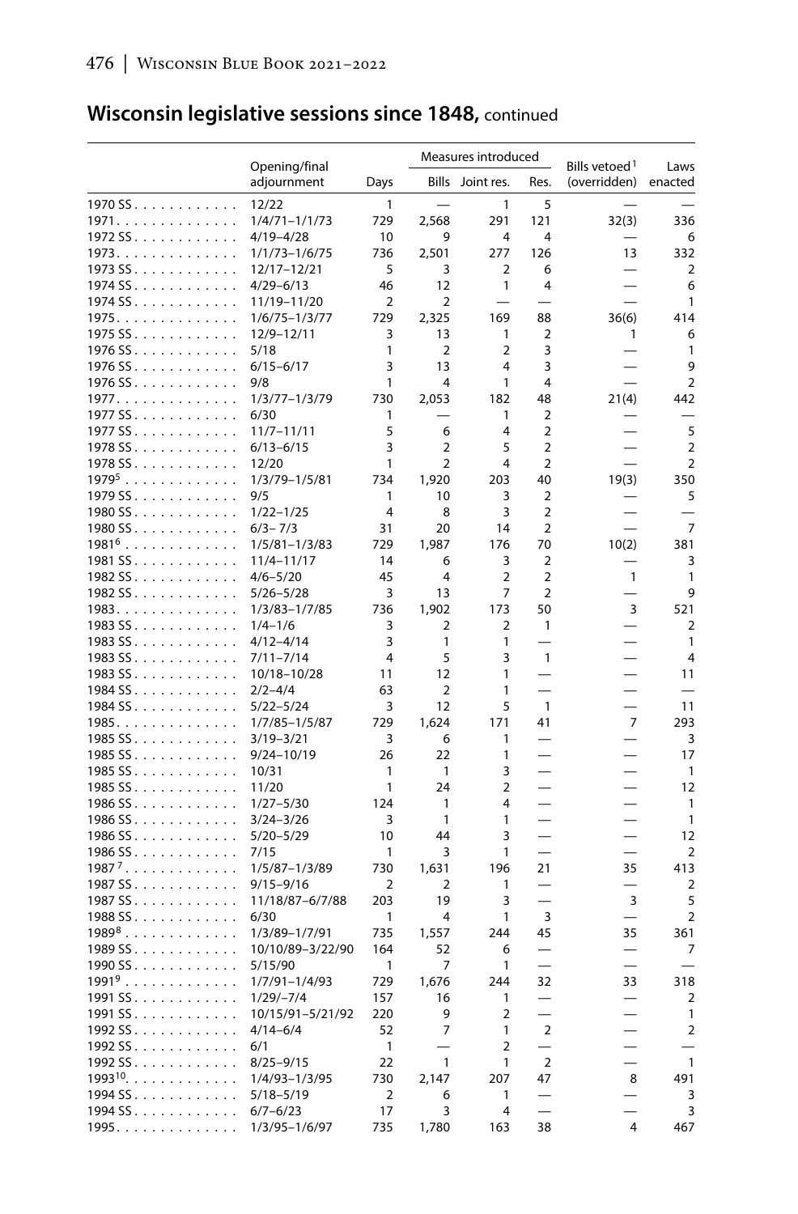## Wisconsin legislative sessions since 1848, continued

| | Opening/final adjournment | Days | Measures introduced | | | Bills vetoed[1] (overridden) | Laws enacted |
|---|---|---|---|---|---|---|---|
| | | | Bills | Joint res. | Res. | | |
| 1970 SS | 12/22 | 1 | — | 1 | 5 | — | — |
| 1971 | 1/4/71–1/1/73 | 729 | 2,568 | 291 | 121 | 32(3) | 336 |
| 1972 SS | 4/19–4/28 | 10 | 9 | 4 | 4 | — | 6 |
| 1973 | 1/1/73–1/6/75 | 736 | 2,501 | 277 | 126 | 13 | 332 |
| 1973 SS | 12/17–12/21 | 5 | 3 | 2 | 6 | — | 2 |
| 1974 SS | 4/29–6/13 | 46 | 12 | 1 | 4 | — | 6 |
| 1974 SS | 11/19–11/20 | 2 | 2 | — | — | — | 1 |
| 1975 | 1/6/75–1/3/77 | 729 | 2,325 | 169 | 88 | 36(6) | 414 |
| 1975 SS | 12/9–12/11 | 3 | 13 | 1 | 2 | 1 | 6 |
| 1976 SS | 5/18 | 1 | 2 | 2 | 3 | — | 1 |
| 1976 SS | 6/15–6/17 | 3 | 13 | 4 | 3 | — | 9 |
| 1976 SS | 9/8 | 1 | 4 | 1 | 4 | — | 2 |
| 1977 | 1/3/77–1/3/79 | 730 | 2,053 | 182 | 48 | 21(4) | 442 |
| 1977 SS | 6/30 | 1 | — | 1 | 2 | — | — |
| 1977 SS | 11/7–11/11 | 5 | 6 | 4 | 2 | — | 5 |
| 1978 SS | 6/13–6/15 | 3 | 2 | 5 | 2 | — | 2 |
| 1978 SS | 12/20 | 1 | 2 | 4 | 2 | — | 2 |
| 1979[5] | 1/3/79–1/5/81 | 734 | 1,920 | 203 | 40 | 19(3) | 350 |
| 1979 SS | 9/5 | 1 | 10 | 3 | 2 | — | 5 |
| 1980 SS | 1/22–1/25 | 4 | 8 | 3 | 2 | — | — |
| 1980 SS | 6/3– 7/3 | 31 | 20 | 14 | 2 | — | 7 |
| 1981[6] | 1/5/81–1/3/83 | 729 | 1,987 | 176 | 70 | 10(2) | 381 |
| 1981 SS | 11/4–11/17 | 14 | 6 | 3 | 2 | — | 3 |
| 1982 SS | 4/6–5/20 | 45 | 4 | 2 | 2 | 1 | 1 |
| 1982 SS | 5/26–5/28 | 3 | 13 | 7 | 2 | — | 9 |
| 1983 | 1/3/83–1/7/85 | 736 | 1,902 | 173 | 50 | 3 | 521 |
| 1983 SS | 1/4–1/6 | 3 | 2 | 2 | 1 | — | 2 |
| 1983 SS | 4/12–4/14 | 3 | 1 | 1 | — | — | 1 |
| 1983 SS | 7/11–7/14 | 4 | 5 | 3 | 1 | — | 4 |
| 1983 SS | 10/18–10/28 | 11 | 12 | 1 | — | — | 11 |
| 1984 SS | 2/2–4/4 | 63 | 2 | 1 | — | — | — |
| 1984 SS | 5/22–5/24 | 3 | 12 | 5 | 1 | — | 11 |
| 1985 | 1/7/85–1/5/87 | 729 | 1,624 | 171 | 41 | 7 | 293 |
| 1985 SS | 3/19–3/21 | 3 | 6 | 1 | — | — | 3 |
| 1985 SS | 9/24–10/19 | 26 | 22 | 1 | — | — | 17 |
| 1985 SS | 10/31 | 1 | 1 | 3 | — | — | 1 |
| 1985 SS | 11/20 | 1 | 24 | 2 | — | — | 12 |
| 1986 SS | 1/27–5/30 | 124 | 1 | 4 | — | — | 1 |
| 1986 SS | 3/24–3/26 | 3 | 1 | 1 | — | — | 1 |
| 1986 SS | 5/20–5/29 | 10 | 44 | 3 | — | — | 12 |
| 1986 SS | 7/15 | 1 | 3 | 1 | — | — | 2 |
| 1987[7] | 1/5/87–1/3/89 | 730 | 1,631 | 196 | 21 | 35 | 413 |
| 1987 SS | 9/15–9/16 | 2 | 2 | 1 | — | — | 2 |
| 1987 SS | 11/18/87–6/7/88 | 203 | 19 | 3 | — | 3 | 5 |
| 1988 SS | 6/30 | 1 | 4 | 1 | 3 | — | 2 |
| 1989[8] | 1/3/89–1/7/91 | 735 | 1,557 | 244 | 45 | 35 | 361 |
| 1989 SS | 10/10/89–3/22/90 | 164 | 52 | 6 | — | — | 7 |
| 1990 SS | 5/15/90 | 1 | 7 | 1 | — | — | — |
| 1991[9] | 1/7/91–1/4/93 | 729 | 1,676 | 244 | 32 | 33 | 318 |
| 1991 SS | 1/29/–7/4 | 157 | 16 | 1 | — | — | 2 |
| 1991 SS | 10/15/91–5/21/92 | 220 | 9 | 2 | — | — | 1 |
| 1992 SS | 4/14–6/4 | 52 | 7 | 1 | 2 | — | 2 |
| 1992 SS | 6/1 | 1 | — | 2 | — | — | — |
| 1992 SS | 8/25–9/15 | 22 | 1 | 1 | 2 | — | 1 |
| 1993[10] | 1/4/93–1/3/95 | 730 | 2,147 | 207 | 47 | 8 | 491 |
| 1994 SS | 5/18–5/19 | 2 | 6 | 1 | — | — | 3 |
| 1994 SS | 6/7–6/23 | 17 | 3 | 4 | — | — | 3 |
| 1995 | 1/3/95–1/6/97 | 735 | 1,780 | 163 | 38 | 4 | 467 |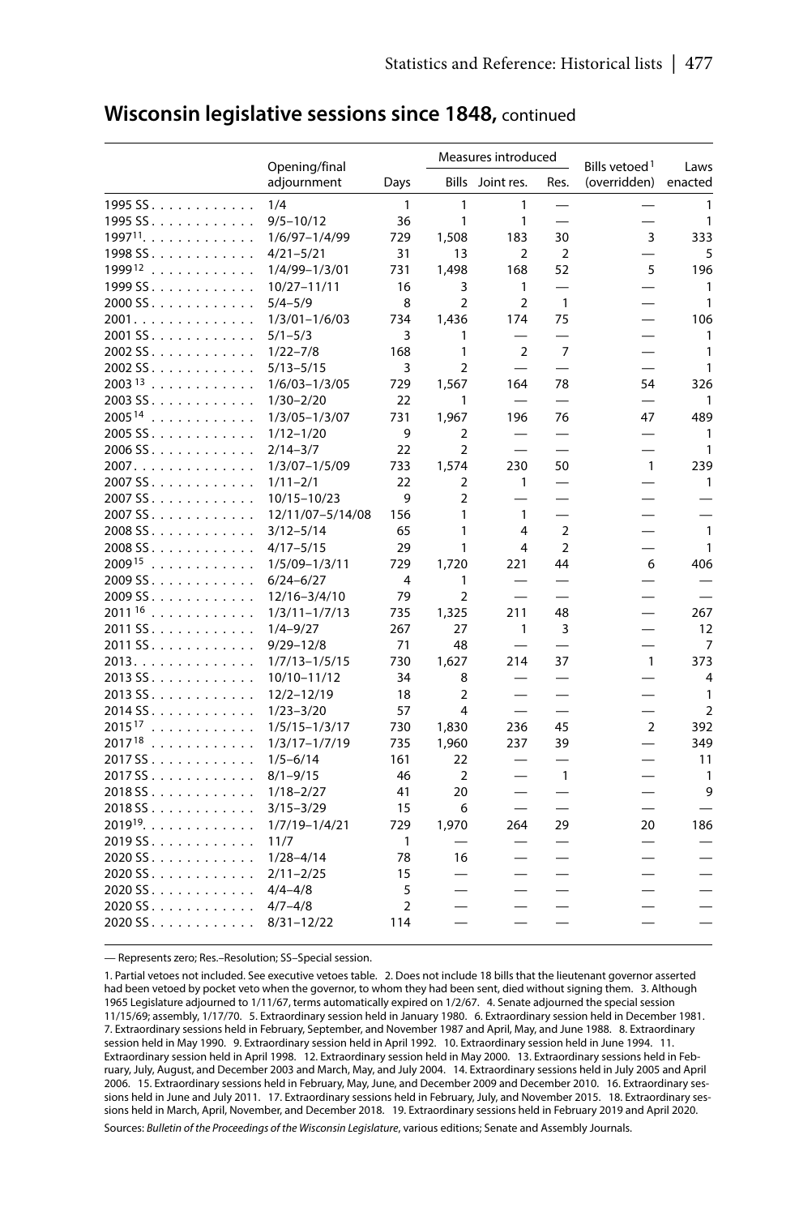## Wisconsin legislative sessions since 1848, continued

| | Opening/final adjournment | Days | Measures introduced | | | Bills vetoed[1] (overridden) | Laws enacted |
|---|---|---|---|---|---|---|---|
| | | | Bills | Joint res. | Res. | | |
| 1995 SS | 1/4 | 1 | 1 | 1 | — | — | 1 |
| 1995 SS | 9/5–10/12 | 36 | 1 | 1 | — | — | 1 |
| 1997[11] | 1/6/97–1/4/99 | 729 | 1,508 | 183 | 30 | 3 | 333 |
| 1998 SS | 4/21–5/21 | 31 | 13 | 2 | 2 | — | 5 |
| 1999[12] | 1/4/99–1/3/01 | 731 | 1,498 | 168 | 52 | 5 | 196 |
| 1999 SS | 10/27–11/11 | 16 | 3 | 1 | — | — | 1 |
| 2000 SS | 5/4–5/9 | 8 | 2 | 2 | 1 | — | 1 |
| 2001 | 1/3/01–1/6/03 | 734 | 1,436 | 174 | 75 | — | 106 |
| 2001 SS | 5/1–5/3 | 3 | 1 | — | — | — | 1 |
| 2002 SS | 1/22–7/8 | 168 | 1 | 2 | 7 | — | 1 |
| 2002 SS | 5/13–5/15 | 3 | 2 | — | — | — | 1 |
| 2003[13] | 1/6/03–1/3/05 | 729 | 1,567 | 164 | 78 | 54 | 326 |
| 2003 SS | 1/30–2/20 | 22 | 1 | — | — | — | 1 |
| 2005[14] | 1/3/05–1/3/07 | 731 | 1,967 | 196 | 76 | 47 | 489 |
| 2005 SS | 1/12–1/20 | 9 | 2 | — | — | — | 1 |
| 2006 SS | 2/14–3/7 | 22 | 2 | — | — | — | 1 |
| 2007 | 1/3/07–1/5/09 | 733 | 1,574 | 230 | 50 | 1 | 239 |
| 2007 SS | 1/11–2/1 | 22 | 2 | 1 | — | — | 1 |
| 2007 SS | 10/15–10/23 | 9 | 2 | — | — | — | — |
| 2007 SS | 12/11/07–5/14/08 | 156 | 1 | 1 | — | — | — |
| 2008 SS | 3/12–5/14 | 65 | 1 | 4 | 2 | — | 1 |
| 2008 SS | 4/17–5/15 | 29 | 1 | 4 | 2 | — | 1 |
| 2009[15] | 1/5/09–1/3/11 | 729 | 1,720 | 221 | 44 | 6 | 406 |
| 2009 SS | 6/24–6/27 | 4 | 1 | — | — | — | — |
| 2009 SS | 12/16–3/4/10 | 79 | 2 | — | — | — | — |
| 2011[16] | 1/3/11–1/7/13 | 735 | 1,325 | 211 | 48 | — | 267 |
| 2011 SS | 1/4–9/27 | 267 | 27 | 1 | 3 | — | 12 |
| 2011 SS | 9/29–12/8 | 71 | 48 | — | — | — | 7 |
| 2013 | 1/7/13–1/5/15 | 730 | 1,627 | 214 | 37 | 1 | 373 |
| 2013 SS | 10/10–11/12 | 34 | 8 | — | — | — | 4 |
| 2013 SS | 12/2–12/19 | 18 | 2 | — | — | — | 1 |
| 2014 SS | 1/23–3/20 | 57 | 4 | — | — | — | 2 |
| 2015[17] | 1/5/15–1/3/17 | 730 | 1,830 | 236 | 45 | 2 | 392 |
| 2017[18] | 1/3/17–1/7/19 | 735 | 1,960 | 237 | 39 | — | 349 |
| 2017 SS | 1/5–6/14 | 161 | 22 | — | — | — | 11 |
| 2017 SS | 8/1–9/15 | 46 | 2 | — | 1 | — | 1 |
| 2018 SS | 1/18–2/27 | 41 | 20 | — | — | — | 9 |
| 2018 SS | 3/15–3/29 | 15 | 6 | — | — | — | — |
| 2019[19] | 1/7/19–1/4/21 | 729 | 1,970 | 264 | 29 | 20 | 186 |
| 2019 SS | 11/7 | 1 | — | — | — | — | — |
| 2020 SS | 1/28–4/14 | 78 | 16 | — | — | — | — |
| 2020 SS | 2/11–2/25 | 15 | — | — | — | — | — |
| 2020 SS | 4/4–4/8 | 5 | — | — | — | — | — |
| 2020 SS | 4/7–4/8 | 2 | — | — | — | — | — |
| 2020 SS | 8/31–12/22 | 114 | — | — | — | — | — |

— Represents zero; Res.–Resolution; SS–Special session.

1. Partial vetoes not included. See executive vetoes table. 2. Does not include 18 bills that the lieutenant governor asserted had been vetoed by pocket veto when the governor, to whom they had been sent, died without signing them. 3. Although 1965 Legislature adjourned to 1/11/67, terms automatically expired on 1/2/67. 4. Senate adjourned the special session 11/15/69; assembly, 1/17/70. 5. Extraordinary session held in January 1980. 6. Extraordinary session held in December 1981. 7. Extraordinary sessions held in February, September, and November 1987 and April, May, and June 1988. 8. Extraordinary session held in May 1990. 9. Extraordinary session held in April 1992. 10. Extraordinary session held in June 1994. 11. Extraordinary session held in April 1998. 12. Extraordinary session held in May 2000. 13. Extraordinary sessions held in February, July, August, and December 2003 and March, May, and July 2004. 14. Extraordinary sessions held in July 2005 and April 2006. 15. Extraordinary sessions held in February, May, June, and December 2009 and December 2010. 16. Extraordinary sessions held in June and July 2011. 17. Extraordinary sessions held in February, July, and November 2015. 18. Extraordinary sessions held in March, April, November, and December 2018. 19. Extraordinary sessions held in February 2019 and April 2020.

Sources: *Bulletin of the Proceedings of the Wisconsin Legislature*, various editions; Senate and Assembly Journals.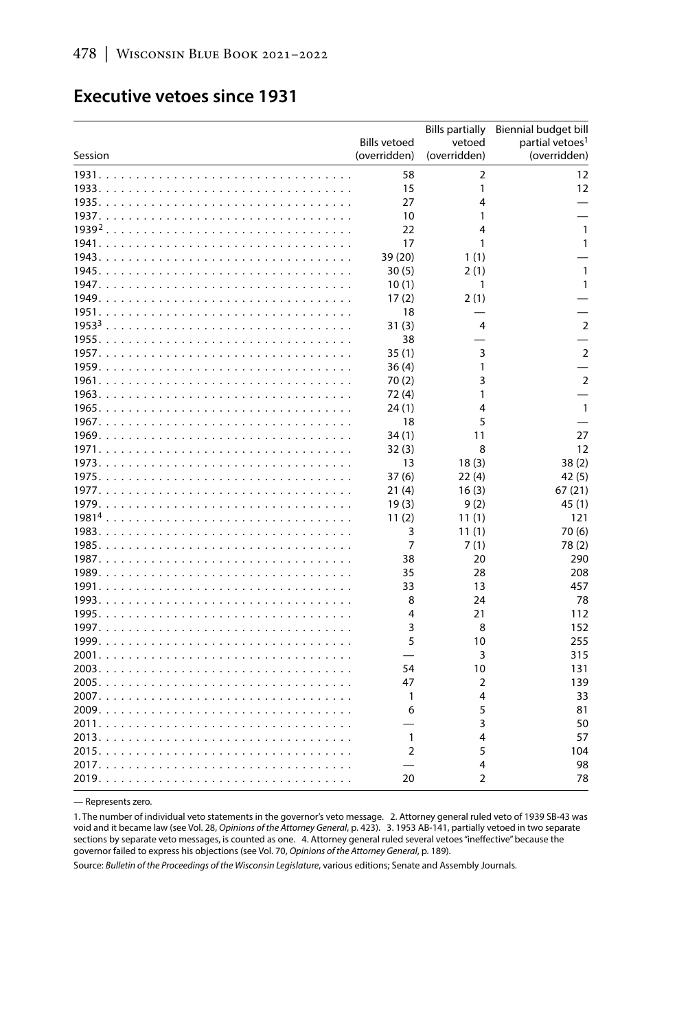## Executive vetoes since 1931

| Session | Bills vetoed (overridden) | Bills partially vetoed (overridden) | Biennial budget bill partial vetoes[1] (overridden) |
|---|---|---|---|
| 1931 | 58 | 2 | 12 |
| 1933 | 15 | 1 | 12 |
| 1935 | 27 | 4 | — |
| 1937 | 10 | 1 | — |
| 1939[2] | 22 | 4 | 1 |
| 1941 | 17 | 1 | 1 |
| 1943 | 39 (20) | 1 (1) | — |
| 1945 | 30 (5) | 2 (1) | 1 |
| 1947 | 10 (1) | 1 | 1 |
| 1949 | 17 (2) | 2 (1) | — |
| 1951 | 18 | — | — |
| 1953[3] | 31 (3) | 4 | 2 |
| 1955 | 38 | — | — |
| 1957 | 35 (1) | 3 | 2 |
| 1959 | 36 (4) | 1 | — |
| 1961 | 70 (2) | 3 | 2 |
| 1963 | 72 (4) | 1 | — |
| 1965 | 24 (1) | 4 | 1 |
| 1967 | 18 | 5 | — |
| 1969 | 34 (1) | 11 | 27 |
| 1971 | 32 (3) | 8 | 12 |
| 1973 | 13 | 18 (3) | 38 (2) |
| 1975 | 37 (6) | 22 (4) | 42 (5) |
| 1977 | 21 (4) | 16 (3) | 67 (21) |
| 1979 | 19 (3) | 9 (2) | 45 (1) |
| 1981[4] | 11 (2) | 11 (1) | 121 |
| 1983 | 3 | 11 (1) | 70 (6) |
| 1985 | 7 | 7 (1) | 78 (2) |
| 1987 | 38 | 20 | 290 |
| 1989 | 35 | 28 | 208 |
| 1991 | 33 | 13 | 457 |
| 1993 | 8 | 24 | 78 |
| 1995 | 4 | 21 | 112 |
| 1997 | 3 | 8 | 152 |
| 1999 | 5 | 10 | 255 |
| 2001 | — | 3 | 315 |
| 2003 | 54 | 10 | 131 |
| 2005 | 47 | 2 | 139 |
| 2007 | 1 | 4 | 33 |
| 2009 | 6 | 5 | 81 |
| 2011 | — | 3 | 50 |
| 2013 | 1 | 4 | 57 |
| 2015 | 2 | 5 | 104 |
| 2017 | — | 4 | 98 |
| 2019 | 20 | 2 | 78 |

— Represents zero.

1. The number of individual veto statements in the governor's veto message. 2. Attorney general ruled veto of 1939 SB-43 was void and it became law (see Vol. 28, *Opinions of the Attorney General*, p. 423). 3. 1953 AB-141, partially vetoed in two separate sections by separate veto messages, is counted as one. 4. Attorney general ruled several vetoes "ineffective" because the governor failed to express his objections (see Vol. 70, *Opinions of the Attorney General*, p. 189).

Source: *Bulletin of the Proceedings of the Wisconsin Legislature*, various editions; Senate and Assembly Journals.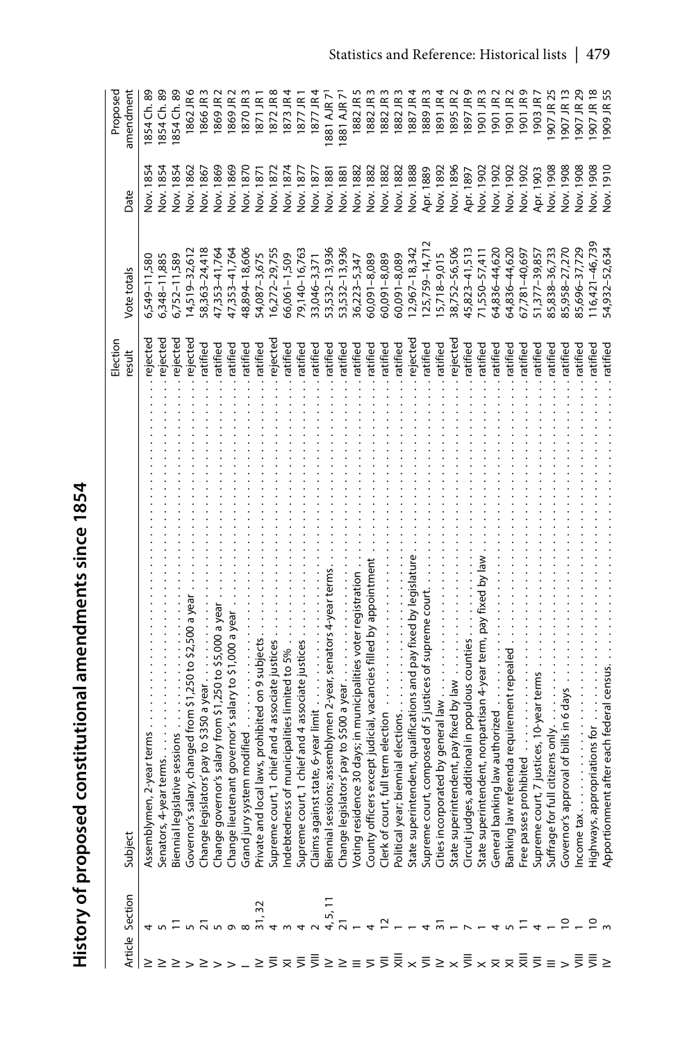## History of proposed constitutional amendments since 1854

| Article | Section | Subject | Election result | Vote totals | Date | Proposed amendment |
|---|---|---|---|---|---|---|
| IV | 4 | Assemblymen, 2-year terms | rejected | 6,549–11,580 | Nov. 1854 | 1854 Ch. 89 |
| IV | 5 | Senators, 4-year terms | rejected | 6,348–11,885 | Nov. 1854 | 1854 Ch. 89 |
| IV | 11 | Biennial legislative sessions | rejected | 6,752–11,589 | Nov. 1854 | 1854 Ch. 89 |
| V | 5 | Governor's salary, changed from $1,250 to $2,500 a year | rejected | 14,519–32,612 | Nov. 1862 | 1862 JR 6 |
| IV | 21 | Change legislators' pay to $350 a year | ratified | 58,363–24,418 | Nov. 1867 | 1866 JR 3 |
| V | 5 | Change governor's salary from $1,250 to $5,000 a year | ratified | 47,353–41,764 | Nov. 1869 | 1869 JR 2 |
| V | 9 | Change lieutenant governor's salary to $1,000 a year | ratified | 47,353–41,764 | Nov. 1869 | 1869 JR 2 |
| I | 8 | Grand jury system modified | ratified | 48,894–18,606 | Nov. 1870 | 1870 JR 3 |
| IV | 31, 32 | Private and local laws, prohibited on 9 subjects | ratified | 54,087–3,675 | Nov. 1871 | 1871 JR 1 |
| VII | 4 | Supreme court, 1 chief and 4 associate justices | rejected | 16,272–29,755 | Nov. 1872 | 1872 JR 8 |
| XI | 3 | Indebtedness of municipalities limited to 5% | ratified | 66,061–1,509 | Nov. 1874 | 1873 JR 4 |
| VII | 4 | Supreme court, 1 chief and 4 associate justices | ratified | 79,140–16,763 | Nov. 1877 | 1877 JR 1 |
| VIII | 2 | Claims against state, 6-year limit | ratified | 33,046–3,371 | Nov. 1877 | 1877 JR 4 |
| IV | 4, 5, 11 | Biennial sessions; assemblymen 2-year, senators 4-year terms | ratified | 53,532–13,936 | Nov. 1881 | 1881 AJR 7[1] |
| IV | 21 | Change legislators' pay to $500 a year | ratified | 53,532–13,936 | Nov. 1881 | 1881 AJR 7[1] |
| III | 1 | Voting residence 30 days; in municipalities voter registration | ratified | 36,223–5,347 | Nov. 1882 | 1882 JR 5 |
| VI | 4 | County officers except judicial, vacancies filled by appointment | ratified | 60,091–8,089 | Nov. 1882 | 1882 JR 3 |
| VII | 12 | Clerk of court, full term election | ratified | 60,091–8,089 | Nov. 1882 | 1882 JR 3 |
| XIII | 1 | Political year; biennial elections | ratified | 60,091–8,089 | Nov. 1882 | 1882 JR 3 |
| X | 1 | State superintendent, qualifications and pay fixed by legislature | rejected | 12,967–18,342 | Nov. 1888 | 1887 JR 4 |
| VII | 4 | Supreme court, composed of 5 justices of supreme court | ratified | 125,759–14,712 | Apr. 1889 | 1889 JR 3 |
| IV | 31 | Cities incorporated by general law | ratified | 15,718–9,015 | Nov. 1892 | 1891 JR 4 |
| X | 1 | State superintendent, pay fixed by law | rejected | 38,752–56,506 | Nov. 1896 | 1895 JR 2 |
| VII | 7 | Circuit judges, additional in populous counties | ratified | 45,823–41,513 | Apr. 1897 | 1897 JR 9 |
| X | 1 | State superintendent, nonpartisan 4-year term, pay fixed by law | ratified | 71,550–57,411 | Nov. 1902 | 1901 JR 3 |
| XI | 4 | General banking law authorized | ratified | 64,836–44,620 | Nov. 1902 | 1901 JR 2 |
| XI | 5 | Banking law referenda requirement repealed | ratified | 64,836–44,620 | Nov. 1902 | 1901 JR 2 |
| XIII | 11 | Free passes prohibited | ratified | 67,781–40,697 | Nov. 1902 | 1901 JR 9 |
| VII | 4 | Supreme court, 7 justices, 10-year terms | ratified | 51,377–39,857 | Apr. 1903 | 1903 JR 7 |
| III | 1 | Suffrage for full citizens only | ratified | 85,838–36,733 | Nov. 1908 | 1907 JR 25 |
| V | 10 | Governor's approval of bills in 6 days | ratified | 85,958–27,270 | Nov. 1908 | 1907 JR 13 |
| VIII | 1 | Income tax | ratified | 85,696–37,729 | Nov. 1908 | 1907 JR 29 |
| VIII | 10 | Highways, appropriations for | ratified | 116,421–46,739 | Nov. 1908 | 1907 JR 18 |
| IV | 3 | Apportionment after each federal census | ratified | 54,932–52,634 | Nov. 1910 | 1909 JR 55 |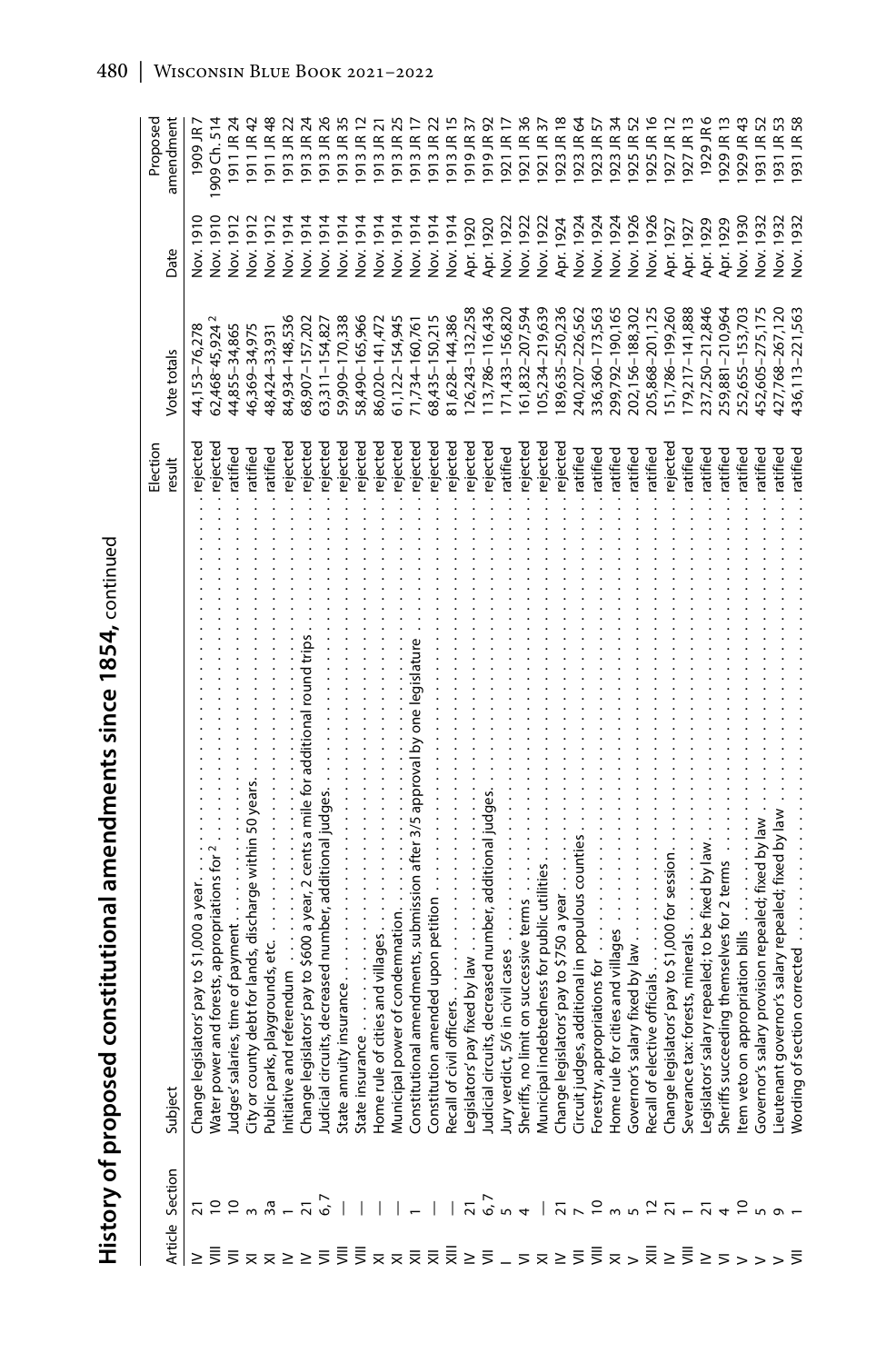## History of proposed constitutional amendments since 1854, continued

| Article | Section | Subject | Election result | Vote totals | Date | Proposed amendment |
|---|---|---|---|---|---|---|
| IV | 21 | Change legislators' pay to $1,000 a year | rejected | 44,153–76,278 | Nov. 1910 | 1909 JR 7 |
| VIII | 10 | Water power and forests, appropriations for [2] | rejected | 62,468–45,924 [2] | Nov. 1910 | 1909 Ch. 514 |
| VII | 10 | Judges' salaries, time of payment | ratified | 44,855–34,865 | Nov. 1912 | 1911 JR 24 |
| XI | 3 | City or county debt for lands, discharge within 50 years | ratified | 46,369–34,975 | Nov. 1912 | 1911 JR 42 |
| XI | 3a | Public parks, playgrounds, etc. | ratified | 48,424–33,931 | Nov. 1912 | 1911 JR 48 |
| IV | 1 | Initiative and referendum | rejected | 84,934–148,536 | Nov. 1914 | 1913 JR 22 |
| IV | 21 | Change legislators' pay to $600 a year, 2 cents a mile for additional round trips | rejected | 68,907–157,202 | Nov. 1914 | 1913 JR 24 |
| VII | 6, 7 | Judicial circuits, decreased number, additional judges | rejected | 63,311–154,827 | Nov. 1914 | 1913 JR 26 |
| VIII | — | State annuity insurance | rejected | 59,909–170,338 | Nov. 1914 | 1913 JR 35 |
| VIII | — | State insurance | rejected | 58,490–165,966 | Nov. 1914 | 1913 JR 12 |
| XI | — | Home rule of cities and villages | rejected | 86,020–141,472 | Nov. 1914 | 1913 JR 21 |
| XI | — | Municipal power of condemnation | rejected | 61,122–154,945 | Nov. 1914 | 1913 JR 25 |
| XII | 1 | Constitutional amendments, submission after 3/5 approval by one legislature | rejected | 71,734–160,761 | Nov. 1914 | 1913 JR 17 |
| XII | — | Constitution amended upon petition | rejected | 68,435–150,215 | Nov. 1914 | 1913 JR 22 |
| XIII | — | Recall of civil officers | rejected | 81,628–144,386 | Nov. 1914 | 1913 JR 15 |
| IV | 21 | Legislators' pay fixed by law | rejected | 126,243–132,258 | Apr. 1920 | 1919 JR 37 |
| VII | 6, 7 | Judicial circuits, decreased number, additional judges | rejected | 113,786–116,436 | Apr. 1920 | 1919 JR 92 |
| I | 5 | Jury verdict, 5/6 in civil cases | ratified | 171,433–156,820 | Nov. 1922 | 1921 JR 17 |
| VI | 4 | Sheriffs, no limit on successive terms | rejected | 161,832–207,594 | Nov. 1922 | 1921 JR 36 |
| XI | — | Municipal indebtedness for public utilities | rejected | 105,234–219,639 | Nov. 1922 | 1921 JR 37 |
| IV | 21 | Change legislators' pay to $750 a year | rejected | 189,635–250,236 | Apr. 1924 | 1923 JR 18 |
| VII | 7 | Circuit judges, additional in populous counties | ratified | 240,207–226,562 | Nov. 1924 | 1923 JR 64 |
| VIII | 10 | Forestry, appropriations for | ratified | 336,360–173,563 | Nov. 1924 | 1923 JR 57 |
| XI | 3 | Home rule for cities and villages | ratified | 299,792–190,165 | Nov. 1924 | 1923 JR 34 |
| V | 5 | Governor's salary fixed by law | ratified | 202,156–188,302 | Nov. 1926 | 1925 JR 52 |
| XIII | 12 | Recall of elective officials | ratified | 205,868–201,125 | Nov. 1926 | 1925 JR 16 |
| IV | 21 | Change legislators' pay to $1,000 for session | rejected | 151,786–199,260 | Apr. 1927 | 1927 JR 12 |
| VIII | 1 | Severance tax: forests, minerals | ratified | 179,217–141,888 | Apr. 1927 | 1927 JR 13 |
| IV | 21 | Legislators' salary repealed; to be fixed by law | ratified | 237,250–212,846 | Apr. 1929 | 1929 JR 6 |
| VI | 4 | Sheriffs succeeding themselves for 2 terms | ratified | 259,881–210,964 | Apr. 1929 | 1929 JR 13 |
| V | 10 | Item veto on appropriation bills | ratified | 252,655–153,703 | Nov. 1930 | 1929 JR 43 |
| V | 5 | Governor's salary provision repealed; fixed by law | ratified | 452,605–275,175 | Nov. 1932 | 1931 JR 52 |
| V | 9 | Lieutenant governor's salary repealed; fixed by law | ratified | 427,768–267,120 | Nov. 1932 | 1931 JR 53 |
| VII | 1 | Wording of section corrected | ratified | 436,113–221,563 | Nov. 1932 | 1931 JR 58 |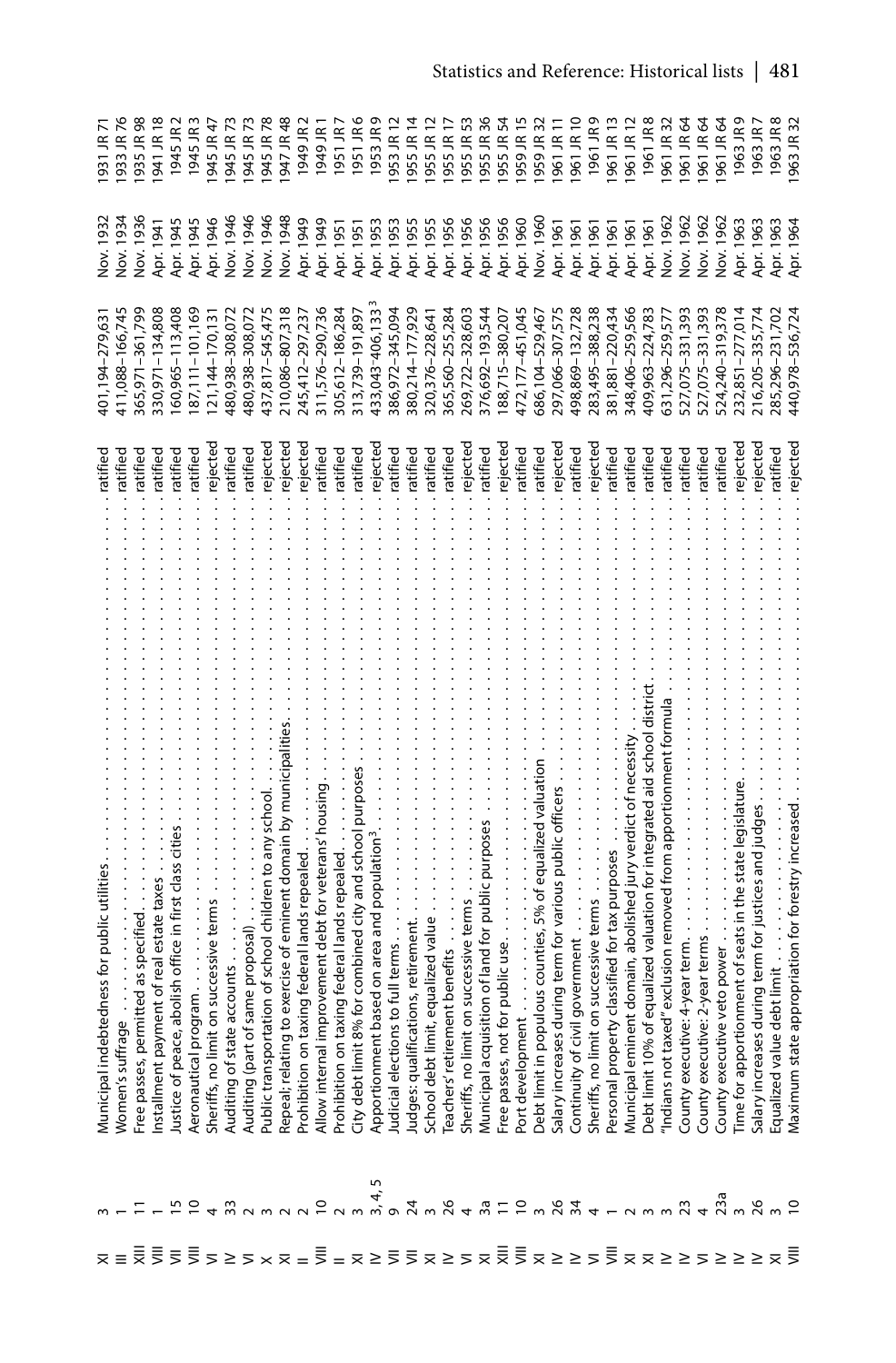| | | | | | | |
|---|---|---|---|---|---|---|
| XI | 3 | Municipal indebtedness for public utilities | ratified | 401,194–279,631 | Nov. 1932 | 1931 JR 71 |
| III | 1 | Women's suffrage | ratified | 411,088–166,745 | Nov. 1934 | 1933 JR 76 |
| XIII | 11 | Free passes, permitted as specified | ratified | 365,971–361,799 | Nov. 1936 | 1935 JR 98 |
| VIII | 1 | Installment payment of real estate taxes | ratified | 330,971–134,808 | Apr. 1941 | 1941 JR 18 |
| VII | 15 | Justice of peace, abolish office in first class cities | ratified | 160,965–113,408 | Apr. 1945 | 1945 JR 2 |
| VIII | 10 | Aeronautical program | ratified | 187,111–101,169 | Apr. 1945 | 1945 JR 3 |
| VI | 4 | Sheriffs, no limit on successive terms | rejected | 121,144–170,131 | Apr. 1946 | 1945 JR 47 |
| V | 33 | Auditing of state accounts | ratified | 480,938–308,072 | Nov. 1946 | 1945 JR 73 |
| VI | 2 | Auditing (part of same proposal) | ratified | 480,938–308,072 | Nov. 1946 | 1945 JR 73 |
| X | 3 | Public transportation of school children to any school | rejected | 437,817–545,475 | Nov. 1946 | 1945 JR 78 |
| XI | 2 | Repeal; relating to exercise of eminent domain by municipalities | rejected | 210,086–807,318 | Nov. 1948 | 1947 JR 48 |
| II | 2 | Prohibition on taxing federal lands repealed | rejected | 245,412–297,237 | Apr. 1949 | 1949 JR 2 |
| VIII | 10 | Allow internal improvement debt for veterans' housing | ratified | 311,576–290,736 | Apr. 1949 | 1949 JR 1 |
| II | 2 | Prohibition on taxing federal lands repealed | ratified | 305,612–186,284 | Apr. 1951 | 1951 JR 7 |
| XI | 3 | City debt limit 8% for combined city and school purposes | ratified | 313,739–191,897 | Apr. 1951 | 1951 JR 6 |
| IV | 3, 4, 5 | Apportionment based on area and population[3] | rejected | 433,043–406,133[3] | Apr. 1953 | 1953 JR 9 |
| VII | 9 | Judicial elections to full terms | ratified | 386,972–345,094 | Apr. 1953 | 1953 JR 12 |
| VII | 24 | Judges: qualifications, retirement | ratified | 380,214–177,929 | Apr. 1955 | 1955 JR 14 |
| XI | 3 | School debt limit, equalized value | ratified | 320,376–228,641 | Apr. 1955 | 1955 JR 12 |
| IV | 26 | Teachers' retirement benefits | ratified | 365,560–255,284 | Apr. 1956 | 1955 JR 17 |
| VI | 4 | Sheriffs, no limit on successive terms | rejected | 269,722–328,603 | Apr. 1956 | 1955 JR 53 |
| XI | 3a | Municipal acquisition of land for public purposes | ratified | 376,692–193,544 | Apr. 1956 | 1955 JR 36 |
| XIII | 11 | Free passes, not for public use | rejected | 188,715–380,207 | Apr. 1956 | 1955 JR 54 |
| VIII | 10 | Port development | ratified | 472,177–451,045 | Apr. 1960 | 1959 JR 15 |
| XI | 3 | Debt limit in populous counties, 5% of equalized valuation | ratified | 686,104–529,467 | Nov. 1960 | 1959 JR 32 |
| IV | 26 | Salary increases during term for various public officers | rejected | 297,066–307,575 | Apr. 1961 | 1961 JR 11 |
| IV | 34 | Continuity of civil government | ratified | 498,869–132,728 | Apr. 1961 | 1961 JR 10 |
| VI | 4 | Sheriffs, no limit on successive terms | rejected | 283,495–388,238 | Apr. 1961 | 1961 JR 9 |
| VIII | 1 | Personal property classified for tax purposes | ratified | 381,881–220,434 | Apr. 1961 | 1961 JR 13 |
| XI | 2 | Municipal eminent domain, abolished jury verdict of necessity | ratified | 348,406–259,566 | Apr. 1961 | 1961 JR 12 |
| XI | 3 | Debt limit 10% of equalized valuation for integrated aid school district | ratified | 409,963–224,783 | Apr. 1961 | 1961 JR 8 |
| IV | 3 | "Indians not taxed" exclusion removed from apportionment formula | ratified | 631,296–259,577 | Nov. 1962 | 1961 JR 32 |
| IV | 23 | County executive: 4-year term | ratified | 527,075–331,393 | Nov. 1962 | 1961 JR 64 |
| VI | 4 | County executive: 2-year terms | ratified | 527,075–331,393 | Nov. 1962 | 1961 JR 64 |
| IV | 23a | County executive veto power | ratified | 524,240–319,378 | Nov. 1962 | 1961 JR 64 |
| IV | 3 | Time for apportionment of seats in the state legislature | rejected | 232,851–277,014 | Apr. 1963 | 1963 JR 9 |
| IV | 26 | Salary increases during term for justices and judges | rejected | 216,205–335,774 | Apr. 1963 | 1963 JR 7 |
| XI | 3 | Equalized value debt limit | ratified | 285,296–231,702 | Apr. 1963 | 1963 JR 8 |
| VIII | 10 | Maximum state appropriation for forestry increased | rejected | 440,978–536,724 | Apr. 1964 | 1963 JR 32 |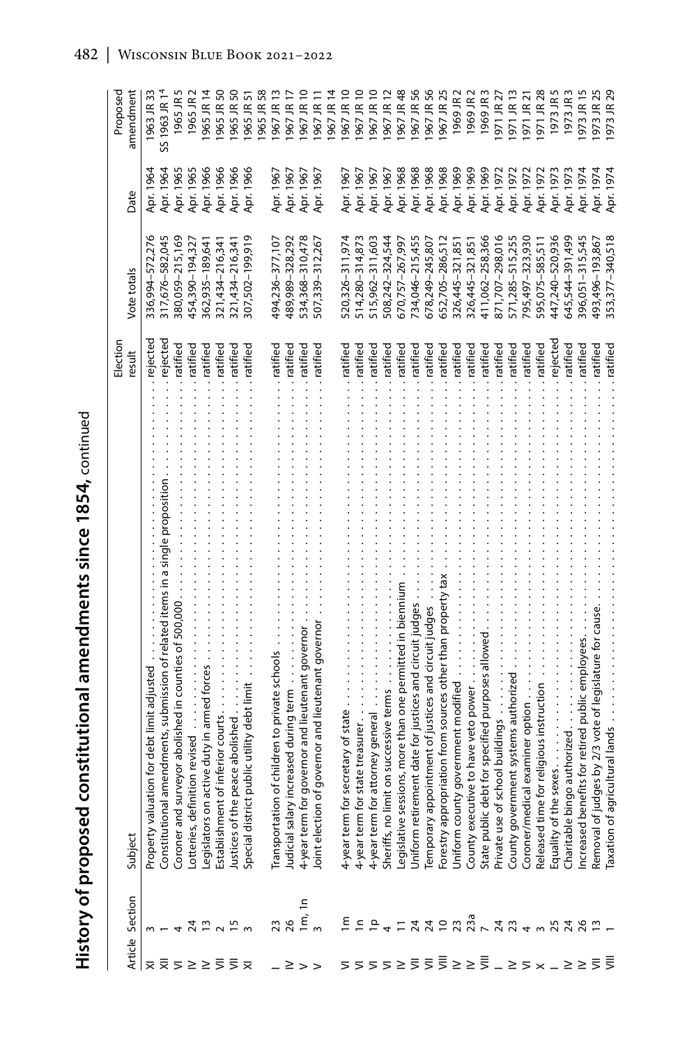## History of proposed constitutional amendments since 1854, continued

| Article | Section | Subject | Election result | Vote totals | Date | Proposed amendment |
|---|---|---|---|---|---|---|
| XI | 3 | Property valuation for debt limit adjusted | rejected | 336,994–572,276 | Apr. 1964 | 1963 JR 33 |
| XII | 1 | Constitutional amendments, submission of related items in a single proposition | rejected | 317,676–582,045 | Apr. 1964 | SS 1963 JR 1[4] |
| VI | 4 | Coroner and surveyor abolished in counties of 500,000 | ratified | 380,059–215,169 | Apr. 1965 | 1965 JR 5 |
| IV | 24 | Lotteries, definition revised | ratified | 454,390–194,327 | Apr. 1965 | 1965 JR 2 |
| IV | 13 | Legislators on active duty in armed forces | ratified | 362,935–189,641 | Apr. 1966 | 1965 JR 14 |
| VII | 2 | Establishment of inferior courts | ratified | 321,434–216,341 | Apr. 1966 | 1965 JR 50 |
| VII | 15 | Justices of the peace abolished | ratified | 321,434–216,341 | Apr. 1966 | 1965 JR 50 |
| XI | 3 | Special district public utility debt limit | ratified | 307,502–199,919 | Apr. 1966 | 1965 JR 51<br>1965 JR 58 |
| I | 23 | Transportation of children to private schools | ratified | 494,236–377,107 | Apr. 1967 | 1967 JR 13 |
| IV | 26 | Judicial salary increased during term | ratified | 489,989–328,292 | Apr. 1967 | 1967 JR 17 |
| V | 1m, 1n | 4-year term for governor and lieutenant governor | ratified | 534,368–310,478 | Apr. 1967 | 1967 JR 10 |
| V | 3 | Joint election of governor and lieutenant governor | ratified | 507,339–312,267 | Apr. 1967 | 1967 JR 11<br>1967 JR 14 |
| VI | 1m | 4-year term for secretary of state | ratified | 520,326–311,974 | Apr. 1967 | 1967 JR 10 |
| VI | 1n | 4-year term for state treasurer | ratified | 514,280–314,873 | Apr. 1967 | 1967 JR 10 |
| VI | 1p | 4-year term for attorney general | ratified | 515,962–311,603 | Apr. 1967 | 1967 JR 10 |
| VI | 4 | Sheriffs, no limit on successive terms | ratified | 508,242–324,544 | Apr. 1967 | 1967 JR 12 |
| IV | 11 | Legislative sessions, more than one permitted in biennium | ratified | 670,757–267,997 | Apr. 1968 | 1967 JR 48 |
| VII | 24 | Uniform retirement date for justices and circuit judges | ratified | 734,046–215,455 | Apr. 1968 | 1967 JR 56 |
| VII | 24 | Temporary appointment of justices and circuit judges | ratified | 678,249–245,807 | Apr. 1968 | 1967 JR 56 |
| VIII | 10 | Forestry appropriation from sources other than property tax | ratified | 652,705–286,512 | Apr. 1968 | 1967 JR 25 |
| IV | 23 | Uniform county government modified | ratified | 326,445–321,851 | Apr. 1969 | 1969 JR 2 |
| IV | 23a | County executive to have veto power | ratified | 326,445–321,851 | Apr. 1969 | 1969 JR 2 |
| VIII | 7 | State public debt for specified purposes allowed | ratified | 411,062–258,366 | Apr. 1969 | 1969 JR 3 |
| I | 24 | Private use of school buildings | ratified | 871,707–298,016 | Apr. 1972 | 1971 JR 27 |
| IV | 23 | County government systems authorized | ratified | 571,285–515,255 | Apr. 1972 | 1971 JR 13 |
| VI | 4 | Coroner/medical examiner option | ratified | 795,497–323,930 | Apr. 1972 | 1971 JR 21 |
| X | 3 | Released time for religious instruction | ratified | 595,075–585,511 | Apr. 1972 | 1971 JR 28 |
| I | 25 | Equality of the sexes | rejected | 447,240–520,936 | Apr. 1973 | 1973 JR 5 |
| IV | 24 | Charitable bingo authorized | ratified | 645,544–391,499 | Apr. 1973 | 1973 JR 3 |
| IV | 26 | Increased benefits for retired public employees | ratified | 396,051–315,545 | Apr. 1974 | 1973 JR 15 |
| VII | 13 | Removal of judges by 2/3 vote of legislature for cause | ratified | 493,496–193,867 | Apr. 1974 | 1973 JR 25 |
| VIII | 1 | Taxation of agricultural lands | ratified | 353,377–340,518 | Apr. 1974 | 1973 JR 29 |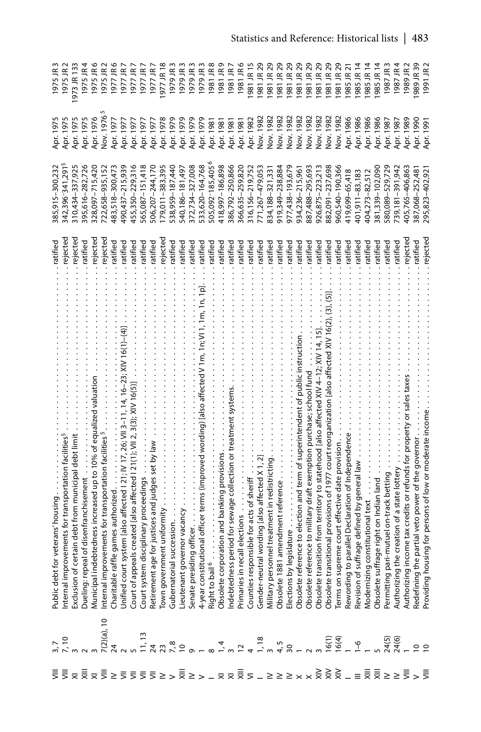| | | | | | | |
|---|---|---|---|---|---|---|
| VIII | 3, 7 | Public debt for veterans' housing | ratified | 385,915–300,232 | Apr. 1975 | 1975 JR 3 |
| VIII | 7, 10 | Internal improvements for transportation facilities[5] | rejected | 342,396–341,291[5] | Apr. 1975 | 1975 JR 2 |
| XI | 3 | Exclusion of certain debt from municipal debt limit | rejected | 310,434–337,925 | Apr. 1975 | 1973 JR 133 |
| XIII | 2 | Dueling: repeal of disenfranchisement | ratified | 395,616–282,726 | Apr. 1975 | 1975 JR 4 |
| XI | 3 | Municipal indebtedness increased up to 10% of equalized valuation | rejected | 328,097–715,420 | Apr. 1976 | 1975 JR 6 |
| VIII | 7(2)(a), 10 | Internal improvements for transportation facilities[5] | rejected | 722,658–935,152 | Nov. 1976[5] | 1975 JR 2 |
| IV | 24 | Charitable raffle games authorized | ratified | 483,518–300,473 | Apr. 1977 | 1977 JR 6 |
| VII | 2 | Unified court system [also affected I 21; IV 17, 26; VII 3–11, 14, 16–23; XIV 16(1)–(4)] | ratified | 490,437–215,939 | Apr. 1977 | 1977 JR 7 |
| VII | 5 | Court of appeals created [also affected I 21(1); VII 2, 3(3); XIV 16(5)] | ratified | 455,350–229,316 | Apr. 1977 | 1977 JR 7 |
| VII | 11, 13 | Court system disciplinary proceedings | ratified | 565,087–151,418 | Apr. 1977 | 1977 JR 7 |
| VII | 24 | Retirement age for justices and judges set by law | ratified | 506,207–244,170 | Apr. 1977 | 1977 JR 7 |
| IV | 23 | Town government uniformity | rejected | 179,011–383,395 | Apr. 1978 | 1977 JR 18 |
| V | 7, 8 | Gubernatorial succession | ratified | 538,959–187,440 | Apr. 1979 | 1979 JR 3 |
| XIII | 10 | Lieutenant governor vacancy | ratified | 540,186–181,497 | Apr. 1979 | 1979 JR 3 |
| IV | 9 | Senate presiding officer | ratified | 372,734–327,008 | Apr. 1979 | 1979 JR 3 |
| V | 1 | 4-year constitutional officer terms (improved wording) [also affected V 1m, 1n; VI 1, 1m, 1n, 1p] | ratified | 533,620–164,768 | Apr. 1979 | 1979 JR 3 |
| I | 8 | Right to bail[6] | ratified | 505,092–185,405[6] | Apr. 1981 | 1981 JR 8 |
| XI | 1, 4 | Obsolete corporation and banking provisions | ratified | 418,997–186,898 | Apr. 1981 | 1981 JR 9 |
| XI | 3 | Indebtedness period for sewage collection or treatment systems | ratified | 386,792–250,866 | Apr. 1981 | 1981 JR 7 |
| XIII | 12 | Primaries in recall elections | ratified | 366,635–259,820 | Apr. 1981 | 1981 JR 6 |
| VI | 4 | Counties responsible for acts of sheriff | ratified | 316,156–219,752 | Apr. 1982 | 1981 JR 15 |
| I | 1, 18 | Gender-neutral wording [also affected X 1, 2] | ratified | 771,267–479,053 | Nov. 1982 | 1981 JR 29 |
| IV | 3 | Military personnel treatment in redistricting | ratified | 834,188–321,331 | Nov. 1982 | 1981 JR 29 |
| IV | 4, 5 | Obsolete 1881 amendment reference | ratified | 919,349–238,884 | Nov. 1982 | 1981 JR 29 |
| IV | 30 | Elections by legislature | ratified | 977,438–193,679 | Nov. 1982 | 1981 JR 29 |
| X | 1 | Obsolete reference to election and term of superintendent of public instruction | ratified | 934,236–215,961 | Nov. 1982 | 1981 JR 29 |
| X | 2 | Obsolete reference to military draft exemption purchase; school fund | ratified | 887,488–295,693 | Nov. 1982 | 1981 JR 29 |
| XIV | 3 | Obsolete transition from territory to statehood [also affected XIV 4–12; XIV 14, 15] | ratified | 926,875–223,213 | Nov. 1982 | 1981 JR 29 |
| XIV | 16(1) | Obsolete transitional provisions of 1977 court reorganization [also affected XIV 16(2), (3), (5)] | ratified | 882,091–237,698 | Nov. 1982 | 1981 JR 29 |
| XIV | 16(4) | Terms on supreme court effective date provision | ratified | 960,540–190,366 | Nov. 1982 | 1981 JR 29 |
| I | 1 | Rewording to parallel Declaration of Independence | ratified | 419,699–65,418 | Apr. 1986 | 1985 JR 21 |
| III | 1–6 | Revision of suffrage defined by general law | ratified | 401,911–83,183 | Apr. 1986 | 1985 JR 14 |
| XIII | 1 | Modernizing constitutional text | ratified | 404,273–82,512 | Apr. 1986 | 1985 JR 14 |
| XIII | 5 | Obsolete suffrage right on Indian land | ratified | 381,339–102,090 | Apr. 1986 | 1985 JR 14 |
| IV | 24(5) | Permitting pari-mutuel on-track betting | ratified | 580,089–529,729 | Apr. 1987 | 1987 JR 3 |
| IV | 24(6) | Authorizing the creation of a state lottery | ratified | 739,181–391,942 | Apr. 1987 | 1987 JR 4 |
| VIII | 1 | Authorizing income tax credits or refunds for property or sales taxes | rejected | 405,765–406,863 | Apr. 1989 | 1989 JR 2 |
| V | 10 | Redefining the partial veto power of the governor | ratified | 387,068–252,481 | Apr. 1990 | 1989 JR 39 |
| VIII | 10 | Providing housing for persons of low or moderate income | rejected | 295,823–402,921 | Apr. 1991 | 1991 JR 2 |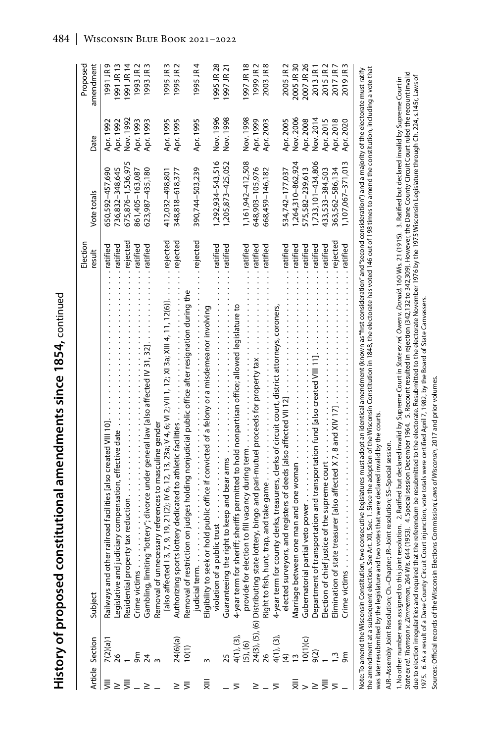# History of proposed constitutional amendments since 1854, continued

| Article | Section | Subject | Election result | Vote totals | Date | Proposed amendment |
|---|---|---|---|---|---|---|
| VIII | 7(2)(a)1 | Railways and other railroad facilities [also created VIII 10] | ratified | 650,592–457,690 | Apr. 1992 | 1991 JR 9 |
| IV | 26 | Legislative and judiciary compensation, effective date | ratified | 736,832–348,645 | Apr. 1992 | 1991 JR 13 |
| VIII | 1 | Residential property tax reduction | rejected | 675,876–1,536,975 | Nov. 1992 | 1991 JR 14 |
| I | 9m | Crime victims | ratified | 861,405–163,087 | Apr. 1993 | 1993 JR 2 |
| IV | 24 | Gambling, limiting "lottery"; divorce under general law [also affected IV 31, 32] | ratified | 623,987–435,180 | Apr. 1993 | 1993 JR 3 |
| I | 3 | Removal of unnecessary references to masculine gender [also affected I 3, 7, 9, 19, 21(2); IV 6, 12, 13, 23a; V 4, 6; VI 2; VII 1, 12; XI 3a; XIII 4, 11, 12(6)] | rejected | 412,032–498,801 | Apr. 1995 | 1995 JR 3 |
| IV | 24(6)(a) | Authorizing sports lottery dedicated to athletic facilities | rejected | 348,818–618,377 | Apr. 1995 | 1995 JR 2 |
| VII | 10(1) | Removal of restriction on judges holding nonjudicial public office after resignation during the judicial term | rejected | 390,744–503,239 | Apr. 1995 | 1995 JR 4 |
| XIII | 3 | Eligibility to seek or hold public office if convicted of a felony or a misdemeanor involving violation of a public trust | ratified | 1,292,934–543,516 | Nov. 1996 | 1995 JR 28 |
| I | 25 | Guaranteeing the right to keep and bear arms | ratified | 1,205,873–425,052 | Nov. 1998 | 1997 JR 21 |
| VI | 4(1), (3), (5), (6) | 4-year term for sheriff; sheriffs permitted to hold nonpartisan office; allowed legislature to provide for election to fill vacancy during term | ratified | 1,161,942–412,508 | Nov. 1998 | 1997 JR 18 |
| IV | 24(3), (5), (6) | Distributing state lottery, bingo and pari-mutuel proceeds for property tax | ratified | 648,903–105,976 | Apr. 1999 | 1999 JR 2 |
| I | 26 | Right to fish, hunt, trap, and take game | ratified | 668,459–146,182 | Apr. 2003 | 2003 JR 8 |
| VI | 4(1), (3), (4) | 4-year term for county clerks, treasurers, clerks of circuit court, district attorneys, coroners, elected surveyors, and registers of deeds [also affected VII 12] | ratified | 534,742–177,037 | Apr. 2005 | 2005 JR 2 |
| XIII | 13 | Marriage between one man and one woman | ratified | 1,264,310–862,924 | Nov. 2006 | 2005 JR 30 |
| V | 10(1)(c) | Gubernatorial partial veto power | ratified | 575,582–239,613 | Apr. 2008 | 2007 JR 26 |
| IV | 9(2) | Department of transportation and transportation fund [also created VIII 11] | ratified | 1,733,101–434,806 | Nov. 2014 | 2013 JR 1 |
| VII | 4(1) | Election of chief justice of the supreme court | ratified | 433,533–384,503 | Apr. 2015 | 2015 JR 2 |
| VI | 1, 3 | Elimination of state treasurer [also affected X 7, 8 and XIV 17] | rejected | 363,562–586,134 | Apr. 2018 | 2017 JR 7 |
| I | 9m | Crime victims | ratified | 1,107,067–371,013 | Apr. 2020 | 2019 JR 3 |

Note: To amend the Wisconsin Constitution, two consecutive legislatures must adopt an identical amendment (known as "first consideration" and "second consideration") and a majority of the electorate must ratify the amendment at a subsequent election. See Art. XII, Sec. 1. Since the adoption of the Wisconsin Constitution in 1848, the electorate has voted 146 out of 198 times to amend the constitution, including a vote that was later resubmitted by the legislature and two votes that were declared invalid by the courts.

AJR–Assembly Joint Resolution; Ch.–Chapter; JR–Joint resolution; SS–Special session.

1. No other number was assigned to this joint resolution. 2. Ratified but declared invalid by Supreme Court in *State ex rel. Owen v. Donald*, 160 Wis. 21 (1915). 3. Ratified but declared invalid by Supreme Court in *State ex rel. Thomson v. Zimmerman*, 264 Wis. 644 (1953). 4. Special session December 1964. 5. Recount resulted in rejection (342,132 to 342,309). However, the Dane County Circuit Court ruled the recount invalid due to election irregularities and required that the referendum be resubmitted to the electorate. Resubmitted to the electorate November 1976 by the 1975 Wisconsin Legislature through Ch. 224, s.145r, Laws of 1975. 6. As a result of a Dane County Circuit Court injunction, vote totals were certified April 7, 1982, by the Board of State Canvassers.

Sources: Official records of the Wisconsin Elections Commission; *Laws of Wisconsin*, 2017 and prior volumes.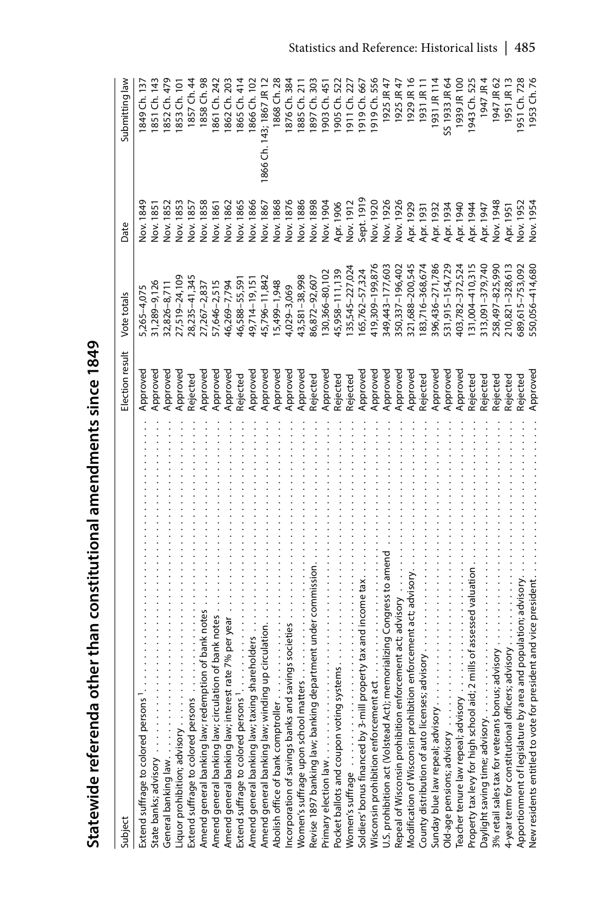# Statewide referenda other than constitutional amendments since 1849

| Subject | Election result | Vote totals | Date | Submitting law |
|---|---|---|---|---|
| Extend suffrage to colored persons[1] | Approved | 5,265–4,075 | Nov. 1849 | 1849 Ch. 137 |
| State banks; advisory | Approved | 31,289–9,126 | Nov. 1851 | 1851 Ch. 143 |
| General banking law | Approved | 32,826–8,711 | Nov. 1852 | 1852 Ch. 479 |
| Liquor prohibition; advisory | Approved | 27,519–24,109 | Nov. 1853 | 1853 Ch. 101 |
| Extend suffrage to colored persons | Rejected | 28,235–41,345 | Nov. 1857 | 1857 Ch. 44 |
| Amend general banking law; redemption of bank notes | Approved | 27,267–2,837 | Nov. 1858 | 1858 Ch. 98 |
| Amend general banking law; circulation of bank notes | Approved | 57,646–2,515 | Nov. 1861 | 1861 Ch. 242 |
| Amend general banking law; interest rate 7% per year | Approved | 46,269–7,794 | Nov. 1862 | 1862 Ch. 203 |
| Extend suffrage to colored persons[1] | Rejected | 46,588–55,591 | Nov. 1865 | 1865 Ch. 414 |
| Amend general banking law; taxing shareholders | Approved | 49,714–19,151 | Nov. 1866 | 1866 Ch. 102 |
| Amend general banking law; winding up circulation | Approved | 45,796–11,842 | Nov. 1867 | 1866 Ch. 143; 1867 JR 12 |
| Abolish office of bank comptroller | Approved | 15,499–1,948 | Nov. 1868 | 1868 Ch. 28 |
| Incorporation of savings banks and savings societies | Approved | 4,029–3,069 | Nov. 1876 | 1876 Ch. 384 |
| Women's suffrage upon school matters | Approved | 43,581–38,998 | Nov. 1886 | 1885 Ch. 211 |
| Revise 1897 banking law; banking department under commission | Rejected | 86,872–92,607 | Nov. 1898 | 1897 Ch. 303 |
| Primary election law | Approved | 130,366–80,102 | Nov. 1904 | 1903 Ch. 451 |
| Pocket ballots and coupon voting systems | Rejected | 45,958–111,139 | Apr. 1906 | 1905 Ch. 522 |
| Women's suffrage | Rejected | 135,545–227,024 | Nov. 1912 | 1911 Ch. 227 |
| Soldiers' bonus financed by 3-mill property tax and income tax | Approved | 165,762–57,324 | Sept. 1919 | 1919 Ch. 667 |
| Wisconsin prohibition enforcement act | Approved | 419,309–199,876 | Nov. 1920 | 1919 Ch. 556 |
| U.S. prohibition act (Volstead Act); memorializing Congress to amend | Approved | 349,443–177,603 | Nov. 1926 | 1925 JR 47 |
| Repeal of Wisconsin prohibition enforcement act; advisory | Approved | 350,337–196,402 | Nov. 1926 | 1925 JR 47 |
| Modification of Wisconsin prohibition enforcement act; advisory | Approved | 321,688–200,545 | Apr. 1929 | 1929 JR 16 |
| County distribution of auto licenses; advisory | Rejected | 183,716–368,674 | Apr. 1931 | 1931 JR 11 |
| Sunday blue law repeal; advisory | Approved | 396,436–271,786 | Apr. 1932 | 1931 JR 114 |
| Old-age pensions; advisory | Approved | 531,915–154,729 | Apr. 1934 | SS 1933 JR 64 |
| Teacher tenure law repeal; advisory | Approved | 403,782–372,524 | Apr. 1940 | 1939 JR 100 |
| Property tax levy for high school aid; 2 mills of assessed valuation | Rejected | 131,004–410,315 | Apr. 1944 | 1943 Ch. 525 |
| Daylight saving time; advisory | Rejected | 313,091–379,740 | Apr. 1947 | 1947 JR 4 |
| 3% retail sales tax for veterans bonus; advisory | Rejected | 258,497–825,990 | Nov. 1948 | 1947 JR 62 |
| 4-year term for constitutional officers; advisory | Rejected | 210,821–328,613 | Apr. 1951 | 1951 JR 13 |
| Apportionment of legislature by area and population; advisory | Rejected | 689,615–753,092 | Nov. 1952 | 1951 Ch. 728 |
| New residents entitled to vote for president and vice president | Approved | 550,056–414,680 | Nov. 1954 | 1953 Ch. 76 |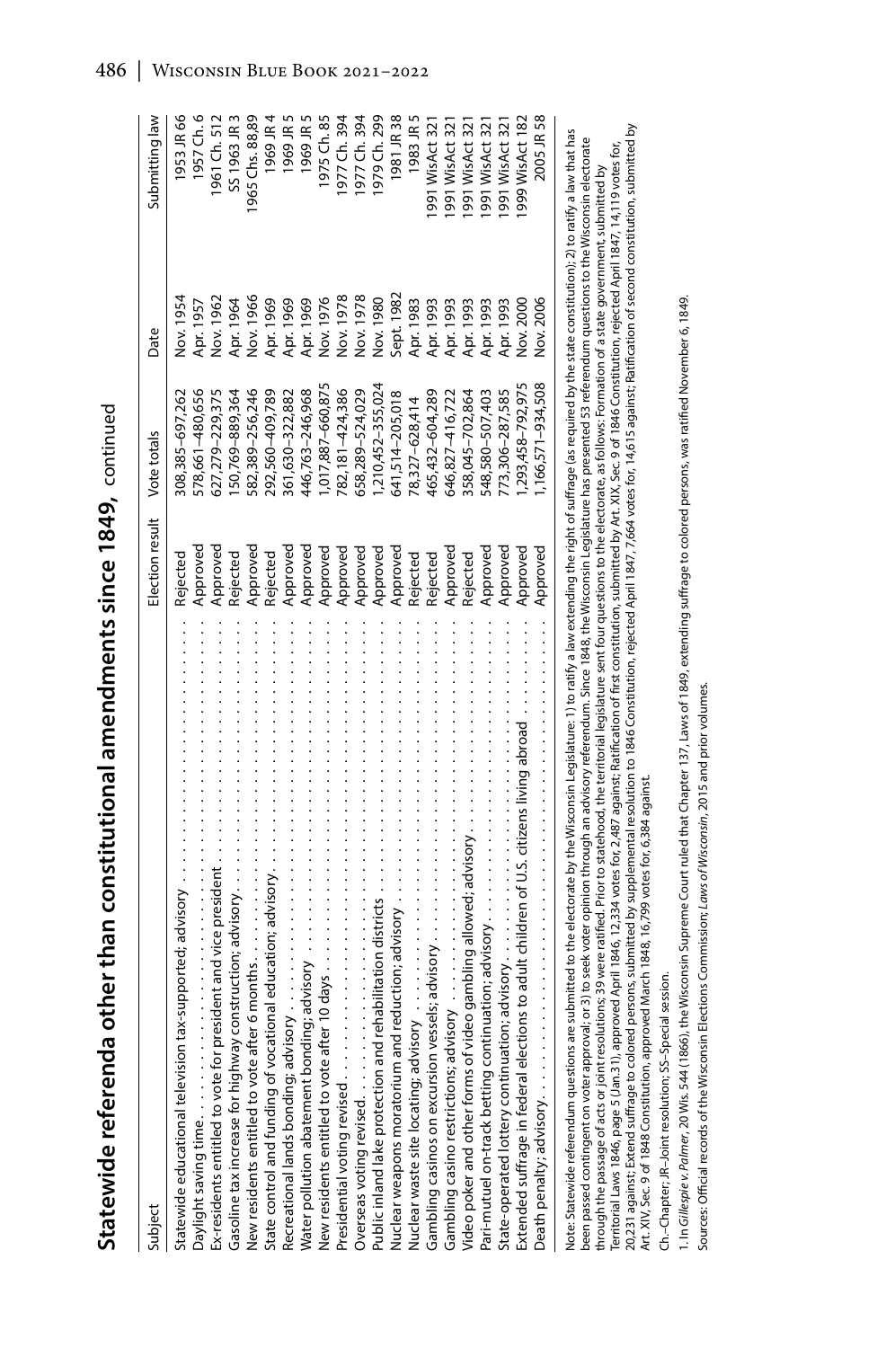## Statewide referenda other than constitutional amendments since 1849, continued

| Subject | Election result | Vote totals | Date | Submitting law |
|---|---|---|---|---|
| Statewide educational television tax-supported; advisory | Rejected | 308,385–697,262 | Nov. 1954 | 1953 JR 66 |
| Daylight saving time | Approved | 578,661–480,656 | Apr. 1957 | 1957 Ch. 6 |
| Ex-residents entitled to vote for president and vice president | Approved | 627,279–229,375 | Nov. 1962 | 1961 Ch. 512 |
| Gasoline tax increase for highway construction; advisory | Rejected | 150,769–889,364 | Apr. 1964 | SS 1963 JR 3 |
| New residents entitled to vote after 6 months | Approved | 582,389–256,246 | Nov. 1966 | 1965 Chs. 88,89 |
| State control and funding of vocational education; advisory | Rejected | 292,560–409,789 | Apr. 1969 | 1969 JR 4 |
| Recreational lands bonding; advisory | Approved | 361,630–322,882 | Apr. 1969 | 1969 JR 5 |
| Water pollution abatement bonding; advisory | Approved | 446,763–246,968 | Apr. 1969 | 1969 JR 5 |
| New residents entitled to vote after 10 days | Approved | 1,017,887–660,875 | Nov. 1976 | 1975 Ch. 85 |
| Presidential voting revised | Approved | 782,181–424,386 | Nov. 1978 | 1977 Ch. 394 |
| Overseas voting revised | Approved | 658,289–524,029 | Nov. 1978 | 1977 Ch. 394 |
| Public inland lake protection and rehabilitation districts | Approved | 1,210,452–355,024 | Nov. 1980 | 1979 Ch. 299 |
| Nuclear weapons moratorium and reduction; advisory | Approved | 641,514–205,018 | Sept. 1982 | 1981 JR 38 |
| Nuclear waste site locating; advisory | Rejected | 78,327–628,414 | Apr. 1983 | 1983 JR 5 |
| Gambling casinos on excursion vessels; advisory | Rejected | 465,432–604,289 | Apr. 1993 | 1991 WisAct 321 |
| Gambling casino restrictions; advisory | Approved | 646,827–416,722 | Apr. 1993 | 1991 WisAct 321 |
| Video poker and other forms of video gambling allowed; advisory | Rejected | 358,045–702,864 | Apr. 1993 | 1991 WisAct 321 |
| Pari-mutuel on-track betting continuation; advisory | Approved | 548,580–507,403 | Apr. 1993 | 1991 WisAct 321 |
| State-operated lottery continuation; advisory | Approved | 773,306–287,585 | Apr. 1993 | 1991 WisAct 321 |
| Extended suffrage in federal elections to adult children of U.S. citizens living abroad | Approved | 1,293,458–792,975 | Nov. 2000 | 1999 WisAct 182 |
| Death penalty; advisory | Approved | 1,166,571–934,508 | Nov. 2006 | 2005 JR 58 |

Note: Statewide referendum questions are submitted to the electorate by the Wisconsin Legislature: 1) to ratify a law extending the right of suffrage (as required by the state constitution); 2) to ratify a law that has been passed contingent on voter approval; or 3) to seek voter opinion through an advisory referendum. Since 1848, the Wisconsin Legislature has presented 53 referendum questions to the Wisconsin electorate through the passage of acts or joint resolutions; 39 were ratified. Prior to statehood, the territorial legislature sent four questions to the electorate, as follows: Formation of a state government, submitted by Territorial Laws 1846, page 5 (Jan.31), approved April 1846, 12,334 votes for, 2,487 against; Ratification of first constitution, submitted by Art. XIX, Sec. 9 of 1846 Constitution, rejected April 1847, 14,119 votes for, 20,231 against; Extend suffrage to colored persons, submitted by supplemental resolution to 1846 Constitution, rejected April 1847, 7,664 votes for, 14,615 against; Ratification of second constitution, submitted by Art. XIV, Sec. 9 of 1848 Constitution, approved March 1848, 16,799 votes for, 6,384 against.

Ch.–Chapter; JR–Joint resolution; SS–Special session.

1. In *Gillespie v. Palmer*, 20 Wis. 544 (1866), the Wisconsin Supreme Court ruled that Chapter 137, Laws of 1849, extending suffrage to colored persons, was ratified November 6, 1849.

Sources: Official records of the Wisconsin Elections Commission; *Laws of Wisconsin*, 2015 and prior volumes.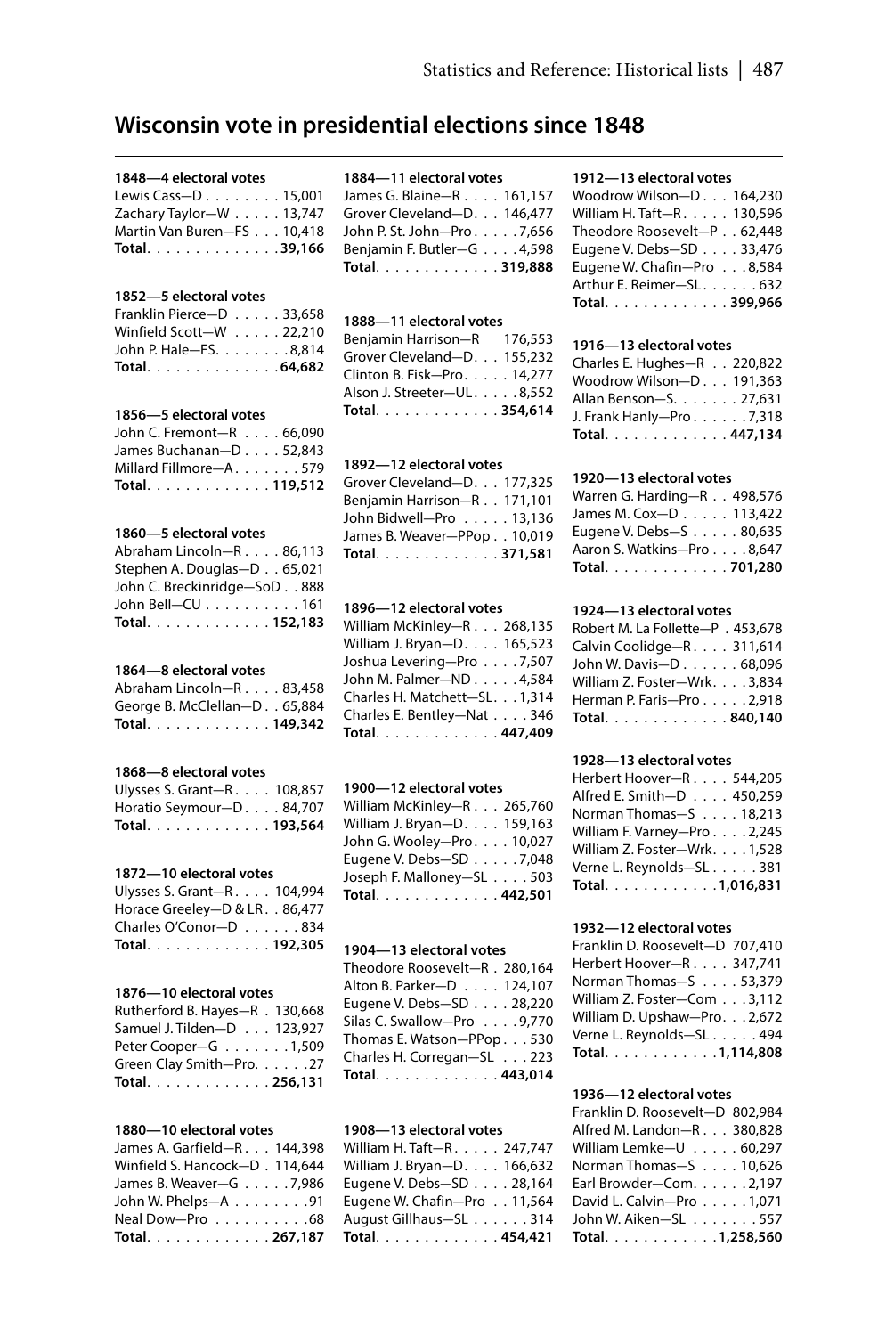# Wisconsin vote in presidential elections since 1848

**1848—4 electoral votes**
Lewis Cass—D . . . . . . . . 15,001
Zachary Taylor—W . . . . . 13,747
Martin Van Buren—FS . . . 10,418
**Total . . . . . . . . . . . . . 39,166**

**1852—5 electoral votes**
Franklin Pierce—D . . . . . 33,658
Winfield Scott—W . . . . . 22,210
John P. Hale—FS. . . . . . . . 8,814
**Total . . . . . . . . . . . . . 64,682**

**1856—5 electoral votes**
John C. Fremont—R . . . . 66,090
James Buchanan—D . . . . 52,843
Millard Fillmore—A . . . . . . . 579
**Total . . . . . . . . . . . . . 119,512**

**1860—5 electoral votes**
Abraham Lincoln—R . . . . 86,113
Stephen A. Douglas—D . . 65,021
John C. Breckinridge—SoD . . 888
John Bell—CU . . . . . . . . . . 161
**Total . . . . . . . . . . . . . 152,183**

**1864—8 electoral votes**
Abraham Lincoln—R . . . . 83,458
George B. McClellan—D . . 65,884
**Total . . . . . . . . . . . . . 149,342**

**1868—8 electoral votes**
Ulysses S. Grant—R . . . . 108,857
Horatio Seymour—D . . . . 84,707
**Total . . . . . . . . . . . . . 193,564**

**1872—10 electoral votes**
Ulysses S. Grant—R . . . . 104,994
Horace Greeley—D & LR . . 86,477
Charles O'Conor—D . . . . . . 834
**Total . . . . . . . . . . . . . 192,305**

**1876—10 electoral votes**
Rutherford B. Hayes—R . 130,668
Samuel J. Tilden—D . . . 123,927
Peter Cooper—G . . . . . . . 1,509
Green Clay Smith—Pro. . . . . . 27
**Total . . . . . . . . . . . . . 256,131**

**1880—10 electoral votes**
James A. Garfield—R . . . 144,398
Winfield S. Hancock—D . 114,644
James B. Weaver—G . . . . . 7,986
John W. Phelps—A . . . . . . . . 91
Neal Dow—Pro . . . . . . . . . . 68
**Total . . . . . . . . . . . . . 267,187**

**1884—11 electoral votes**
James G. Blaine—R . . . . 161,157
Grover Cleveland—D. . . 146,477
John P. St. John—Pro . . . . . 7,656
Benjamin F. Butler—G . . . . 4,598
**Total . . . . . . . . . . . . . 319,888**

**1888—11 electoral votes**
Benjamin Harrison—R 176,553
Grover Cleveland—D. . . 155,232
Clinton B. Fisk—Pro. . . . . 14,277
Alson J. Streeter—UL. . . . . 8,552
**Total . . . . . . . . . . . . . 354,614**

**1892—12 electoral votes**
Grover Cleveland—D. . . 177,325
Benjamin Harrison—R . . 171,101
John Bidwell—Pro . . . . . 13,136
James B. Weaver—PPop . . 10,019
**Total . . . . . . . . . . . . . 371,581**

**1896—12 electoral votes**
William McKinley—R . . . 268,135
William J. Bryan—D. . . . 165,523
Joshua Levering—Pro . . . . 7,507
John M. Palmer—ND . . . . . 4,584
Charles H. Matchett—SL. . . 1,314
Charles E. Bentley—Nat . . . . 346
**Total . . . . . . . . . . . . . 447,409**

**1900—12 electoral votes**
William McKinley—R . . . 265,760
William J. Bryan—D. . . . 159,163
John G. Wooley—Pro. . . . 10,027
Eugene V. Debs—SD . . . . . 7,048
Joseph F. Malloney—SL . . . . 503
**Total . . . . . . . . . . . . . 442,501**

**1904—13 electoral votes**
Theodore Roosevelt—R . 280,164
Alton B. Parker—D . . . . 124,107
Eugene V. Debs—SD . . . . 28,220
Silas C. Swallow—Pro . . . . 9,770
Thomas E. Watson—PPop . . . 530
Charles H. Corregan—SL . . . 223
**Total . . . . . . . . . . . . . 443,014**

**1908—13 electoral votes**
William H. Taft—R . . . . . 247,747
William J. Bryan—D. . . . 166,632
Eugene V. Debs—SD . . . . 28,164
Eugene W. Chafin—Pro . . 11,564
August Gillhaus—SL . . . . . . 314
**Total . . . . . . . . . . . . . 454,421**

**1912—13 electoral votes**
Woodrow Wilson—D . . . 164,230
William H. Taft—R . . . . . 130,596
Theodore Roosevelt—P . . 62,448
Eugene V. Debs—SD . . . . 33,476
Eugene W. Chafin—Pro . . . 8,584
Arthur E. Reimer—SL . . . . . . 632
**Total . . . . . . . . . . . . . 399,966**

**1916—13 electoral votes**
Charles E. Hughes—R . . 220,822
Woodrow Wilson—D . . . 191,363
Allan Benson—S. . . . . . . 27,631
J. Frank Hanly—Pro . . . . . . 7,318
**Total . . . . . . . . . . . . . 447,134**

**1920—13 electoral votes**
Warren G. Harding—R . . 498,576
James M. Cox—D . . . . . 113,422
Eugene V. Debs—S . . . . . 80,635
Aaron S. Watkins—Pro . . . . 8,647
**Total . . . . . . . . . . . . . 701,280**

**1924—13 electoral votes**
Robert M. La Follette—P . 453,678
Calvin Coolidge—R . . . . 311,614
John W. Davis—D . . . . . . 68,096
William Z. Foster—Wrk. . . . 3,834
Herman P. Faris—Pro . . . . . 2,918
**Total . . . . . . . . . . . . . 840,140**

**1928—13 electoral votes**
Herbert Hoover—R . . . . 544,205
Alfred E. Smith—D . . . . 450,259
Norman Thomas—S . . . . 18,213
William F. Varney—Pro . . . . 2,245
William Z. Foster—Wrk. . . . 1,528
Verne L. Reynolds—SL . . . . . 381
**Total . . . . . . . . . . . . 1,016,831**

**1932—12 electoral votes**
Franklin D. Roosevelt—D 707,410
Herbert Hoover—R . . . . 347,741
Norman Thomas—S . . . . 53,379
William Z. Foster—Com . . . 3,112
William D. Upshaw—Pro. . . 2,672
Verne L. Reynolds—SL . . . . . 494
**Total . . . . . . . . . . . . 1,114,808**

**1936—12 electoral votes**
Franklin D. Roosevelt—D 802,984
Alfred M. Landon—R . . . 380,828
William Lemke—U . . . . . 60,297
Norman Thomas—S . . . . 10,626
Earl Browder—Com. . . . . . 2,197
David L. Calvin—Pro . . . . . 1,071
John W. Aiken—SL . . . . . . . 557
**Total . . . . . . . . . . . . 1,258,560**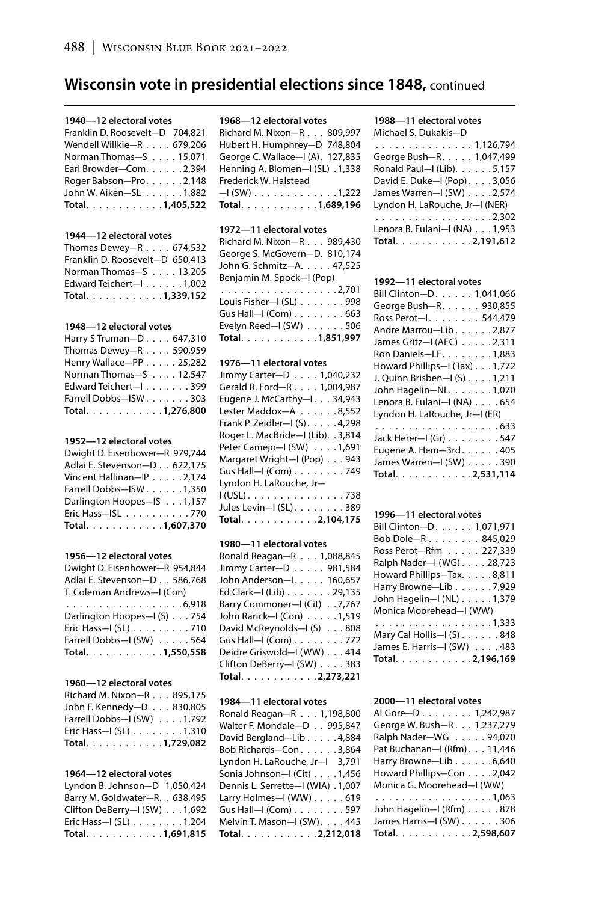## Wisconsin vote in presidential elections since 1848, continued

**1940—12 electoral votes**
Franklin D. Roosevelt—D 704,821
Wendell Willkie—R . . . . 679,206
Norman Thomas—S . . . . 15,071
Earl Browder—Com. . . . . . 2,394
Roger Babson—Pro. . . . . . 2,148
John W. Aiken—SL . . . . . . 1,882
**Total. . . . . . . . . . . . 1,405,522**

**1944—12 electoral votes**
Thomas Dewey—R . . . . 674,532
Franklin D. Roosevelt—D 650,413
Norman Thomas—S . . . . 13,205
Edward Teichert—I . . . . . . 1,002
**Total. . . . . . . . . . . . 1,339,152**

**1948—12 electoral votes**
Harry S Truman—D . . . . 647,310
Thomas Dewey—R . . . . 590,959
Henry Wallace—PP . . . . . 25,282
Norman Thomas—S . . . . 12,547
Edward Teichert—I . . . . . . . 399
Farrell Dobbs—ISW. . . . . . . 303
**Total. . . . . . . . . . . . 1,276,800**

**1952—12 electoral votes**
Dwight D. Eisenhower—R 979,744
Adlai E. Stevenson—D . . 622,175
Vincent Hallinan—IP . . . . . 2,174
Farrell Dobbs—ISW. . . . . . 1,350
Darlington Hoopes—IS . . . 1,157
Eric Hass—ISL . . . . . . . . . . 770
**Total. . . . . . . . . . . . 1,607,370**

**1956—12 electoral votes**
Dwight D. Eisenhower—R 954,844
Adlai E. Stevenson—D . . 586,768
T. Coleman Andrews—I (Con) . . . . . . . . . . . . . . . . . . 6,918
Darlington Hoopes—I (S) . . . 754
Eric Hass—I (SL) . . . . . . . . . 710
Farrell Dobbs—I (SW) . . . . . 564
**Total. . . . . . . . . . . . 1,550,558**

**1960—12 electoral votes**
Richard M. Nixon—R . . . 895,175
John F. Kennedy—D . . . 830,805
Farrell Dobbs—I (SW) . . . . 1,792
Eric Hass—I (SL) . . . . . . . . 1,310
**Total. . . . . . . . . . . . 1,729,082**

**1964—12 electoral votes**
Lyndon B. Johnson—D 1,050,424
Barry M. Goldwater—R. . 638,495
Clifton DeBerry—I (SW) . . . 1,692
Eric Hass—I (SL) . . . . . . . . 1,204
**Total. . . . . . . . . . . . 1,691,815**

**1968—12 electoral votes**
Richard M. Nixon—R . . . 809,997
Hubert H. Humphrey—D 748,804
George C. Wallace—I (A). 127,835
Henning A. Blomen—I (SL) . 1,338
Frederick W. Halstead —I (SW) . . . . . . . . . . . . . 1,222
**Total. . . . . . . . . . . . 1,689,196**

**1972—11 electoral votes**
Richard M. Nixon—R . . . 989,430
George S. McGovern—D. 810,174
John G. Schmitz—A. . . . . 47,525
Benjamin M. Spock—I (Pop) . . . . . . . . . . . . . . . . . . 2,701
Louis Fisher—I (SL) . . . . . . . 998
Gus Hall—I (Com) . . . . . . . . 663
Evelyn Reed—I (SW) . . . . . . 506
**Total. . . . . . . . . . . . 1,851,997**

**1976—11 electoral votes**
Jimmy Carter—D . . . . 1,040,232
Gerald R. Ford—R . . . . 1,004,987
Eugene J. McCarthy—I. . . 34,943
Lester Maddox—A . . . . . . 8,552
Frank P. Zeidler—I (S). . . . . 4,298
Roger L. MacBride—I (Lib). . 3,814
Peter Camejo—I (SW) . . . . 1,691
Margaret Wright—I (Pop) . . . 943
Gus Hall—I (Com) . . . . . . . . 749
Lyndon H. LaRouche, Jr—I (USL). . . . . . . . . . . . . . . 738
Jules Levin—I (SL). . . . . . . . 389
**Total. . . . . . . . . . . . 2,104,175**

**1980—11 electoral votes**
Ronald Reagan—R . . . 1,088,845
Jimmy Carter—D . . . . . 981,584
John Anderson—I. . . . . 160,657
Ed Clark—I (Lib) . . . . . . . 29,135
Barry Commoner—I (Cit) . . 7,767
John Rarick—I (Con) . . . . . 1,519
David McReynolds—I (S) . . . 808
Gus Hall—I (Com) . . . . . . . . 772
Deidre Griswold—I (WW) . . . 414
Clifton DeBerry—I (SW) . . . . 383
**Total. . . . . . . . . . . . 2,273,221**

**1984—11 electoral votes**
Ronald Reagan—R . . . 1,198,800
Walter F. Mondale—D . . 995,847
David Bergland—Lib . . . . . 4,884
Bob Richards—Con . . . . . . 3,864
Lyndon H. LaRouche, Jr—I 3,791
Sonia Johnson—I (Cit) . . . . 1,456
Dennis L. Serrette—I (WIA) . 1,007
Larry Holmes—I (WW) . . . . . 619
Gus Hall—I (Com) . . . . . . . . 597
Melvin T. Mason—I (SW). . . . 445
**Total. . . . . . . . . . . . 2,212,018**

**1988—11 electoral votes**
Michael S. Dukakis—D . . . . . . . . . . . . . . . 1,126,794
George Bush—R. . . . . 1,047,499
Ronald Paul—I (Lib). . . . . . 5,157
David E. Duke—I (Pop) . . . . 3,056
James Warren—I (SW) . . . . 2,574
Lyndon H. LaRouche, Jr—I (NER) . . . . . . . . . . . . . . . . . . 2,302
Lenora B. Fulani—I (NA) . . . 1,953
**Total. . . . . . . . . . . . 2,191,612**

**1992—11 electoral votes**
Bill Clinton—D. . . . . . 1,041,066
George Bush—R. . . . . . 930,855
Ross Perot—I. . . . . . . . 544,479
Andre Marrou—Lib . . . . . . 2,877
James Gritz—I (AFC) . . . . . 2,311
Ron Daniels—LF. . . . . . . . 1,883
Howard Phillips—I (Tax) . . . 1,772
J. Quinn Brisben—I (S) . . . . 1,211
John Hagelin—NL. . . . . . . 1,070
Lenora B. Fulani—I (NA) . . . . 654
Lyndon H. LaRouche, Jr—I (ER) . . . . . . . . . . . . . . . . . . . 633
Jack Herer—I (Gr) . . . . . . . . 547
Eugene A. Hem—3rd . . . . . . 405
James Warren—I (SW) . . . . . 390
**Total. . . . . . . . . . . . 2,531,114**

**1996—11 electoral votes**
Bill Clinton—D. . . . . . 1,071,971
Bob Dole—R . . . . . . . . 845,029
Ross Perot—Rfm . . . . . 227,339
Ralph Nader—I (WG) . . . . 28,723
Howard Phillips—Tax. . . . . 8,811
Harry Browne—Lib . . . . . . 7,929
John Hagelin—I (NL) . . . . . 1,379
Monica Moorehead—I (WW) . . . . . . . . . . . . . . . . . . 1,333
Mary Cal Hollis—I (S) . . . . . . 848
James E. Harris—I (SW) . . . . 483
**Total. . . . . . . . . . . . 2,196,169**

**2000—11 electoral votes**
Al Gore—D . . . . . . . . 1,242,987
George W. Bush—R . . . 1,237,279
Ralph Nader—WG . . . . . 94,070
Pat Buchanan—I (Rfm). . . 11,446
Harry Browne—Lib . . . . . . 6,640
Howard Phillips—Con . . . . 2,042
Monica G. Moorehead—I (WW) . . . . . . . . . . . . . . . . . . 1,063
John Hagelin—I (Rfm) . . . . . 878
James Harris—I (SW) . . . . . . 306
**Total. . . . . . . . . . . . 2,598,607**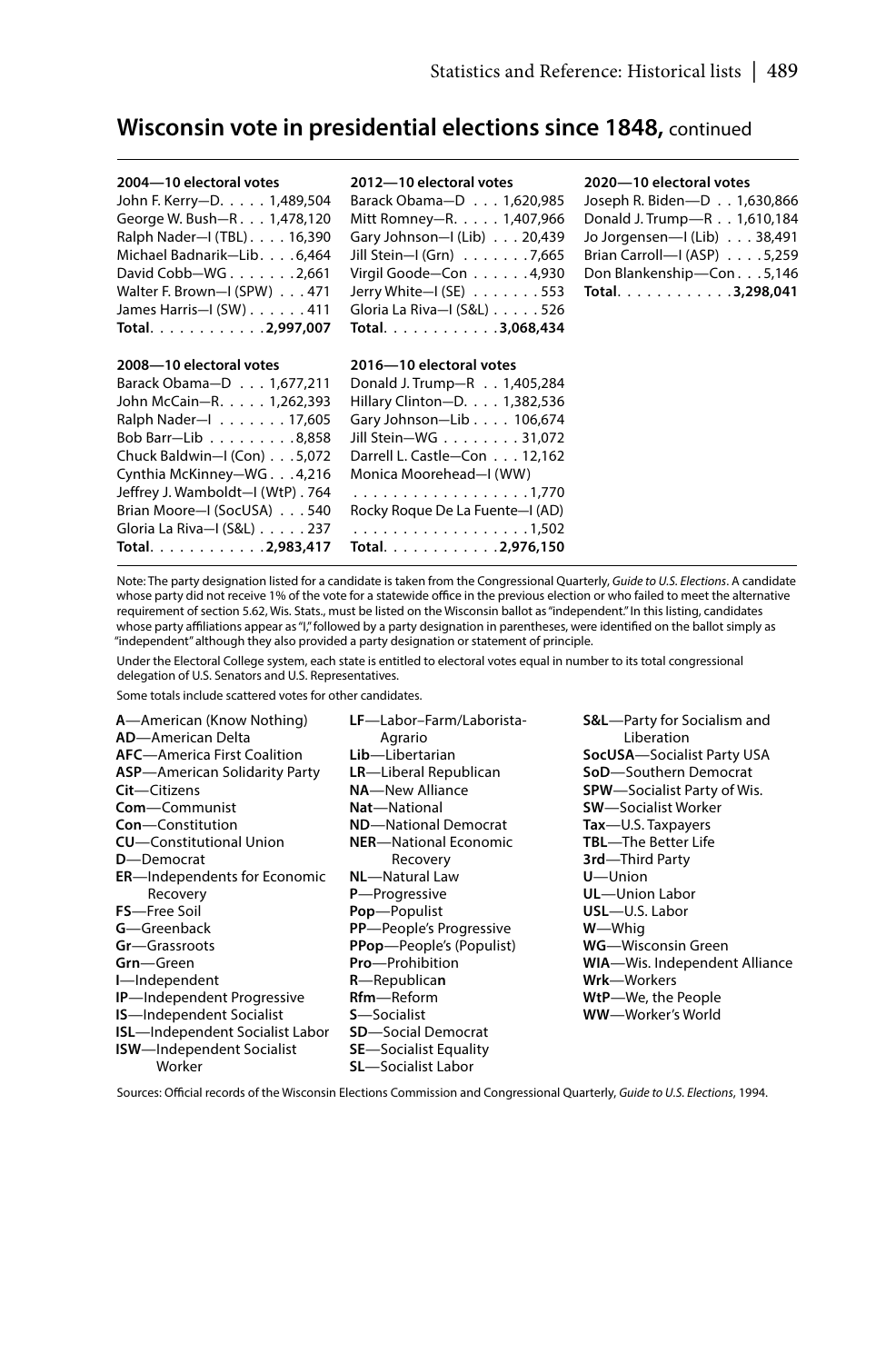## Wisconsin vote in presidential elections since 1848, continued

**2004—10 electoral votes**

| Candidate | Votes |
|---|---|
| John F. Kerry—D | 1,489,504 |
| George W. Bush—R | 1,478,120 |
| Ralph Nader—I (TBL) | 16,390 |
| Michael Badnarik—Lib | 6,464 |
| David Cobb—WG | 2,661 |
| Walter F. Brown—I (SPW) | 471 |
| James Harris—I (SW) | 411 |
| **Total** | **2,997,007** |

**2008—10 electoral votes**

| Candidate | Votes |
|---|---|
| Barack Obama—D | 1,677,211 |
| John McCain—R | 1,262,393 |
| Ralph Nader—I | 17,605 |
| Bob Barr—Lib | 8,858 |
| Chuck Baldwin—I (Con) | 5,072 |
| Cynthia McKinney—WG | 4,216 |
| Jeffrey J. Wamboldt—I (WtP) | 764 |
| Brian Moore—I (SocUSA) | 540 |
| Gloria La Riva—I (S&L) | 237 |
| **Total** | **2,983,417** |

**2012—10 electoral votes**

| Candidate | Votes |
|---|---|
| Barack Obama—D | 1,620,985 |
| Mitt Romney—R | 1,407,966 |
| Gary Johnson—I (Lib) | 20,439 |
| Jill Stein—I (Grn) | 7,665 |
| Virgil Goode—Con | 4,930 |
| Jerry White—I (SE) | 553 |
| Gloria La Riva—I (S&L) | 526 |
| **Total** | **3,068,434** |

**2016—10 electoral votes**

| Candidate | Votes |
|---|---|
| Donald J. Trump—R | 1,405,284 |
| Hillary Clinton—D | 1,382,536 |
| Gary Johnson—Lib | 106,674 |
| Jill Stein—WG | 31,072 |
| Darrell L. Castle—Con | 12,162 |
| Monica Moorehead—I (WW) | 1,770 |
| Rocky Roque De La Fuente—I (AD) | 1,502 |
| **Total** | **2,976,150** |

**2020—10 electoral votes**

| Candidate | Votes |
|---|---|
| Joseph R. Biden—D | 1,630,866 |
| Donald J. Trump—R | 1,610,184 |
| Jo Jorgensen—I (Lib) | 38,491 |
| Brian Carroll—I (ASP) | 5,259 |
| Don Blankenship—Con | 5,146 |
| **Total** | **3,298,041** |

Note: The party designation listed for a candidate is taken from the Congressional Quarterly, *Guide to U.S. Elections*. A candidate whose party did not receive 1% of the vote for a statewide office in the previous election or who failed to meet the alternative requirement of section 5.62, Wis. Stats., must be listed on the Wisconsin ballot as "independent." In this listing, candidates whose party affiliations appear as "I," followed by a party designation in parentheses, were identified on the ballot simply as "independent" although they also provided a party designation or statement of principle.

Under the Electoral College system, each state is entitled to electoral votes equal in number to its total congressional delegation of U.S. Senators and U.S. Representatives.

Some totals include scattered votes for other candidates.

**A**—American (Know Nothing)
**AD**—American Delta
**AFC**—America First Coalition
**ASP**—American Solidarity Party
**Cit**—Citizens
**Com**—Communist
**Con**—Constitution
**CU**—Constitutional Union
**D**—Democrat
**ER**—Independents for Economic Recovery
**FS**—Free Soil
**G**—Greenback
**Gr**—Grassroots
**Grn**—Green
**I**—Independent
**IP**—Independent Progressive
**IS**—Independent Socialist
**ISL**—Independent Socialist Labor
**ISW**—Independent Socialist Worker
**LF**—Labor–Farm/Laborista-Agrario
**Lib**—Libertarian
**LR**—Liberal Republican
**NA**—New Alliance
**Nat**—National
**ND**—National Democrat
**NER**—National Economic Recovery
**NL**—Natural Law
**P**—Progressive
**Pop**—Populist
**PP**—People's Progressive
**PPop**—People's (Populist)
**Pro**—Prohibition
**R**—Republican
**Rfm**—Reform
**S**—Socialist
**SD**—Social Democrat
**SE**—Socialist Equality
**SL**—Socialist Labor
**S&L**—Party for Socialism and Liberation
**SocUSA**—Socialist Party USA
**SoD**—Southern Democrat
**SPW**—Socialist Party of Wis.
**SW**—Socialist Worker
**Tax**—U.S. Taxpayers
**TBL**—The Better Life
**3rd**—Third Party
**U**—Union
**UL**—Union Labor
**USL**—U.S. Labor
**W**—Whig
**WG**—Wisconsin Green
**WIA**—Wis. Independent Alliance
**Wrk**—Workers
**WtP**—We, the People
**WW**—Worker's World

Sources: Official records of the Wisconsin Elections Commission and Congressional Quarterly, *Guide to U.S. Elections*, 1994.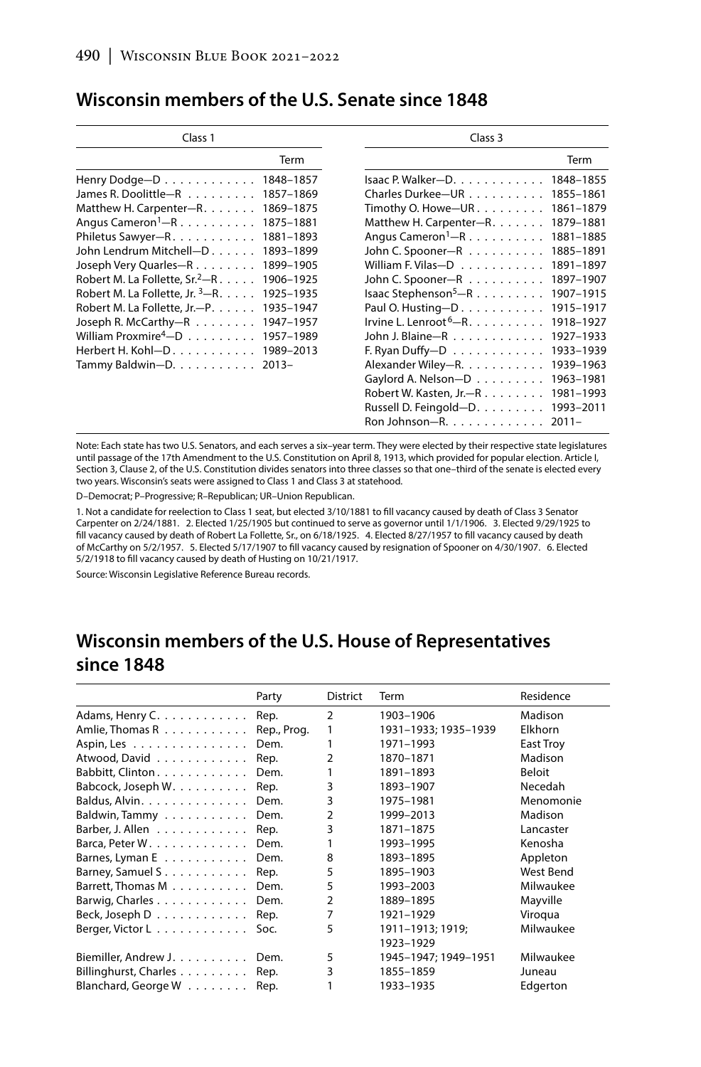## Wisconsin members of the U.S. Senate since 1848

| Class 1 | Term | Class 3 | Term |
|---|---|---|---|
| Henry Dodge—D | 1848–1857 | Isaac P. Walker—D. | 1848–1855 |
| James R. Doolittle—R | 1857–1869 | Charles Durkee—UR | 1855–1861 |
| Matthew H. Carpenter—R. | 1869–1875 | Timothy O. Howe—UR | 1861–1879 |
| Angus Cameron[1]—R | 1875–1881 | Matthew H. Carpenter—R. | 1879–1881 |
| Philetus Sawyer—R. | 1881–1893 | Angus Cameron[1]—R | 1881–1885 |
| John Lendrum Mitchell—D | 1893–1899 | John C. Spooner—R | 1885–1891 |
| Joseph Very Quarles—R | 1899–1905 | William F. Vilas—D | 1891–1897 |
| Robert M. La Follette, Sr.[2]—R | 1906–1925 | John C. Spooner—R | 1897–1907 |
| Robert M. La Follette, Jr. [3]—R. | 1925–1935 | Isaac Stephenson[5]—R | 1907–1915 |
| Robert M. La Follette, Jr.—P. | 1935–1947 | Paul O. Husting—D | 1915–1917 |
| Joseph R. McCarthy—R | 1947–1957 | Irvine L. Lenroot[6]—R. | 1918–1927 |
| William Proxmire[4]—D | 1957–1989 | John J. Blaine—R | 1927–1933 |
| Herbert H. Kohl—D. | 1989–2013 | F. Ryan Duffy—D | 1933–1939 |
| Tammy Baldwin—D. | 2013– | Alexander Wiley—R. | 1939–1963 |
| | | Gaylord A. Nelson—D | 1963–1981 |
| | | Robert W. Kasten, Jr.—R | 1981–1993 |
| | | Russell D. Feingold—D. | 1993–2011 |
| | | Ron Johnson—R. | 2011– |

Note: Each state has two U.S. Senators, and each serves a six–year term. They were elected by their respective state legislatures until passage of the 17th Amendment to the U.S. Constitution on April 8, 1913, which provided for popular election. Article I, Section 3, Clause 2, of the U.S. Constitution divides senators into three classes so that one–third of the senate is elected every two years. Wisconsin's seats were assigned to Class 1 and Class 3 at statehood.

D–Democrat; P–Progressive; R–Republican; UR–Union Republican.

1. Not a candidate for reelection to Class 1 seat, but elected 3/10/1881 to fill vacancy caused by death of Class 3 Senator Carpenter on 2/24/1881. 2. Elected 1/25/1905 but continued to serve as governor until 1/1/1906. 3. Elected 9/29/1925 to fill vacancy caused by death of Robert La Follette, Sr., on 6/18/1925. 4. Elected 8/27/1957 to fill vacancy caused by death of McCarthy on 5/2/1957. 5. Elected 5/17/1907 to fill vacancy caused by resignation of Spooner on 4/30/1907. 6. Elected 5/2/1918 to fill vacancy caused by death of Husting on 10/21/1917.

Source: Wisconsin Legislative Reference Bureau records.

## Wisconsin members of the U.S. House of Representatives since 1848

| | Party | District | Term | Residence |
|---|---|---|---|---|
| Adams, Henry C. | Rep. | 2 | 1903–1906 | Madison |
| Amlie, Thomas R | Rep., Prog. | 1 | 1931–1933; 1935–1939 | Elkhorn |
| Aspin, Les | Dem. | 1 | 1971–1993 | East Troy |
| Atwood, David | Rep. | 2 | 1870–1871 | Madison |
| Babbitt, Clinton | Dem. | 1 | 1891–1893 | Beloit |
| Babcock, Joseph W. | Rep. | 3 | 1893–1907 | Necedah |
| Baldus, Alvin. | Dem. | 3 | 1975–1981 | Menomonie |
| Baldwin, Tammy | Dem. | 2 | 1999–2013 | Madison |
| Barber, J. Allen | Rep. | 3 | 1871–1875 | Lancaster |
| Barca, Peter W. | Dem. | 1 | 1993–1995 | Kenosha |
| Barnes, Lyman E | Dem. | 8 | 1893–1895 | Appleton |
| Barney, Samuel S | Rep. | 5 | 1895–1903 | West Bend |
| Barrett, Thomas M | Dem. | 5 | 1993–2003 | Milwaukee |
| Barwig, Charles | Dem. | 2 | 1889–1895 | Mayville |
| Beck, Joseph D | Rep. | 7 | 1921–1929 | Viroqua |
| Berger, Victor L | Soc. | 5 | 1911–1913; 1919; 1923–1929 | Milwaukee |
| Biemiller, Andrew J. | Dem. | 5 | 1945–1947; 1949–1951 | Milwaukee |
| Billinghurst, Charles | Rep. | 3 | 1855–1859 | Juneau |
| Blanchard, George W | Rep. | 1 | 1933–1935 | Edgerton |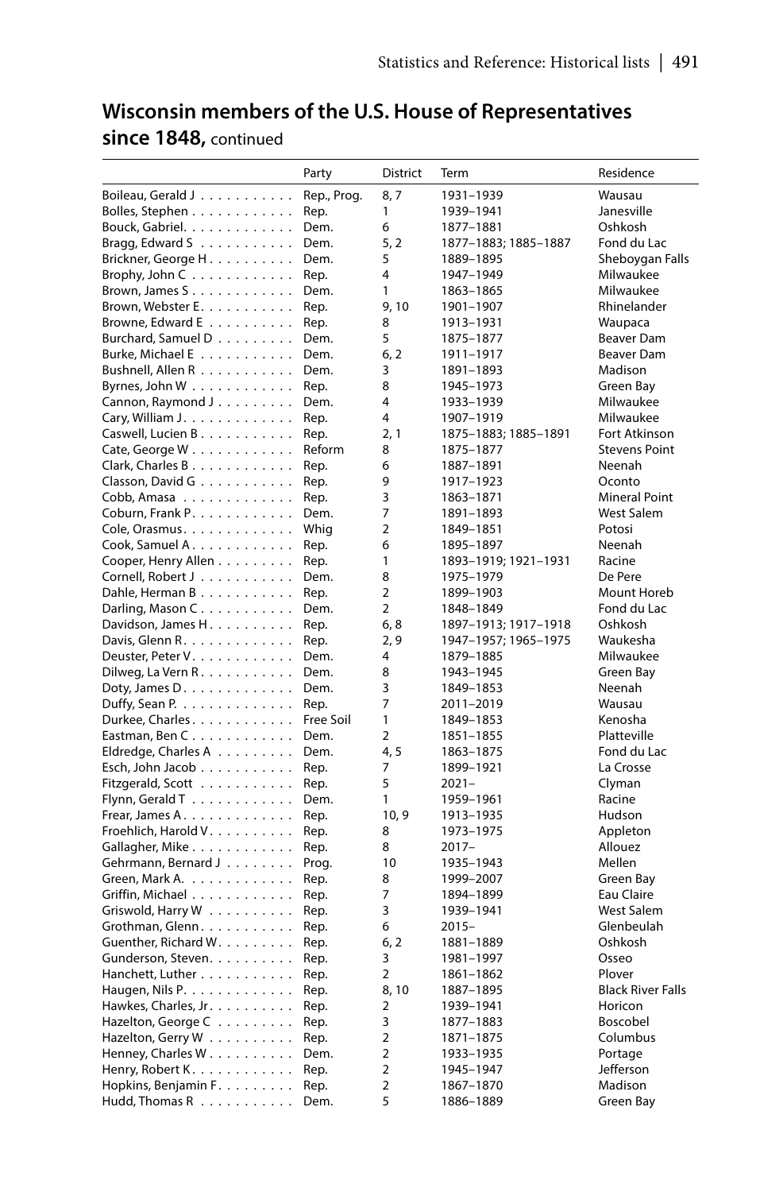## Wisconsin members of the U.S. House of Representatives since 1848, continued

| | Party | District | Term | Residence |
|---|---|---|---|---|
| Boileau, Gerald J | Rep., Prog. | 8, 7 | 1931–1939 | Wausau |
| Bolles, Stephen | Rep. | 1 | 1939–1941 | Janesville |
| Bouck, Gabriel. | Dem. | 6 | 1877–1881 | Oshkosh |
| Bragg, Edward S | Dem. | 5, 2 | 1877–1883; 1885–1887 | Fond du Lac |
| Brickner, George H | Dem. | 5 | 1889–1895 | Sheboygan Falls |
| Brophy, John C | Rep. | 4 | 1947–1949 | Milwaukee |
| Brown, James S | Dem. | 1 | 1863–1865 | Milwaukee |
| Brown, Webster E. | Rep. | 9, 10 | 1901–1907 | Rhinelander |
| Browne, Edward E | Rep. | 8 | 1913–1931 | Waupaca |
| Burchard, Samuel D | Dem. | 5 | 1875–1877 | Beaver Dam |
| Burke, Michael E | Dem. | 6, 2 | 1911–1917 | Beaver Dam |
| Bushnell, Allen R | Dem. | 3 | 1891–1893 | Madison |
| Byrnes, John W | Rep. | 8 | 1945–1973 | Green Bay |
| Cannon, Raymond J | Dem. | 4 | 1933–1939 | Milwaukee |
| Cary, William J. | Rep. | 4 | 1907–1919 | Milwaukee |
| Caswell, Lucien B | Rep. | 2, 1 | 1875–1883; 1885–1891 | Fort Atkinson |
| Cate, George W | Reform | 8 | 1875–1877 | Stevens Point |
| Clark, Charles B | Rep. | 6 | 1887–1891 | Neenah |
| Classon, David G | Rep. | 9 | 1917–1923 | Oconto |
| Cobb, Amasa | Rep. | 3 | 1863–1871 | Mineral Point |
| Coburn, Frank P. | Dem. | 7 | 1891–1893 | West Salem |
| Cole, Orasmus. | Whig | 2 | 1849–1851 | Potosi |
| Cook, Samuel A. | Rep. | 6 | 1895–1897 | Neenah |
| Cooper, Henry Allen | Rep. | 1 | 1893–1919; 1921–1931 | Racine |
| Cornell, Robert J | Dem. | 8 | 1975–1979 | De Pere |
| Dahle, Herman B | Rep. | 2 | 1899–1903 | Mount Horeb |
| Darling, Mason C. | Dem. | 2 | 1848–1849 | Fond du Lac |
| Davidson, James H. | Rep. | 6, 8 | 1897–1913; 1917–1918 | Oshkosh |
| Davis, Glenn R. | Rep. | 2, 9 | 1947–1957; 1965–1975 | Waukesha |
| Deuster, Peter V. | Dem. | 4 | 1879–1885 | Milwaukee |
| Dilweg, La Vern R. | Dem. | 8 | 1943–1945 | Green Bay |
| Doty, James D. | Dem. | 3 | 1849–1853 | Neenah |
| Duffy, Sean P. | Rep. | 7 | 2011–2019 | Wausau |
| Durkee, Charles. | Free Soil | 1 | 1849–1853 | Kenosha |
| Eastman, Ben C | Dem. | 2 | 1851–1855 | Platteville |
| Eldredge, Charles A | Dem. | 4, 5 | 1863–1875 | Fond du Lac |
| Esch, John Jacob | Rep. | 7 | 1899–1921 | La Crosse |
| Fitzgerald, Scott | Rep. | 5 | 2021– | Clyman |
| Flynn, Gerald T | Dem. | 1 | 1959–1961 | Racine |
| Frear, James A. | Rep. | 10, 9 | 1913–1935 | Hudson |
| Froehlich, Harold V. | Rep. | 8 | 1973–1975 | Appleton |
| Gallagher, Mike | Rep. | 8 | 2017– | Allouez |
| Gehrmann, Bernard J | Prog. | 10 | 1935–1943 | Mellen |
| Green, Mark A. | Rep. | 8 | 1999–2007 | Green Bay |
| Griffin, Michael | Rep. | 7 | 1894–1899 | Eau Claire |
| Griswold, Harry W | Rep. | 3 | 1939–1941 | West Salem |
| Grothman, Glenn. | Rep. | 6 | 2015– | Glenbeulah |
| Guenther, Richard W. | Rep. | 6, 2 | 1881–1889 | Oshkosh |
| Gunderson, Steven. | Rep. | 3 | 1981–1997 | Osseo |
| Hanchett, Luther | Rep. | 2 | 1861–1862 | Plover |
| Haugen, Nils P. | Rep. | 8, 10 | 1887–1895 | Black River Falls |
| Hawkes, Charles, Jr. | Rep. | 2 | 1939–1941 | Horicon |
| Hazelton, George C | Rep. | 3 | 1877–1883 | Boscobel |
| Hazelton, Gerry W | Rep. | 2 | 1871–1875 | Columbus |
| Henney, Charles W | Dem. | 2 | 1933–1935 | Portage |
| Henry, Robert K. | Rep. | 2 | 1945–1947 | Jefferson |
| Hopkins, Benjamin F. | Rep. | 2 | 1867–1870 | Madison |
| Hudd, Thomas R | Dem. | 5 | 1886–1889 | Green Bay |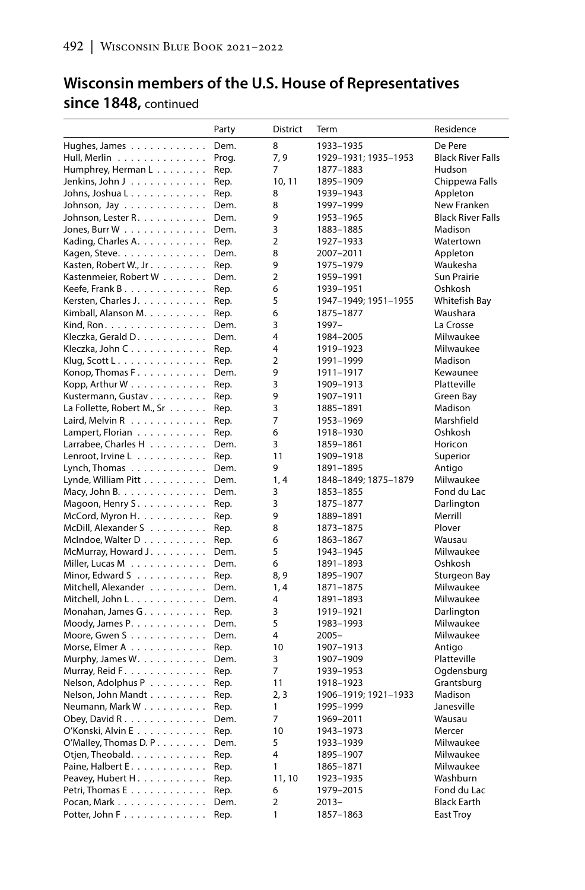## Wisconsin members of the U.S. House of Representatives since 1848, continued

| | Party | District | Term | Residence |
|---|---|---|---|---|
| Hughes, James | Dem. | 8 | 1933–1935 | De Pere |
| Hull, Merlin | Prog. | 7, 9 | 1929–1931; 1935–1953 | Black River Falls |
| Humphrey, Herman L | Rep. | 7 | 1877–1883 | Hudson |
| Jenkins, John J | Rep. | 10, 11 | 1895–1909 | Chippewa Falls |
| Johns, Joshua L | Rep. | 8 | 1939–1943 | Appleton |
| Johnson, Jay | Dem. | 8 | 1997–1999 | New Franken |
| Johnson, Lester R. | Dem. | 9 | 1953–1965 | Black River Falls |
| Jones, Burr W | Dem. | 3 | 1883–1885 | Madison |
| Kading, Charles A. | Rep. | 2 | 1927–1933 | Watertown |
| Kagen, Steve. | Dem. | 8 | 2007–2011 | Appleton |
| Kasten, Robert W., Jr | Rep. | 9 | 1975–1979 | Waukesha |
| Kastenmeier, Robert W | Dem. | 2 | 1959–1991 | Sun Prairie |
| Keefe, Frank B | Rep. | 6 | 1939–1951 | Oshkosh |
| Kersten, Charles J. | Rep. | 5 | 1947–1949; 1951–1955 | Whitefish Bay |
| Kimball, Alanson M. | Rep. | 6 | 1875–1877 | Waushara |
| Kind, Ron | Dem. | 3 | 1997– | La Crosse |
| Kleczka, Gerald D. | Dem. | 4 | 1984–2005 | Milwaukee |
| Kleczka, John C | Rep. | 4 | 1919–1923 | Milwaukee |
| Klug, Scott L | Rep. | 2 | 1991–1999 | Madison |
| Konop, Thomas F | Dem. | 9 | 1911–1917 | Kewaunee |
| Kopp, Arthur W | Rep. | 3 | 1909–1913 | Platteville |
| Kustermann, Gustav | Rep. | 9 | 1907–1911 | Green Bay |
| La Follette, Robert M., Sr | Rep. | 3 | 1885–1891 | Madison |
| Laird, Melvin R | Rep. | 7 | 1953–1969 | Marshfield |
| Lampert, Florian | Rep. | 6 | 1918–1930 | Oshkosh |
| Larrabee, Charles H | Dem. | 3 | 1859–1861 | Horicon |
| Lenroot, Irvine L | Rep. | 11 | 1909–1918 | Superior |
| Lynch, Thomas | Dem. | 9 | 1891–1895 | Antigo |
| Lynde, William Pitt | Dem. | 1, 4 | 1848–1849; 1875–1879 | Milwaukee |
| Macy, John B. | Dem. | 3 | 1853–1855 | Fond du Lac |
| Magoon, Henry S | Rep. | 3 | 1875–1877 | Darlington |
| McCord, Myron H. | Rep. | 9 | 1889–1891 | Merrill |
| McDill, Alexander S | Rep. | 8 | 1873–1875 | Plover |
| McIndoe, Walter D | Rep. | 6 | 1863–1867 | Wausau |
| McMurray, Howard J. | Dem. | 5 | 1943–1945 | Milwaukee |
| Miller, Lucas M | Dem. | 6 | 1891–1893 | Oshkosh |
| Minor, Edward S | Rep. | 8, 9 | 1895–1907 | Sturgeon Bay |
| Mitchell, Alexander | Dem. | 1, 4 | 1871–1875 | Milwaukee |
| Mitchell, John L. | Dem. | 4 | 1891–1893 | Milwaukee |
| Monahan, James G. | Rep. | 3 | 1919–1921 | Darlington |
| Moody, James P. | Dem. | 5 | 1983–1993 | Milwaukee |
| Moore, Gwen S | Dem. | 4 | 2005– | Milwaukee |
| Morse, Elmer A | Rep. | 10 | 1907–1913 | Antigo |
| Murphy, James W. | Dem. | 3 | 1907–1909 | Platteville |
| Murray, Reid F. | Rep. | 7 | 1939–1953 | Ogdensburg |
| Nelson, Adolphus P | Rep. | 11 | 1918–1923 | Grantsburg |
| Nelson, John Mandt | Rep. | 2, 3 | 1906–1919; 1921–1933 | Madison |
| Neumann, Mark W | Rep. | 1 | 1995–1999 | Janesville |
| Obey, David R. | Dem. | 7 | 1969–2011 | Wausau |
| O'Konski, Alvin E | Rep. | 10 | 1943–1973 | Mercer |
| O'Malley, Thomas D. P. | Dem. | 5 | 1933–1939 | Milwaukee |
| Otjen, Theobald. | Rep. | 4 | 1895–1907 | Milwaukee |
| Paine, Halbert E. | Rep. | 1 | 1865–1871 | Milwaukee |
| Peavey, Hubert H. | Rep. | 11, 10 | 1923–1935 | Washburn |
| Petri, Thomas E | Rep. | 6 | 1979–2015 | Fond du Lac |
| Pocan, Mark | Dem. | 2 | 2013– | Black Earth |
| Potter, John F | Rep. | 1 | 1857–1863 | East Troy |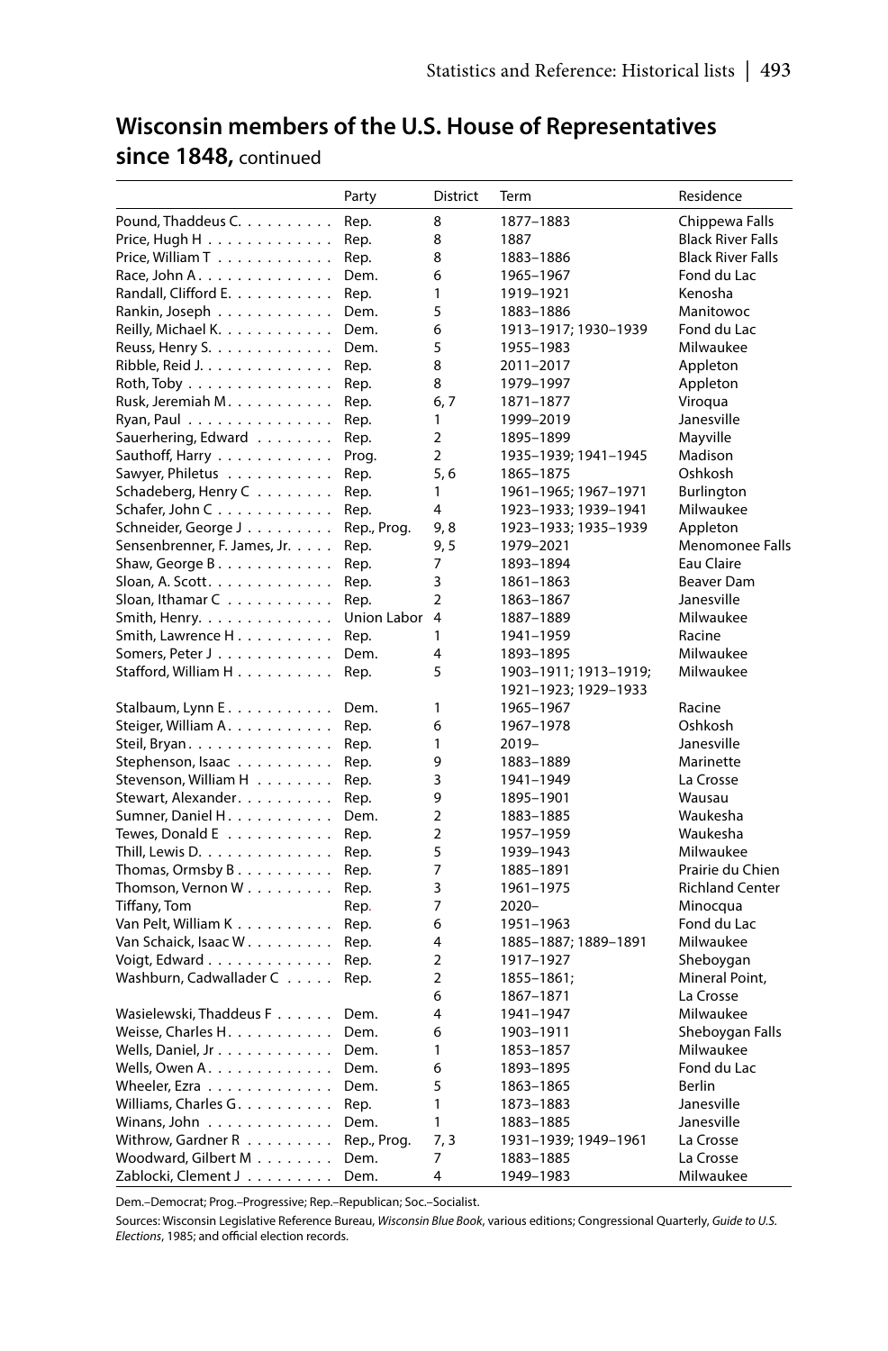## Wisconsin members of the U.S. House of Representatives since 1848, continued

| | Party | District | Term | Residence |
|---|---|---|---|---|
| Pound, Thaddeus C. | Rep. | 8 | 1877–1883 | Chippewa Falls |
| Price, Hugh H | Rep. | 8 | 1887 | Black River Falls |
| Price, William T | Rep. | 8 | 1883–1886 | Black River Falls |
| Race, John A. | Dem. | 6 | 1965–1967 | Fond du Lac |
| Randall, Clifford E. | Rep. | 1 | 1919–1921 | Kenosha |
| Rankin, Joseph | Dem. | 5 | 1883–1886 | Manitowoc |
| Reilly, Michael K. | Dem. | 6 | 1913–1917; 1930–1939 | Fond du Lac |
| Reuss, Henry S. | Dem. | 5 | 1955–1983 | Milwaukee |
| Ribble, Reid J. | Rep. | 8 | 2011–2017 | Appleton |
| Roth, Toby | Rep. | 8 | 1979–1997 | Appleton |
| Rusk, Jeremiah M. | Rep. | 6, 7 | 1871–1877 | Viroqua |
| Ryan, Paul | Rep. | 1 | 1999–2019 | Janesville |
| Sauerhering, Edward | Rep. | 2 | 1895–1899 | Mayville |
| Sauthoff, Harry | Prog. | 2 | 1935–1939; 1941–1945 | Madison |
| Sawyer, Philetus | Rep. | 5, 6 | 1865–1875 | Oshkosh |
| Schadeberg, Henry C | Rep. | 1 | 1961–1965; 1967–1971 | Burlington |
| Schafer, John C | Rep. | 4 | 1923–1933; 1939–1941 | Milwaukee |
| Schneider, George J | Rep., Prog. | 9, 8 | 1923–1933; 1935–1939 | Appleton |
| Sensenbrenner, F. James, Jr. | Rep. | 9, 5 | 1979–2021 | Menomonee Falls |
| Shaw, George B | Rep. | 7 | 1893–1894 | Eau Claire |
| Sloan, A. Scott | Rep. | 3 | 1861–1863 | Beaver Dam |
| Sloan, Ithamar C | Rep. | 2 | 1863–1867 | Janesville |
| Smith, Henry. | Union Labor | 4 | 1887–1889 | Milwaukee |
| Smith, Lawrence H | Rep. | 1 | 1941–1959 | Racine |
| Somers, Peter J | Dem. | 4 | 1893–1895 | Milwaukee |
| Stafford, William H | Rep. | 5 | 1903–1911; 1913–1919; 1921–1923; 1929–1933 | Milwaukee |
| Stalbaum, Lynn E | Dem. | 1 | 1965–1967 | Racine |
| Steiger, William A. | Rep. | 6 | 1967–1978 | Oshkosh |
| Steil, Bryan. | Rep. | 1 | 2019– | Janesville |
| Stephenson, Isaac | Rep. | 9 | 1883–1889 | Marinette |
| Stevenson, William H | Rep. | 3 | 1941–1949 | La Crosse |
| Stewart, Alexander. | Rep. | 9 | 1895–1901 | Wausau |
| Sumner, Daniel H. | Dem. | 2 | 1883–1885 | Waukesha |
| Tewes, Donald E | Rep. | 2 | 1957–1959 | Waukesha |
| Thill, Lewis D. | Rep. | 5 | 1939–1943 | Milwaukee |
| Thomas, Ormsby B | Rep. | 7 | 1885–1891 | Prairie du Chien |
| Thomson, Vernon W | Rep. | 3 | 1961–1975 | Richland Center |
| Tiffany, Tom | Rep. | 7 | 2020– | Minocqua |
| Van Pelt, William K | Rep. | 6 | 1951–1963 | Fond du Lac |
| Van Schaick, Isaac W | Rep. | 4 | 1885–1887; 1889–1891 | Milwaukee |
| Voigt, Edward | Rep. | 2 | 1917–1927 | Sheboygan |
| Washburn, Cadwallader C | Rep. | 2 | 1855–1861; | Mineral Point, |
| | | 6 | 1867–1871 | La Crosse |
| Wasielewski, Thaddeus F | Dem. | 4 | 1941–1947 | Milwaukee |
| Weisse, Charles H. | Dem. | 6 | 1903–1911 | Sheboygan Falls |
| Wells, Daniel, Jr | Dem. | 1 | 1853–1857 | Milwaukee |
| Wells, Owen A. | Dem. | 6 | 1893–1895 | Fond du Lac |
| Wheeler, Ezra | Dem. | 5 | 1863–1865 | Berlin |
| Williams, Charles G. | Rep. | 1 | 1873–1883 | Janesville |
| Winans, John | Dem. | 1 | 1883–1885 | Janesville |
| Withrow, Gardner R | Rep., Prog. | 7, 3 | 1931–1939; 1949–1961 | La Crosse |
| Woodward, Gilbert M | Dem. | 7 | 1883–1885 | La Crosse |
| Zablocki, Clement J | Dem. | 4 | 1949–1983 | Milwaukee |

Dem.–Democrat; Prog.–Progressive; Rep.–Republican; Soc.–Socialist.

Sources: Wisconsin Legislative Reference Bureau, *Wisconsin Blue Book*, various editions; Congressional Quarterly, *Guide to U.S. Elections*, 1985; and official election records.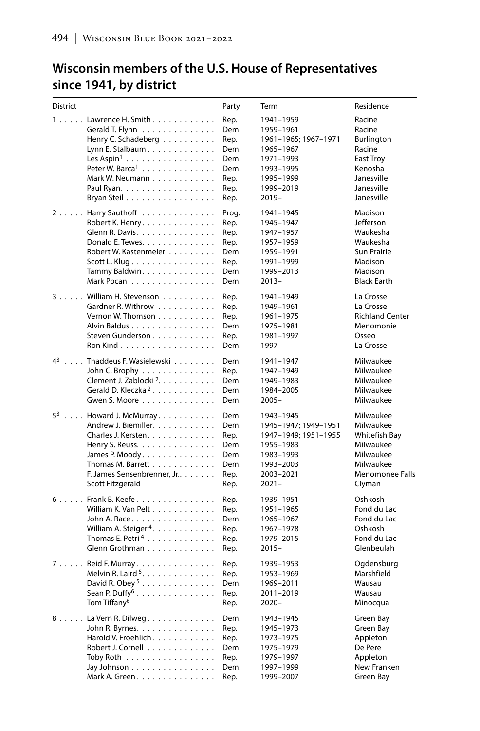## Wisconsin members of the U.S. House of Representatives since 1941, by district

| District | | Party | Term | Residence |
|---|---|---|---|---|
| 1 | Lawrence H. Smith | Rep. | 1941–1959 | Racine |
| | Gerald T. Flynn | Dem. | 1959–1961 | Racine |
| | Henry C. Schadeberg | Rep. | 1961–1965; 1967–1971 | Burlington |
| | Lynn E. Stalbaum | Dem. | 1965–1967 | Racine |
| | Les Aspin[1] | Dem. | 1971–1993 | East Troy |
| | Peter W. Barca[1] | Dem. | 1993–1995 | Kenosha |
| | Mark W. Neumann | Rep. | 1995–1999 | Janesville |
| | Paul Ryan | Rep. | 1999–2019 | Janesville |
| | Bryan Steil | Rep. | 2019– | Janesville |
| 2 | Harry Sauthoff | Prog. | 1941–1945 | Madison |
| | Robert K. Henry | Rep. | 1945–1947 | Jefferson |
| | Glenn R. Davis | Rep. | 1947–1957 | Waukesha |
| | Donald E. Tewes | Rep. | 1957–1959 | Waukesha |
| | Robert W. Kastenmeier | Dem. | 1959–1991 | Sun Prairie |
| | Scott L. Klug | Rep. | 1991–1999 | Madison |
| | Tammy Baldwin | Dem. | 1999–2013 | Madison |
| | Mark Pocan | Dem. | 2013– | Black Earth |
| 3 | William H. Stevenson | Rep. | 1941–1949 | La Crosse |
| | Gardner R. Withrow | Rep. | 1949–1961 | La Crosse |
| | Vernon W. Thomson | Rep. | 1961–1975 | Richland Center |
| | Alvin Baldus | Dem. | 1975–1981 | Menomonie |
| | Steven Gunderson | Rep. | 1981–1997 | Osseo |
| | Ron Kind | Dem. | 1997– | La Crosse |
| 4[3] | Thaddeus F. Wasielewski | Dem. | 1941–1947 | Milwaukee |
| | John C. Brophy | Rep. | 1947–1949 | Milwaukee |
| | Clement J. Zablocki[2] | Dem. | 1949–1983 | Milwaukee |
| | Gerald D. Kleczka[2] | Dem. | 1984–2005 | Milwaukee |
| | Gwen S. Moore | Dem. | 2005– | Milwaukee |
| 5[3] | Howard J. McMurray | Dem. | 1943–1945 | Milwaukee |
| | Andrew J. Biemiller | Dem. | 1945–1947; 1949–1951 | Milwaukee |
| | Charles J. Kersten | Rep. | 1947–1949; 1951–1955 | Whitefish Bay |
| | Henry S. Reuss | Dem. | 1955–1983 | Milwaukee |
| | James P. Moody | Dem. | 1983–1993 | Milwaukee |
| | Thomas M. Barrett | Dem. | 1993–2003 | Milwaukee |
| | F. James Sensenbrenner, Jr. | Rep. | 2003–2021 | Menomonee Falls |
| | Scott Fitzgerald | Rep. | 2021– | Clyman |
| 6 | Frank B. Keefe | Rep. | 1939–1951 | Oshkosh |
| | William K. Van Pelt | Rep. | 1951–1965 | Fond du Lac |
| | John A. Race | Dem. | 1965–1967 | Fond du Lac |
| | William A. Steiger[4] | Rep. | 1967–1978 | Oshkosh |
| | Thomas E. Petri[4] | Rep. | 1979–2015 | Fond du Lac |
| | Glenn Grothman | Rep. | 2015– | Glenbeulah |
| 7 | Reid F. Murray | Rep. | 1939–1953 | Ogdensburg |
| | Melvin R. Laird[5] | Rep. | 1953–1969 | Marshfield |
| | David R. Obey[5] | Dem. | 1969–2011 | Wausau |
| | Sean P. Duffy[6] | Rep. | 2011–2019 | Wausau |
| | Tom Tiffany[6] | Rep. | 2020– | Minocqua |
| 8 | La Vern R. Dilweg | Dem. | 1943–1945 | Green Bay |
| | John R. Byrnes | Rep. | 1945–1973 | Green Bay |
| | Harold V. Froehlich | Rep. | 1973–1975 | Appleton |
| | Robert J. Cornell | Dem. | 1975–1979 | De Pere |
| | Toby Roth | Rep. | 1979–1997 | Appleton |
| | Jay Johnson | Dem. | 1997–1999 | New Franken |
| | Mark A. Green | Rep. | 1999–2007 | Green Bay |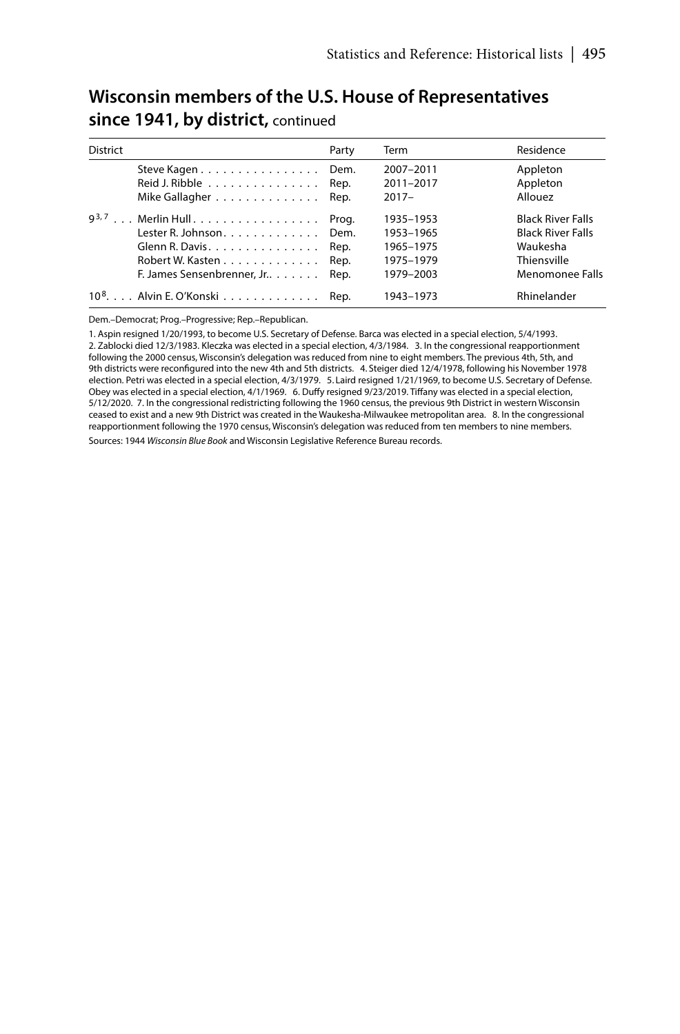## Wisconsin members of the U.S. House of Representatives since 1941, by district, continued

| District | | Party | Term | Residence |
|---|---|---|---|---|
| | Steve Kagen | Dem. | 2007–2011 | Appleton |
| | Reid J. Ribble | Rep. | 2011–2017 | Appleton |
| | Mike Gallagher | Rep. | 2017– | Allouez |
| 9[3, 7] | Merlin Hull | Prog. | 1935–1953 | Black River Falls |
| | Lester R. Johnson | Dem. | 1953–1965 | Black River Falls |
| | Glenn R. Davis | Rep. | 1965–1975 | Waukesha |
| | Robert W. Kasten | Rep. | 1975–1979 | Thiensville |
| | F. James Sensenbrenner, Jr. | Rep. | 1979–2003 | Menomonee Falls |
| 10[8] | Alvin E. O'Konski | Rep. | 1943–1973 | Rhinelander |

Dem.–Democrat; Prog.–Progressive; Rep.–Republican.

1. Aspin resigned 1/20/1993, to become U.S. Secretary of Defense. Barca was elected in a special election, 5/4/1993. 2. Zablocki died 12/3/1983. Kleczka was elected in a special election, 4/3/1984. 3. In the congressional reapportionment following the 2000 census, Wisconsin's delegation was reduced from nine to eight members. The previous 4th, 5th, and 9th districts were reconfigured into the new 4th and 5th districts. 4. Steiger died 12/4/1978, following his November 1978 election. Petri was elected in a special election, 4/3/1979. 5. Laird resigned 1/21/1969, to become U.S. Secretary of Defense. Obey was elected in a special election, 4/1/1969. 6. Duffy resigned 9/23/2019. Tiffany was elected in a special election, 5/12/2020. 7. In the congressional redistricting following the 1960 census, the previous 9th District in western Wisconsin ceased to exist and a new 9th District was created in the Waukesha-Milwaukee metropolitan area. 8. In the congressional reapportionment following the 1970 census, Wisconsin's delegation was reduced from ten members to nine members.

Sources: 1944 *Wisconsin Blue Book* and Wisconsin Legislative Reference Bureau records.